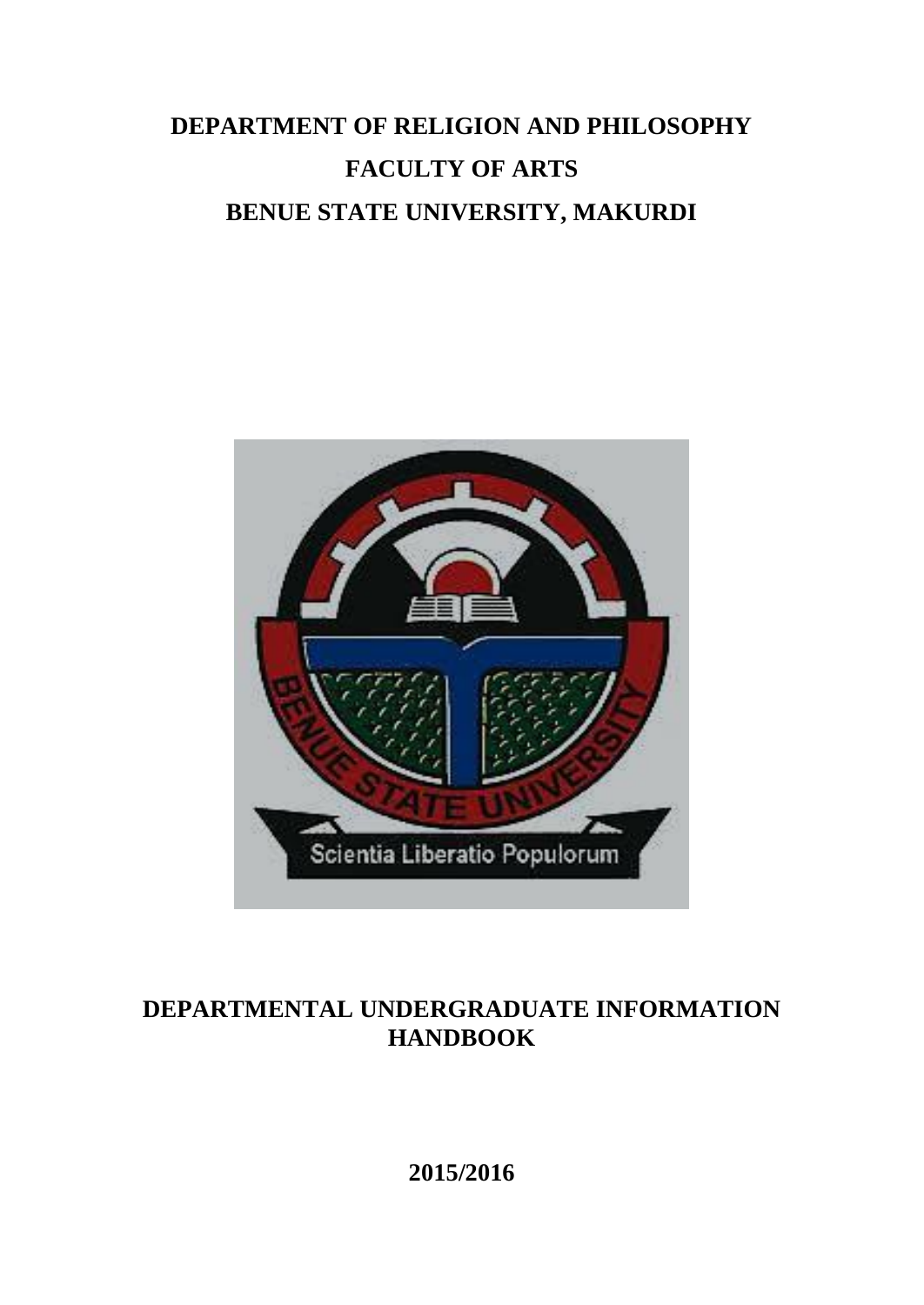# DEPARTMENT OF RELIGION AND PHILOSOPHY

# FACULTY OF ARTS

# BENUE STATE UNIVERSITY, MAKURDI

## DEPARTMENTAL UNDERGRADUATE INFORMATION HANDBOOK

**2015/2016**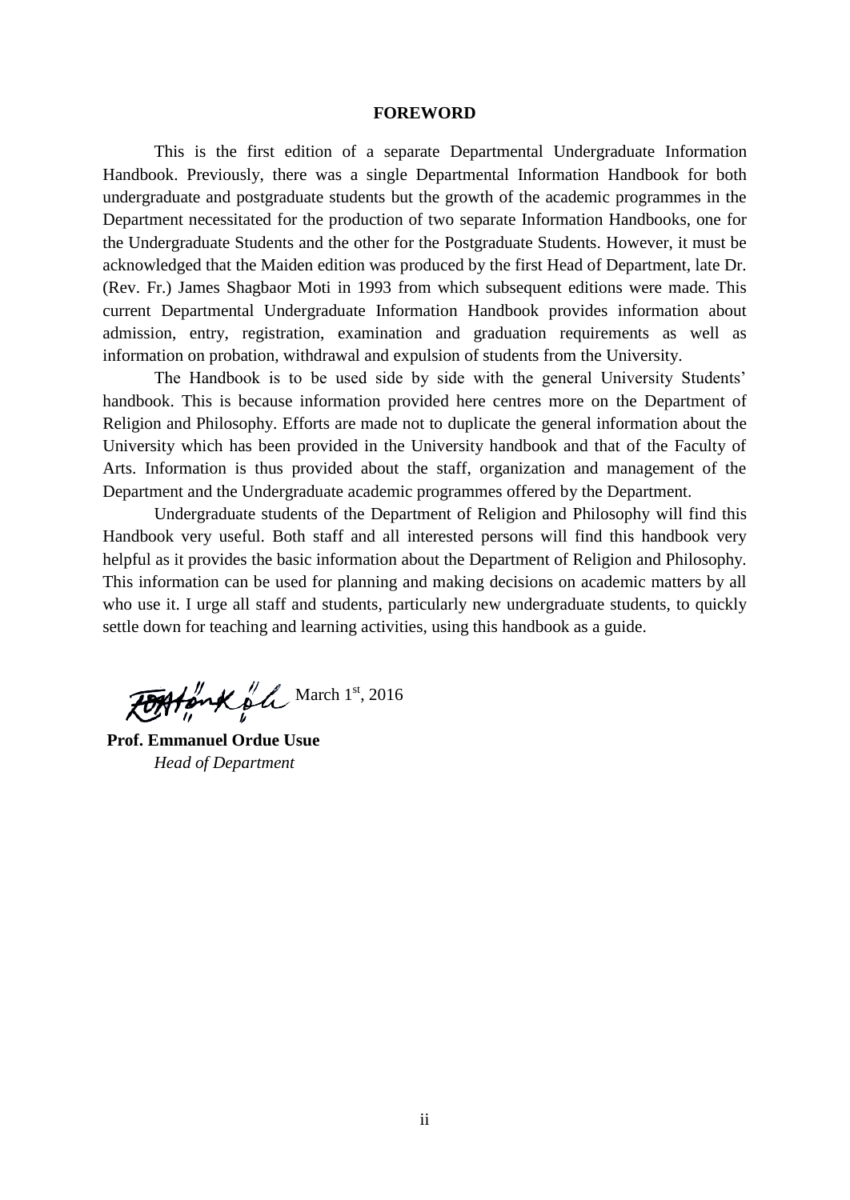# FOREWORD

This is the first edition of a separate Departmental Undergraduate Information Handbook. Previously, there was a single Departmental Information Handbook for both undergraduate and postgraduate students but the growth of the academic programmes in the Department necessitated for the production of two separate Information Handbooks, one for the Undergraduate Students and the other for the Postgraduate Students. However, it must be acknowledged that the Maiden edition was produced by the first Head of Department, late Dr. (Rev. Fr.) James Shagbaor Moti in 1993 from which subsequent editions were made. This current Departmental Undergraduate Information Handbook provides information about admission, entry, registration, examination and graduation requirements as well as information on probation, withdrawal and expulsion of students from the University.

The Handbook is to be used side by side with the general University Students' handbook. This is because information provided here centres more on the Department of Religion and Philosophy. Efforts are made not to duplicate the general information about the University which has been provided in the University handbook and that of the Faculty of Arts. Information is thus provided about the staff, organization and management of the Department and the Undergraduate academic programmes offered by the Department.

Undergraduate students of the Department of Religion and Philosophy will find this Handbook very useful. Both staff and all interested persons will find this handbook very helpful as it provides the basic information about the Department of Religion and Philosophy. This information can be used for planning and making decisions on academic matters by all who use it. I urge all staff and students, particularly new undergraduate students, to quickly settle down for teaching and learning activities, using this handbook as a guide.

March 1st, 2016

**Prof. Emmanuel Ordue Usue**
*Head of Department*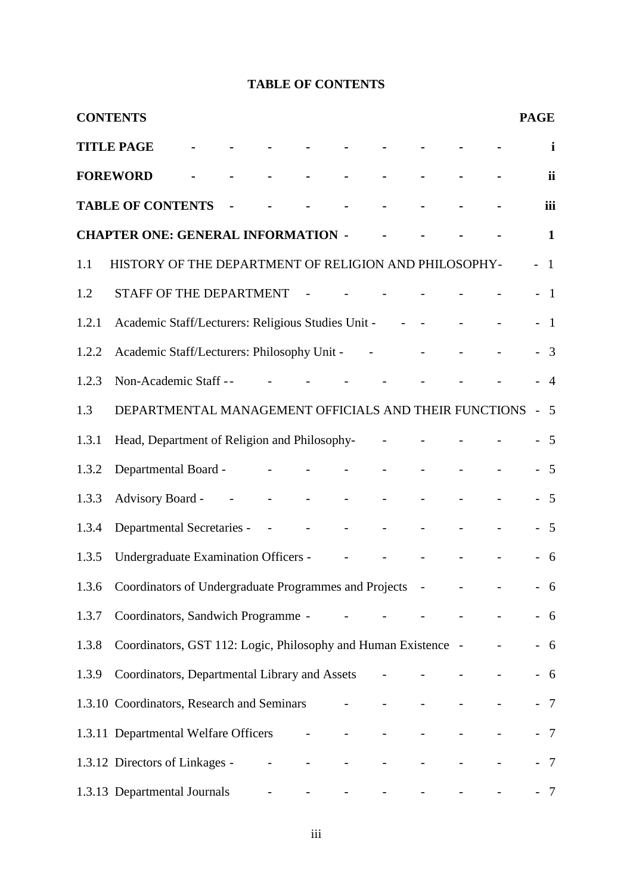**TABLE OF CONTENTS**

| CONTENTS | PAGE |
|---|---|
| **TITLE PAGE** | **i** |
| **FOREWORD** | **ii** |
| **TABLE OF CONTENTS** | **iii** |
| **CHAPTER ONE: GENERAL INFORMATION** | **1** |
| 1.1 HISTORY OF THE DEPARTMENT OF RELIGION AND PHILOSOPHY | 1 |
| 1.2 STAFF OF THE DEPARTMENT | 1 |
| 1.2.1 Academic Staff/Lecturers: Religious Studies Unit | 1 |
| 1.2.2 Academic Staff/Lecturers: Philosophy Unit | 3 |
| 1.2.3 Non-Academic Staff | 4 |
| 1.3 DEPARTMENTAL MANAGEMENT OFFICIALS AND THEIR FUNCTIONS | 5 |
| 1.3.1 Head, Department of Religion and Philosophy | 5 |
| 1.3.2 Departmental Board | 5 |
| 1.3.3 Advisory Board | 5 |
| 1.3.4 Departmental Secretaries | 5 |
| 1.3.5 Undergraduate Examination Officers | 6 |
| 1.3.6 Coordinators of Undergraduate Programmes and Projects | 6 |
| 1.3.7 Coordinators, Sandwich Programme | 6 |
| 1.3.8 Coordinators, GST 112: Logic, Philosophy and Human Existence | 6 |
| 1.3.9 Coordinators, Departmental Library and Assets | 6 |
| 1.3.10 Coordinators, Research and Seminars | 7 |
| 1.3.11 Departmental Welfare Officers | 7 |
| 1.3.12 Directors of Linkages | 7 |
| 1.3.13 Departmental Journals | 7 |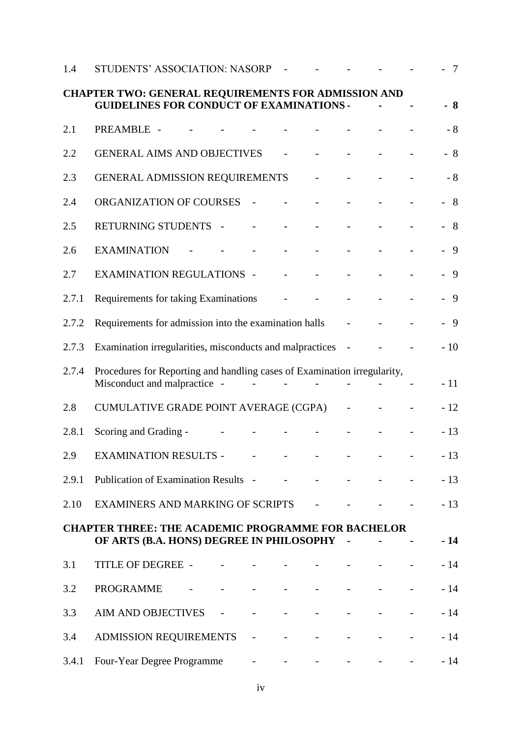| | | |
|---|---|---|
| 1.4 | STUDENTS' ASSOCIATION: NASORP | 7 |
| **CHAPTER TWO: GENERAL REQUIREMENTS FOR ADMISSION AND GUIDELINES FOR CONDUCT OF EXAMINATIONS** | | **8** |
| 2.1 | PREAMBLE | 8 |
| 2.2 | GENERAL AIMS AND OBJECTIVES | 8 |
| 2.3 | GENERAL ADMISSION REQUIREMENTS | 8 |
| 2.4 | ORGANIZATION OF COURSES | 8 |
| 2.5 | RETURNING STUDENTS | 8 |
| 2.6 | EXAMINATION | 9 |
| 2.7 | EXAMINATION REGULATIONS | 9 |
| 2.7.1 | Requirements for taking Examinations | 9 |
| 2.7.2 | Requirements for admission into the examination halls | 9 |
| 2.7.3 | Examination irregularities, misconducts and malpractices | 10 |
| 2.7.4 | Procedures for Reporting and handling cases of Examination irregularity, Misconduct and malpractice | 11 |
| 2.8 | CUMULATIVE GRADE POINT AVERAGE (CGPA) | 12 |
| 2.8.1 | Scoring and Grading | 13 |
| 2.9 | EXAMINATION RESULTS | 13 |
| 2.9.1 | Publication of Examination Results | 13 |
| 2.10 | EXAMINERS AND MARKING OF SCRIPTS | 13 |
| **CHAPTER THREE: THE ACADEMIC PROGRAMME FOR BACHELOR OF ARTS (B.A. HONS) DEGREE IN PHILOSOPHY** | | **14** |
| 3.1 | TITLE OF DEGREE | 14 |
| 3.2 | PROGRAMME | 14 |
| 3.3 | AIM AND OBJECTIVES | 14 |
| 3.4 | ADMISSION REQUIREMENTS | 14 |
| 3.4.1 | Four-Year Degree Programme | 14 |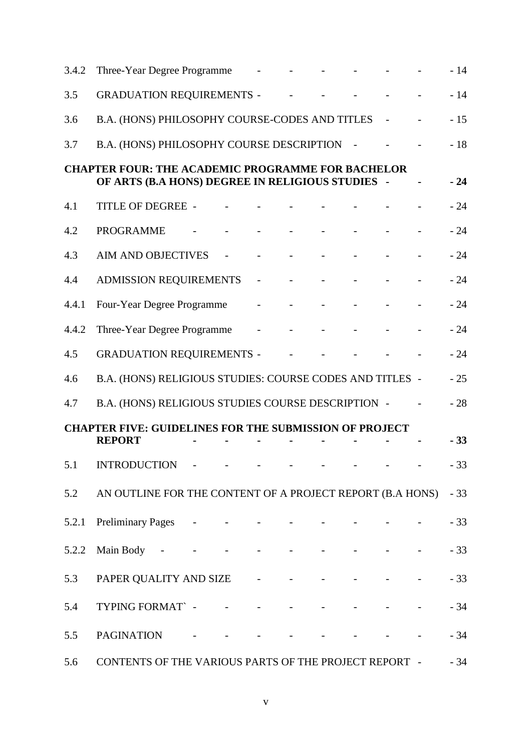| | | |
|---|---|---|
| 3.4.2 | Three-Year Degree Programme | - 14 |
| 3.5 | GRADUATION REQUIREMENTS | - 14 |
| 3.6 | B.A. (HONS) PHILOSOPHY COURSE-CODES AND TITLES | - 15 |
| 3.7 | B.A. (HONS) PHILOSOPHY COURSE DESCRIPTION | - 18 |
| **CHAPTER FOUR: THE ACADEMIC PROGRAMME FOR BACHELOR OF ARTS (B.A HONS) DEGREE IN RELIGIOUS STUDIES** | | **- 24** |
| 4.1 | TITLE OF DEGREE | - 24 |
| 4.2 | PROGRAMME | - 24 |
| 4.3 | AIM AND OBJECTIVES | - 24 |
| 4.4 | ADMISSION REQUIREMENTS | - 24 |
| 4.4.1 | Four-Year Degree Programme | - 24 |
| 4.4.2 | Three-Year Degree Programme | - 24 |
| 4.5 | GRADUATION REQUIREMENTS | - 24 |
| 4.6 | B.A. (HONS) RELIGIOUS STUDIES: COURSE CODES AND TITLES | - 25 |
| 4.7 | B.A. (HONS) RELIGIOUS STUDIES COURSE DESCRIPTION | - 28 |
| **CHAPTER FIVE: GUIDELINES FOR THE SUBMISSION OF PROJECT REPORT** | | **- 33** |
| 5.1 | INTRODUCTION | - 33 |
| 5.2 | AN OUTLINE FOR THE CONTENT OF A PROJECT REPORT (B.A HONS) | - 33 |
| 5.2.1 | Preliminary Pages | - 33 |
| 5.2.2 | Main Body | - 33 |
| 5.3 | PAPER QUALITY AND SIZE | - 33 |
| 5.4 | TYPING FORMAT` | - 34 |
| 5.5 | PAGINATION | - 34 |
| 5.6 | CONTENTS OF THE VARIOUS PARTS OF THE PROJECT REPORT | - 34 |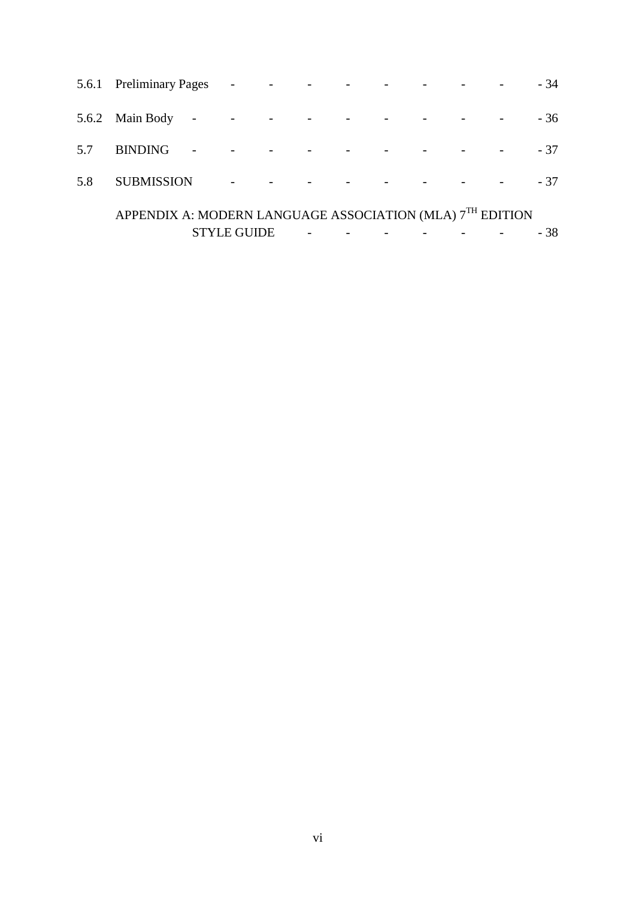5.6.1 Preliminary Pages - - - - - - - - - - 34

5.6.2 Main Body - - - - - - - - - - 36

5.7 BINDING - - - - - - - - - - 37

5.8 SUBMISSION - - - - - - - - - 37

APPENDIX A: MODERN LANGUAGE ASSOCIATION (MLA) 7TH EDITION STYLE GUIDE - - - - - - - 38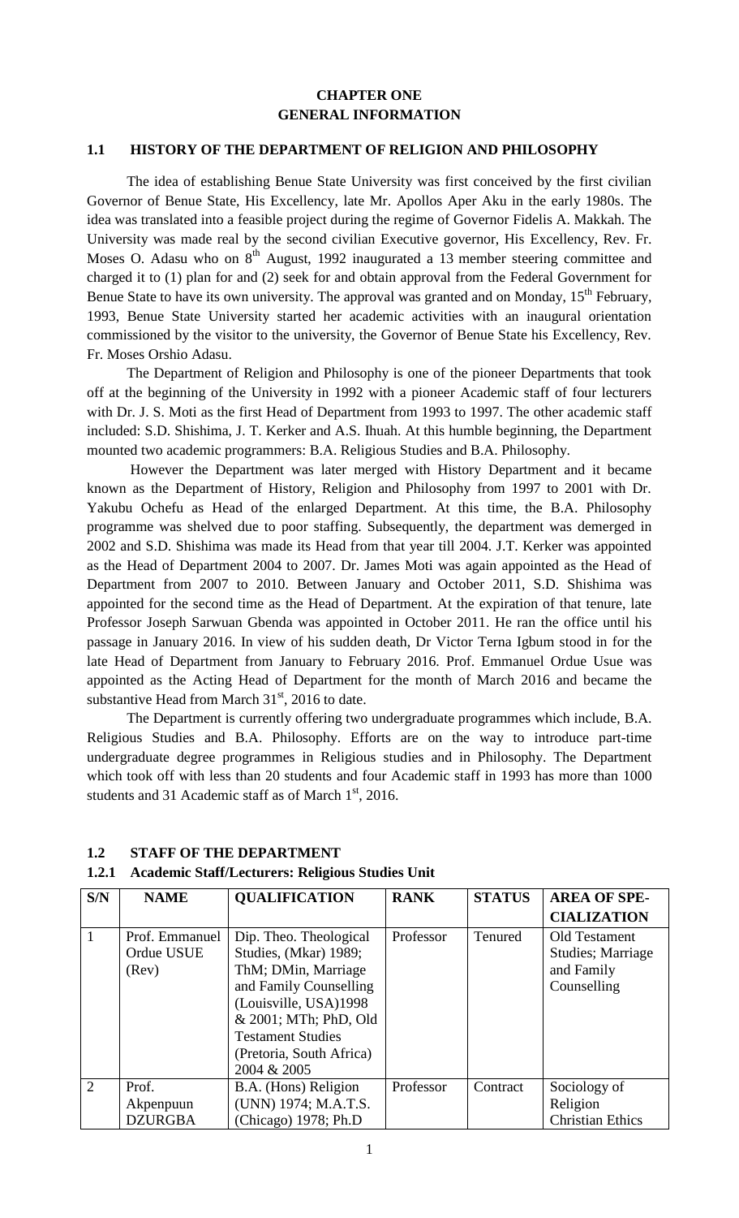# CHAPTER ONE
# GENERAL INFORMATION

## 1.1 HISTORY OF THE DEPARTMENT OF RELIGION AND PHILOSOPHY

The idea of establishing Benue State University was first conceived by the first civilian Governor of Benue State, His Excellency, late Mr. Apollos Aper Aku in the early 1980s. The idea was translated into a feasible project during the regime of Governor Fidelis A. Makkah. The University was made real by the second civilian Executive governor, His Excellency, Rev. Fr. Moses O. Adasu who on 8th August, 1992 inaugurated a 13 member steering committee and charged it to (1) plan for and (2) seek for and obtain approval from the Federal Government for Benue State to have its own university. The approval was granted and on Monday, 15th February, 1993, Benue State University started her academic activities with an inaugural orientation commissioned by the visitor to the university, the Governor of Benue State his Excellency, Rev. Fr. Moses Orshio Adasu.

The Department of Religion and Philosophy is one of the pioneer Departments that took off at the beginning of the University in 1992 with a pioneer Academic staff of four lecturers with Dr. J. S. Moti as the first Head of Department from 1993 to 1997. The other academic staff included: S.D. Shishima, J. T. Kerker and A.S. Ihuah. At this humble beginning, the Department mounted two academic programmers: B.A. Religious Studies and B.A. Philosophy.

However the Department was later merged with History Department and it became known as the Department of History, Religion and Philosophy from 1997 to 2001 with Dr. Yakubu Ochefu as Head of the enlarged Department. At this time, the B.A. Philosophy programme was shelved due to poor staffing. Subsequently, the department was demerged in 2002 and S.D. Shishima was made its Head from that year till 2004. J.T. Kerker was appointed as the Head of Department 2004 to 2007. Dr. James Moti was again appointed as the Head of Department from 2007 to 2010. Between January and October 2011, S.D. Shishima was appointed for the second time as the Head of Department. At the expiration of that tenure, late Professor Joseph Sarwuan Gbenda was appointed in October 2011. He ran the office until his passage in January 2016. In view of his sudden death, Dr Victor Terna Igbum stood in for the late Head of Department from January to February 2016. Prof. Emmanuel Ordue Usue was appointed as the Acting Head of Department for the month of March 2016 and became the substantive Head from March 31st, 2016 to date.

The Department is currently offering two undergraduate programmes which include, B.A. Religious Studies and B.A. Philosophy. Efforts are on the way to introduce part-time undergraduate degree programmes in Religious studies and in Philosophy. The Department which took off with less than 20 students and four Academic staff in 1993 has more than 1000 students and 31 Academic staff as of March 1st, 2016.

## 1.2 STAFF OF THE DEPARTMENT

### 1.2.1 Academic Staff/Lecturers: Religious Studies Unit

| S/N | NAME | QUALIFICATION | RANK | STATUS | AREA OF SPE-CIALIZATION |
|---|---|---|---|---|---|
| 1 | Prof. Emmanuel Ordue USUE (Rev) | Dip. Theo. Theological Studies, (Mkar) 1989; ThM; DMin, Marriage and Family Counselling (Louisville, USA)1998 & 2001; MTh; PhD, Old Testament Studies (Pretoria, South Africa) 2004 & 2005 | Professor | Tenured | Old Testament Studies; Marriage and Family Counselling |
| 2 | Prof. Akpenpuun DZURGBA | B.A. (Hons) Religion (UNN) 1974; M.A.T.S. (Chicago) 1978; Ph.D | Professor | Contract | Sociology of Religion Christian Ethics |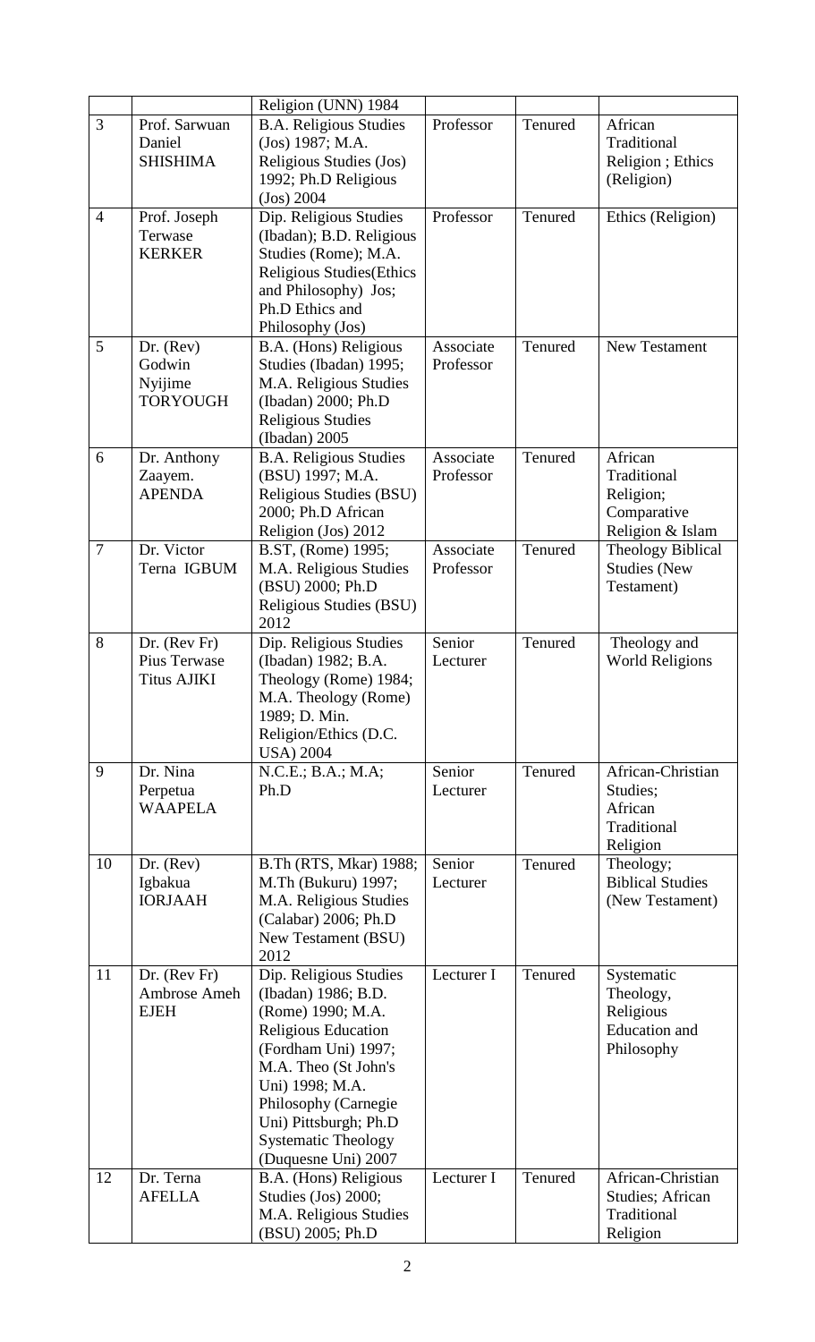|  |  | Religion (UNN) 1984 |  |  |  |
|---|---|---|---|---|---|
| 3 | Prof. Sarwuan Daniel SHISHIMA | B.A. Religious Studies (Jos) 1987; M.A. Religious Studies (Jos) 1992; Ph.D Religious (Jos) 2004 | Professor | Tenured | African Traditional Religion ; Ethics (Religion) |
| 4 | Prof. Joseph Terwase KERKER | Dip. Religious Studies (Ibadan); B.D. Religious Studies (Rome); M.A. Religious Studies(Ethics and Philosophy) Jos; Ph.D Ethics and Philosophy (Jos) | Professor | Tenured | Ethics (Religion) |
| 5 | Dr. (Rev) Godwin Nyijime TORYOUGH | B.A. (Hons) Religious Studies (Ibadan) 1995; M.A. Religious Studies (Ibadan) 2000; Ph.D Religious Studies (Ibadan) 2005 | Associate Professor | Tenured | New Testament |
| 6 | Dr. Anthony Zaayem. APENDA | B.A. Religious Studies (BSU) 1997; M.A. Religious Studies (BSU) 2000; Ph.D African Religion (Jos) 2012 | Associate Professor | Tenured | African Traditional Religion; Comparative Religion & Islam |
| 7 | Dr. Victor Terna IGBUM | B.ST, (Rome) 1995; M.A. Religious Studies (BSU) 2000; Ph.D Religious Studies (BSU) 2012 | Associate Professor | Tenured | Theology Biblical Studies (New Testament) |
| 8 | Dr. (Rev Fr) Pius Terwase Titus AJIKI | Dip. Religious Studies (Ibadan) 1982; B.A. Theology (Rome) 1984; M.A. Theology (Rome) 1989; D. Min. Religion/Ethics (D.C. USA) 2004 | Senior Lecturer | Tenured | Theology and World Religions |
| 9 | Dr. Nina Perpetua WAAPELA | N.C.E.; B.A.; M.A; Ph.D | Senior Lecturer | Tenured | African-Christian Studies; African Traditional Religion |
| 10 | Dr. (Rev) Igbakua IORJAAH | B.Th (RTS, Mkar) 1988; M.Th (Bukuru) 1997; M.A. Religious Studies (Calabar) 2006; Ph.D New Testament (BSU) 2012 | Senior Lecturer | Tenured | Theology; Biblical Studies (New Testament) |
| 11 | Dr. (Rev Fr) Ambrose Ameh EJEH | Dip. Religious Studies (Ibadan) 1986; B.D. (Rome) 1990; M.A. Religious Education (Fordham Uni) 1997; M.A. Theo (St John's Uni) 1998; M.A. Philosophy (Carnegie Uni) Pittsburgh; Ph.D Systematic Theology (Duquesne Uni) 2007 | Lecturer I | Tenured | Systematic Theology, Religious Education and Philosophy |
| 12 | Dr. Terna AFELLA | B.A. (Hons) Religious Studies (Jos) 2000; M.A. Religious Studies (BSU) 2005; Ph.D | Lecturer I | Tenured | African-Christian Studies; African Traditional Religion |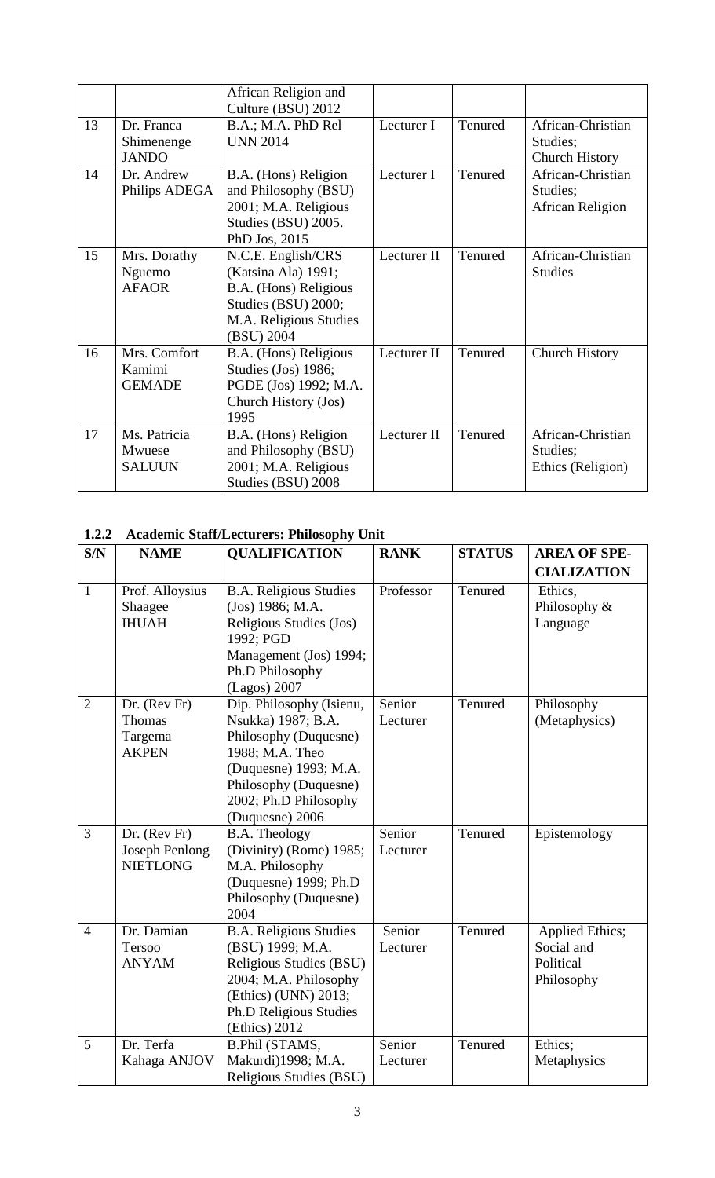|  |  | African Religion and Culture (BSU) 2012 |  |  |  |
|---|---|---|---|---|---|
| 13 | Dr. Franca Shimenenge JANDO | B.A.; M.A. PhD Rel UNN 2014 | Lecturer I | Tenured | African-Christian Studies; Church History |
| 14 | Dr. Andrew Philips ADEGA | B.A. (Hons) Religion and Philosophy (BSU) 2001; M.A. Religious Studies (BSU) 2005. PhD Jos, 2015 | Lecturer I | Tenured | African-Christian Studies; African Religion |
| 15 | Mrs. Dorathy Nguemo AFAOR | N.C.E. English/CRS (Katsina Ala) 1991; B.A. (Hons) Religious Studies (BSU) 2000; M.A. Religious Studies (BSU) 2004 | Lecturer II | Tenured | African-Christian Studies |
| 16 | Mrs. Comfort Kamimi GEMADE | B.A. (Hons) Religious Studies (Jos) 1986; PGDE (Jos) 1992; M.A. Church History (Jos) 1995 | Lecturer II | Tenured | Church History |
| 17 | Ms. Patricia Mwuese SALUUN | B.A. (Hons) Religion and Philosophy (BSU) 2001; M.A. Religious Studies (BSU) 2008 | Lecturer II | Tenured | African-Christian Studies; Ethics (Religion) |

### 1.2.2 Academic Staff/Lecturers: Philosophy Unit

| S/N | NAME | QUALIFICATION | RANK | STATUS | AREA OF SPE-CIALIZATION |
|---|---|---|---|---|---|
| 1 | Prof. Alloysius Shaagee IHUAH | B.A. Religious Studies (Jos) 1986; M.A. Religious Studies (Jos) 1992; PGD Management (Jos) 1994; Ph.D Philosophy (Lagos) 2007 | Professor | Tenured | Ethics, Philosophy & Language |
| 2 | Dr. (Rev Fr) Thomas Targema AKPEN | Dip. Philosophy (Isienu, Nsukka) 1987; B.A. Philosophy (Duquesne) 1988; M.A. Theo (Duquesne) 1993; M.A. Philosophy (Duquesne) 2002; Ph.D Philosophy (Duquesne) 2006 | Senior Lecturer | Tenured | Philosophy (Metaphysics) |
| 3 | Dr. (Rev Fr) Joseph Penlong NIETLONG | B.A. Theology (Divinity) (Rome) 1985; M.A. Philosophy (Duquesne) 1999; Ph.D Philosophy (Duquesne) 2004 | Senior Lecturer | Tenured | Epistemology |
| 4 | Dr. Damian Tersoo ANYAM | B.A. Religious Studies (BSU) 1999; M.A. Religious Studies (BSU) 2004; M.A. Philosophy (Ethics) (UNN) 2013; Ph.D Religious Studies (Ethics) 2012 | Senior Lecturer | Tenured | Applied Ethics; Social and Political Philosophy |
| 5 | Dr. Terfa Kahaga ANJOV | B.Phil (STAMS, Makurdi)1998; M.A. Religious Studies (BSU) | Senior Lecturer | Tenured | Ethics; Metaphysics |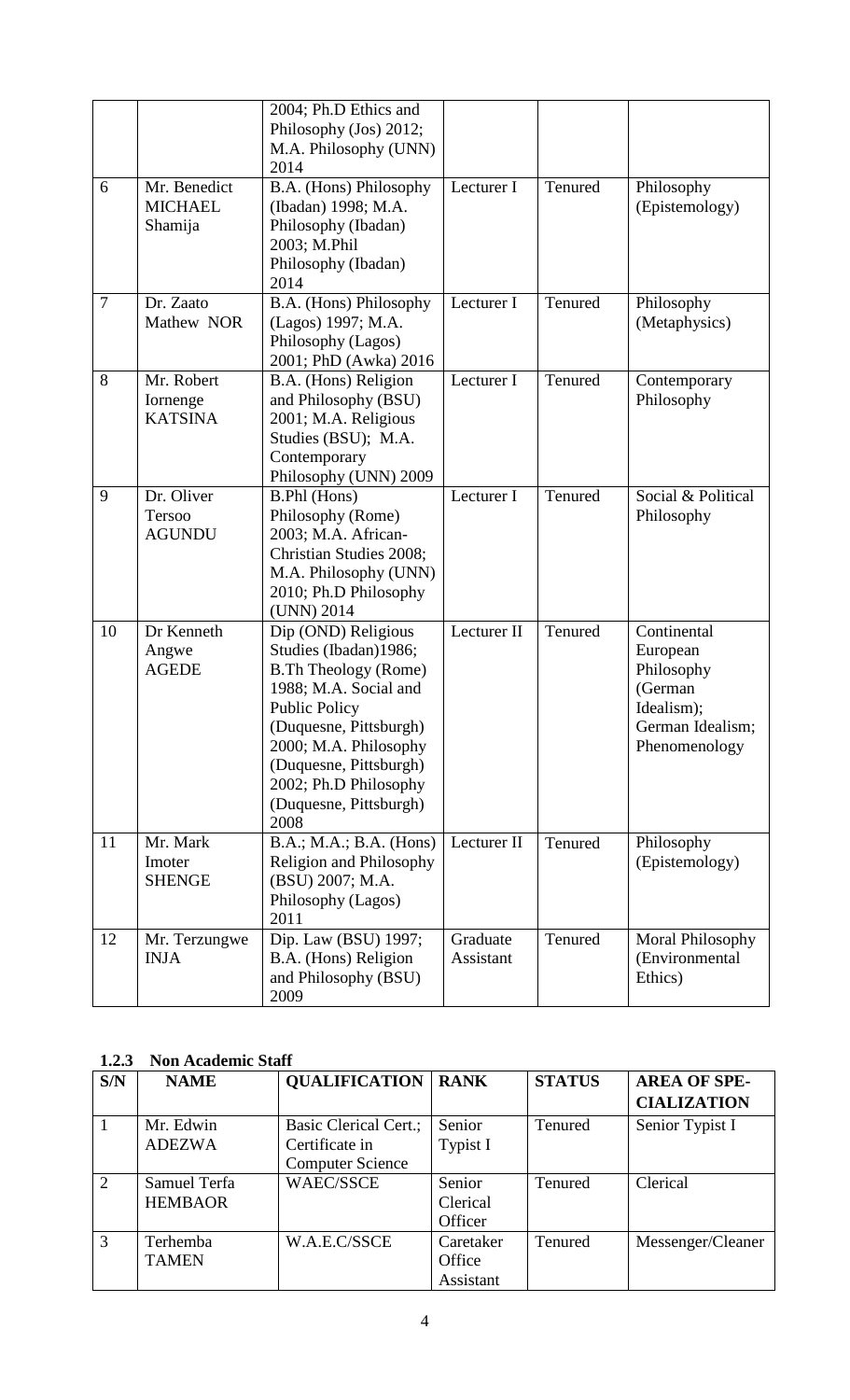| | | 2004; Ph.D Ethics and Philosophy (Jos) 2012; M.A. Philosophy (UNN) 2014 | | | |
|---|---|---|---|---|---|
| 6 | Mr. Benedict MICHAEL Shamija | B.A. (Hons) Philosophy (Ibadan) 1998; M.A. Philosophy (Ibadan) 2003; M.Phil Philosophy (Ibadan) 2014 | Lecturer I | Tenured | Philosophy (Epistemology) |
| 7 | Dr. Zaato Mathew NOR | B.A. (Hons) Philosophy (Lagos) 1997; M.A. Philosophy (Lagos) 2001; PhD (Awka) 2016 | Lecturer I | Tenured | Philosophy (Metaphysics) |
| 8 | Mr. Robert Iornenge KATSINA | B.A. (Hons) Religion and Philosophy (BSU) 2001; M.A. Religious Studies (BSU); M.A. Contemporary Philosophy (UNN) 2009 | Lecturer I | Tenured | Contemporary Philosophy |
| 9 | Dr. Oliver Tersoo AGUNDU | B.Phl (Hons) Philosophy (Rome) 2003; M.A. African-Christian Studies 2008; M.A. Philosophy (UNN) 2010; Ph.D Philosophy (UNN) 2014 | Lecturer I | Tenured | Social & Political Philosophy |
| 10 | Dr Kenneth Angwe AGEDE | Dip (OND) Religious Studies (Ibadan)1986; B.Th Theology (Rome) 1988; M.A. Social and Public Policy (Duquesne, Pittsburgh) 2000; M.A. Philosophy (Duquesne, Pittsburgh) 2002; Ph.D Philosophy (Duquesne, Pittsburgh) 2008 | Lecturer II | Tenured | Continental European Philosophy (German Idealism); German Idealism; Phenomenology |
| 11 | Mr. Mark Imoter SHENGE | B.A.; M.A.; B.A. (Hons) Religion and Philosophy (BSU) 2007; M.A. Philosophy (Lagos) 2011 | Lecturer II | Tenured | Philosophy (Epistemology) |
| 12 | Mr. Terzungwe INJA | Dip. Law (BSU) 1997; B.A. (Hons) Religion and Philosophy (BSU) 2009 | Graduate Assistant | Tenured | Moral Philosophy (Environmental Ethics) |

### 1.2.3 Non Academic Staff

| S/N | NAME | QUALIFICATION | RANK | STATUS | AREA OF SPE-CIALIZATION |
|---|---|---|---|---|---|
| 1 | Mr. Edwin ADEZWA | Basic Clerical Cert.; Certificate in Computer Science | Senior Typist I | Tenured | Senior Typist I |
| 2 | Samuel Terfa HEMBAOR | WAEC/SSCE | Senior Clerical Officer | Tenured | Clerical |
| 3 | Terhemba TAMEN | W.A.E.C/SSCE | Caretaker Office Assistant | Tenured | Messenger/Cleaner |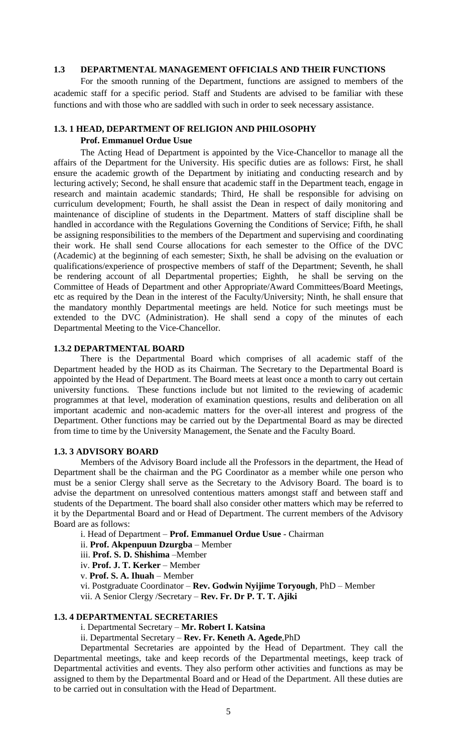## 1.3 DEPARTMENTAL MANAGEMENT OFFICIALS AND THEIR FUNCTIONS

For the smooth running of the Department, functions are assigned to members of the academic staff for a specific period. Staff and Students are advised to be familiar with these functions and with those who are saddled with such in order to seek necessary assistance.

### 1.3. 1 HEAD, DEPARTMENT OF RELIGION AND PHILOSOPHY

**Prof. Emmanuel Ordue Usue**

The Acting Head of Department is appointed by the Vice-Chancellor to manage all the affairs of the Department for the University. His specific duties are as follows: First, he shall ensure the academic growth of the Department by initiating and conducting research and by lecturing actively; Second, he shall ensure that academic staff in the Department teach, engage in research and maintain academic standards; Third, He shall be responsible for advising on curriculum development; Fourth, he shall assist the Dean in respect of daily monitoring and maintenance of discipline of students in the Department. Matters of staff discipline shall be handled in accordance with the Regulations Governing the Conditions of Service; Fifth, he shall be assigning responsibilities to the members of the Department and supervising and coordinating their work. He shall send Course allocations for each semester to the Office of the DVC (Academic) at the beginning of each semester; Sixth, he shall be advising on the evaluation or qualifications/experience of prospective members of staff of the Department; Seventh, he shall be rendering account of all Departmental properties; Eighth, he shall be serving on the Committee of Heads of Department and other Appropriate/Award Committees/Board Meetings, etc as required by the Dean in the interest of the Faculty/University; Ninth, he shall ensure that the mandatory monthly Departmental meetings are held. Notice for such meetings must be extended to the DVC (Administration). He shall send a copy of the minutes of each Departmental Meeting to the Vice-Chancellor.

### 1.3.2 DEPARTMENTAL BOARD

There is the Departmental Board which comprises of all academic staff of the Department headed by the HOD as its Chairman. The Secretary to the Departmental Board is appointed by the Head of Department. The Board meets at least once a month to carry out certain university functions. These functions include but not limited to the reviewing of academic programmes at that level, moderation of examination questions, results and deliberation on all important academic and non-academic matters for the over-all interest and progress of the Department. Other functions may be carried out by the Departmental Board as may be directed from time to time by the University Management, the Senate and the Faculty Board.

### 1.3. 3 ADVISORY BOARD

Members of the Advisory Board include all the Professors in the department, the Head of Department shall be the chairman and the PG Coordinator as a member while one person who must be a senior Clergy shall serve as the Secretary to the Advisory Board. The board is to advise the department on unresolved contentious matters amongst staff and between staff and students of the Department. The board shall also consider other matters which may be referred to it by the Departmental Board and or Head of Department. The current members of the Advisory Board are as follows:

i. Head of Department – **Prof. Emmanuel Ordue Usue** - Chairman
ii. **Prof. Akpenpuun Dzurgba** – Member
iii. **Prof. S. D. Shishima** –Member
iv. **Prof. J. T. Kerker** – Member
v. **Prof. S. A. Ihuah** – Member
vi. Postgraduate Coordinator – **Rev. Godwin Nyijime Toryough**, PhD – Member
vii. A Senior Clergy /Secretary – **Rev. Fr. Dr P. T. T. Ajiki**

### 1.3. 4 DEPARTMENTAL SECRETARIES

i. Departmental Secretary – **Mr. Robert I. Katsina**
ii. Departmental Secretary – **Rev. Fr. Keneth A. Agede**,PhD

Departmental Secretaries are appointed by the Head of Department. They call the Departmental meetings, take and keep records of the Departmental meetings, keep track of Departmental activities and events. They also perform other activities and functions as may be assigned to them by the Departmental Board and or Head of the Department. All these duties are to be carried out in consultation with the Head of Department.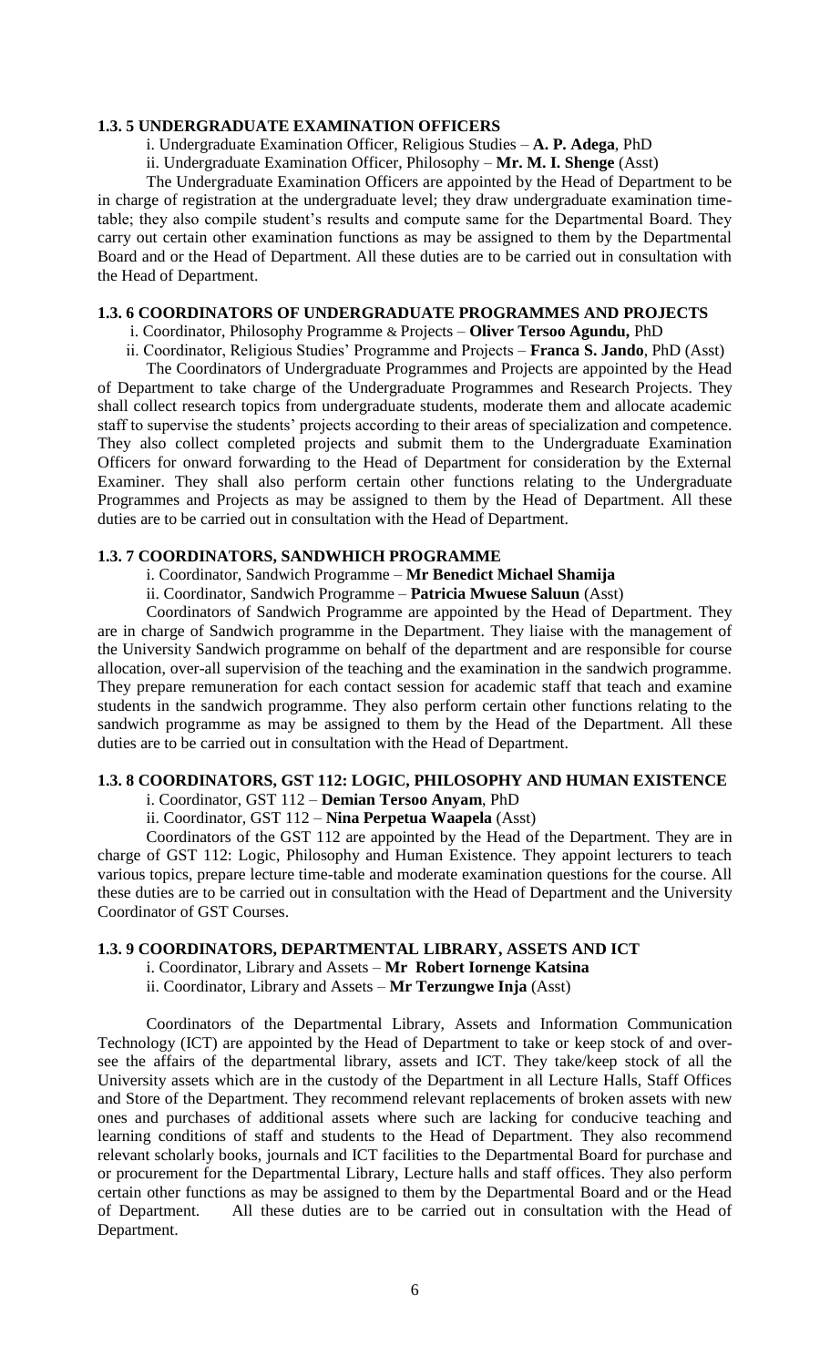#### 1.3. 5 UNDERGRADUATE EXAMINATION OFFICERS

i. Undergraduate Examination Officer, Religious Studies – **A. P. Adega**, PhD

ii. Undergraduate Examination Officer, Philosophy – **Mr. M. I. Shenge** (Asst)

The Undergraduate Examination Officers are appointed by the Head of Department to be in charge of registration at the undergraduate level; they draw undergraduate examination time-table; they also compile student's results and compute same for the Departmental Board. They carry out certain other examination functions as may be assigned to them by the Departmental Board and or the Head of Department. All these duties are to be carried out in consultation with the Head of Department.

#### 1.3. 6 COORDINATORS OF UNDERGRADUATE PROGRAMMES AND PROJECTS

i. Coordinator, Philosophy Programme & Projects – **Oliver Tersoo Agundu,** PhD

ii. Coordinator, Religious Studies' Programme and Projects – **Franca S. Jando**, PhD (Asst)

The Coordinators of Undergraduate Programmes and Projects are appointed by the Head of Department to take charge of the Undergraduate Programmes and Research Projects. They shall collect research topics from undergraduate students, moderate them and allocate academic staff to supervise the students' projects according to their areas of specialization and competence. They also collect completed projects and submit them to the Undergraduate Examination Officers for onward forwarding to the Head of Department for consideration by the External Examiner. They shall also perform certain other functions relating to the Undergraduate Programmes and Projects as may be assigned to them by the Head of Department. All these duties are to be carried out in consultation with the Head of Department.

#### 1.3. 7 COORDINATORS, SANDWHICH PROGRAMME

i. Coordinator, Sandwich Programme – **Mr Benedict Michael Shamija**

ii. Coordinator, Sandwich Programme – **Patricia Mwuese Saluun** (Asst)

Coordinators of Sandwich Programme are appointed by the Head of Department. They are in charge of Sandwich programme in the Department. They liaise with the management of the University Sandwich programme on behalf of the department and are responsible for course allocation, over-all supervision of the teaching and the examination in the sandwich programme. They prepare remuneration for each contact session for academic staff that teach and examine students in the sandwich programme. They also perform certain other functions relating to the sandwich programme as may be assigned to them by the Head of the Department. All these duties are to be carried out in consultation with the Head of Department.

#### 1.3. 8 COORDINATORS, GST 112: LOGIC, PHILOSOPHY AND HUMAN EXISTENCE

i. Coordinator, GST 112 – **Demian Tersoo Anyam**, PhD

ii. Coordinator, GST 112 – **Nina Perpetua Waapela** (Asst)

Coordinators of the GST 112 are appointed by the Head of the Department. They are in charge of GST 112: Logic, Philosophy and Human Existence. They appoint lecturers to teach various topics, prepare lecture time-table and moderate examination questions for the course. All these duties are to be carried out in consultation with the Head of Department and the University Coordinator of GST Courses.

#### 1.3. 9 COORDINATORS, DEPARTMENTAL LIBRARY, ASSETS AND ICT

i. Coordinator, Library and Assets – **Mr Robert Iornenge Katsina**

ii. Coordinator, Library and Assets – **Mr Terzungwe Inja** (Asst)

Coordinators of the Departmental Library, Assets and Information Communication Technology (ICT) are appointed by the Head of Department to take or keep stock of and over-see the affairs of the departmental library, assets and ICT. They take/keep stock of all the University assets which are in the custody of the Department in all Lecture Halls, Staff Offices and Store of the Department. They recommend relevant replacements of broken assets with new ones and purchases of additional assets where such are lacking for conducive teaching and learning conditions of staff and students to the Head of Department. They also recommend relevant scholarly books, journals and ICT facilities to the Departmental Board for purchase and or procurement for the Departmental Library, Lecture halls and staff offices. They also perform certain other functions as may be assigned to them by the Departmental Board and or the Head of Department. All these duties are to be carried out in consultation with the Head of Department.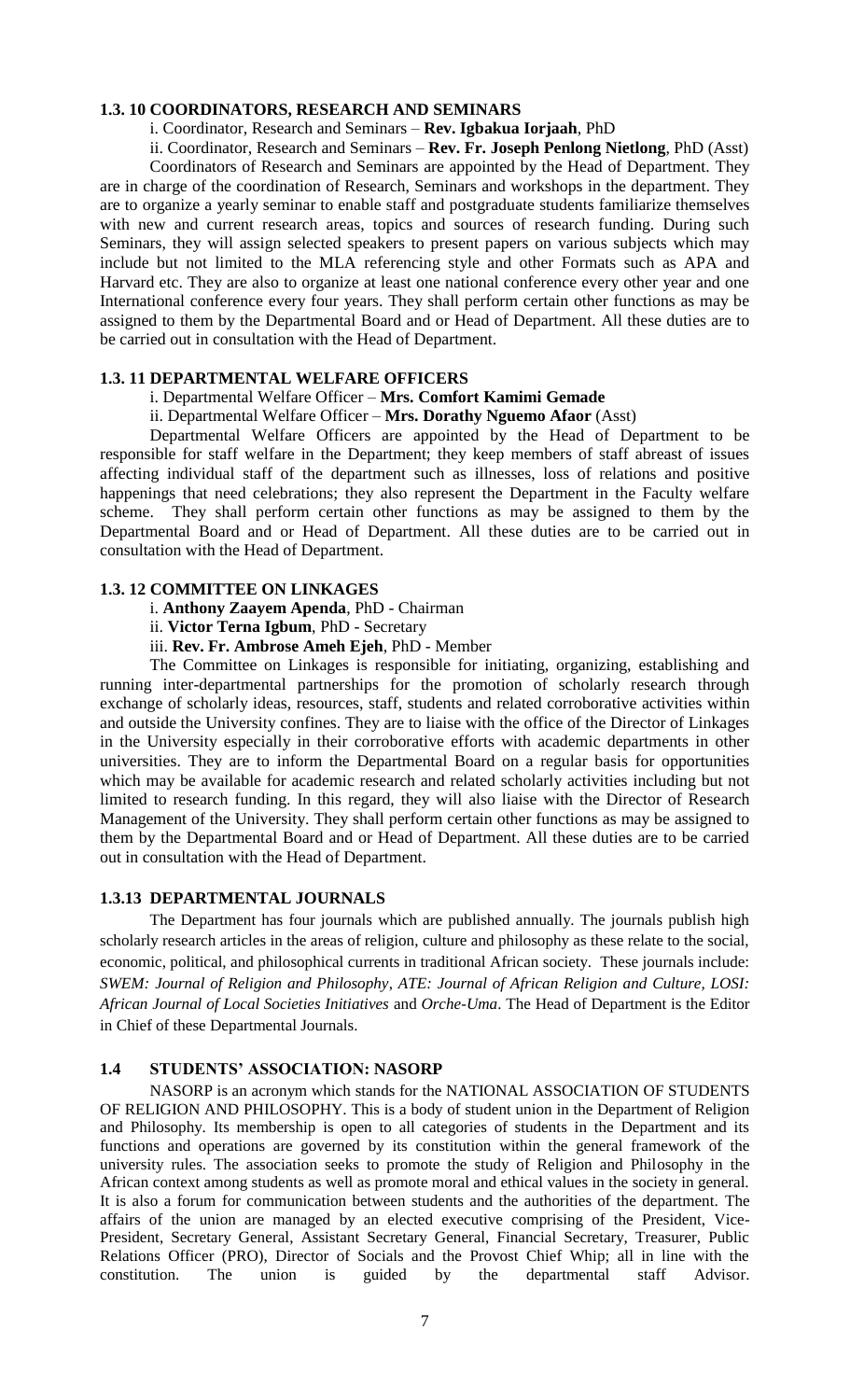### 1.3. 10 COORDINATORS, RESEARCH AND SEMINARS

i. Coordinator, Research and Seminars – **Rev. Igbakua Iorjaah**, PhD

ii. Coordinator, Research and Seminars – **Rev. Fr. Joseph Penlong Nietlong**, PhD (Asst)

Coordinators of Research and Seminars are appointed by the Head of Department. They are in charge of the coordination of Research, Seminars and workshops in the department. They are to organize a yearly seminar to enable staff and postgraduate students familiarize themselves with new and current research areas, topics and sources of research funding. During such Seminars, they will assign selected speakers to present papers on various subjects which may include but not limited to the MLA referencing style and other Formats such as APA and Harvard etc. They are also to organize at least one national conference every other year and one International conference every four years. They shall perform certain other functions as may be assigned to them by the Departmental Board and or Head of Department. All these duties are to be carried out in consultation with the Head of Department.

### 1.3. 11 DEPARTMENTAL WELFARE OFFICERS

i. Departmental Welfare Officer – **Mrs. Comfort Kamimi Gemade**

ii. Departmental Welfare Officer – **Mrs. Dorathy Nguemo Afaor** (Asst)

Departmental Welfare Officers are appointed by the Head of Department to be responsible for staff welfare in the Department; they keep members of staff abreast of issues affecting individual staff of the department such as illnesses, loss of relations and positive happenings that need celebrations; they also represent the Department in the Faculty welfare scheme. They shall perform certain other functions as may be assigned to them by the Departmental Board and or Head of Department. All these duties are to be carried out in consultation with the Head of Department.

### 1.3. 12 COMMITTEE ON LINKAGES

i. **Anthony Zaayem Apenda**, PhD - Chairman

ii. **Victor Terna Igbum**, PhD - Secretary

iii. **Rev. Fr. Ambrose Ameh Ejeh**, PhD - Member

The Committee on Linkages is responsible for initiating, organizing, establishing and running inter-departmental partnerships for the promotion of scholarly research through exchange of scholarly ideas, resources, staff, students and related corroborative activities within and outside the University confines. They are to liaise with the office of the Director of Linkages in the University especially in their corroborative efforts with academic departments in other universities. They are to inform the Departmental Board on a regular basis for opportunities which may be available for academic research and related scholarly activities including but not limited to research funding. In this regard, they will also liaise with the Director of Research Management of the University. They shall perform certain other functions as may be assigned to them by the Departmental Board and or Head of Department. All these duties are to be carried out in consultation with the Head of Department.

### 1.3.13 DEPARTMENTAL JOURNALS

The Department has four journals which are published annually. The journals publish high scholarly research articles in the areas of religion, culture and philosophy as these relate to the social, economic, political, and philosophical currents in traditional African society. These journals include: *SWEM: Journal of Religion and Philosophy*, *ATE: Journal of African Religion and Culture, LOSI: African Journal of Local Societies Initiatives* and *Orche-Uma*. The Head of Department is the Editor in Chief of these Departmental Journals.

## 1.4 STUDENTS' ASSOCIATION: NASORP

NASORP is an acronym which stands for the NATIONAL ASSOCIATION OF STUDENTS OF RELIGION AND PHILOSOPHY. This is a body of student union in the Department of Religion and Philosophy. Its membership is open to all categories of students in the Department and its functions and operations are governed by its constitution within the general framework of the university rules. The association seeks to promote the study of Religion and Philosophy in the African context among students as well as promote moral and ethical values in the society in general. It is also a forum for communication between students and the authorities of the department. The affairs of the union are managed by an elected executive comprising of the President, Vice-President, Secretary General, Assistant Secretary General, Financial Secretary, Treasurer, Public Relations Officer (PRO), Director of Socials and the Provost Chief Whip; all in line with the constitution. The union is guided by the departmental staff Advisor.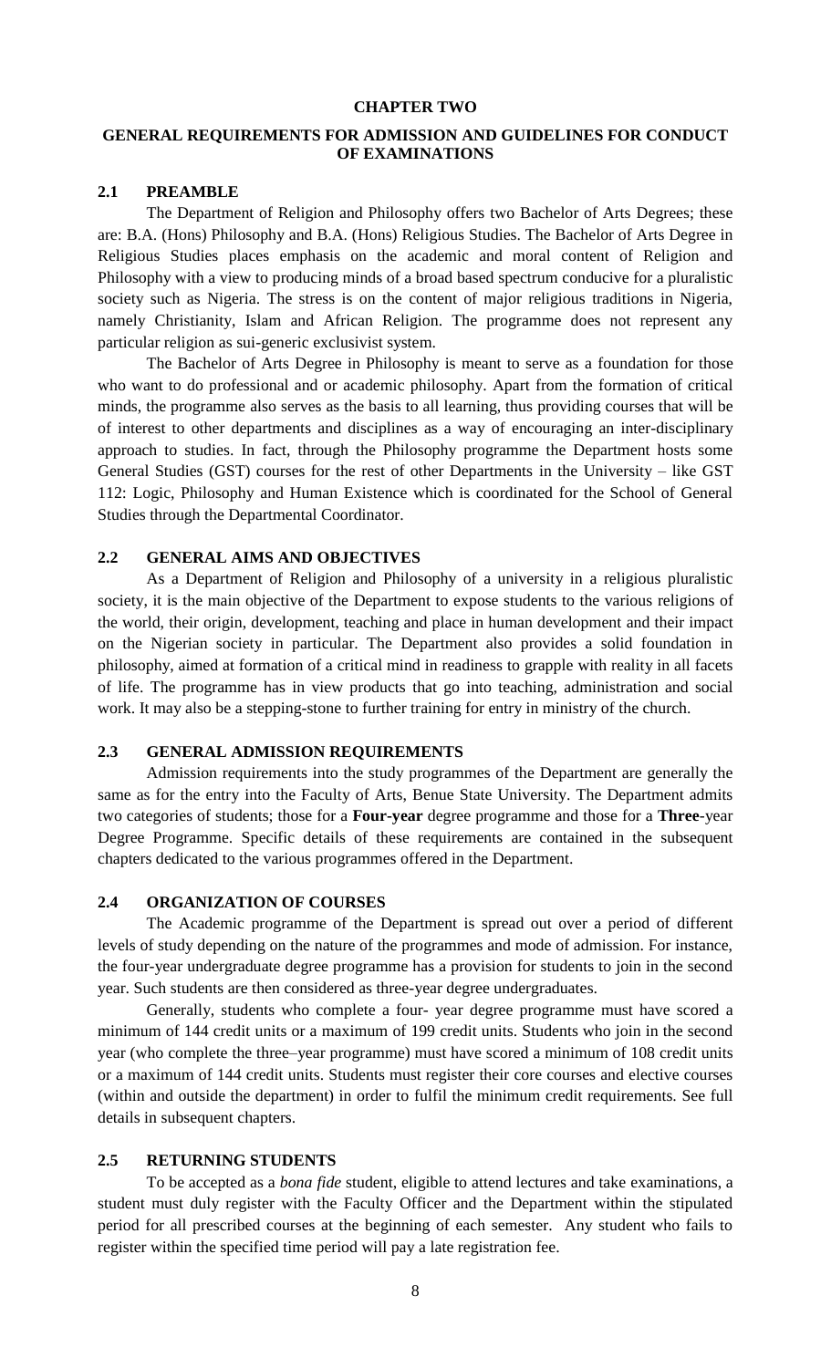# CHAPTER TWO

## GENERAL REQUIREMENTS FOR ADMISSION AND GUIDELINES FOR CONDUCT OF EXAMINATIONS

### 2.1 PREAMBLE

The Department of Religion and Philosophy offers two Bachelor of Arts Degrees; these are: B.A. (Hons) Philosophy and B.A. (Hons) Religious Studies. The Bachelor of Arts Degree in Religious Studies places emphasis on the academic and moral content of Religion and Philosophy with a view to producing minds of a broad based spectrum conducive for a pluralistic society such as Nigeria. The stress is on the content of major religious traditions in Nigeria, namely Christianity, Islam and African Religion. The programme does not represent any particular religion as sui-generic exclusivist system.

The Bachelor of Arts Degree in Philosophy is meant to serve as a foundation for those who want to do professional and or academic philosophy. Apart from the formation of critical minds, the programme also serves as the basis to all learning, thus providing courses that will be of interest to other departments and disciplines as a way of encouraging an inter-disciplinary approach to studies. In fact, through the Philosophy programme the Department hosts some General Studies (GST) courses for the rest of other Departments in the University – like GST 112: Logic, Philosophy and Human Existence which is coordinated for the School of General Studies through the Departmental Coordinator.

### 2.2 GENERAL AIMS AND OBJECTIVES

As a Department of Religion and Philosophy of a university in a religious pluralistic society, it is the main objective of the Department to expose students to the various religions of the world, their origin, development, teaching and place in human development and their impact on the Nigerian society in particular. The Department also provides a solid foundation in philosophy, aimed at formation of a critical mind in readiness to grapple with reality in all facets of life. The programme has in view products that go into teaching, administration and social work. It may also be a stepping-stone to further training for entry in ministry of the church.

### 2.3 GENERAL ADMISSION REQUIREMENTS

Admission requirements into the study programmes of the Department are generally the same as for the entry into the Faculty of Arts, Benue State University. The Department admits two categories of students; those for a **Four-year** degree programme and those for a **Three**-year Degree Programme. Specific details of these requirements are contained in the subsequent chapters dedicated to the various programmes offered in the Department.

### 2.4 ORGANIZATION OF COURSES

The Academic programme of the Department is spread out over a period of different levels of study depending on the nature of the programmes and mode of admission. For instance, the four-year undergraduate degree programme has a provision for students to join in the second year. Such students are then considered as three-year degree undergraduates.

Generally, students who complete a four- year degree programme must have scored a minimum of 144 credit units or a maximum of 199 credit units. Students who join in the second year (who complete the three–year programme) must have scored a minimum of 108 credit units or a maximum of 144 credit units. Students must register their core courses and elective courses (within and outside the department) in order to fulfil the minimum credit requirements. See full details in subsequent chapters.

### 2.5 RETURNING STUDENTS

To be accepted as a *bona fide* student, eligible to attend lectures and take examinations, a student must duly register with the Faculty Officer and the Department within the stipulated period for all prescribed courses at the beginning of each semester. Any student who fails to register within the specified time period will pay a late registration fee.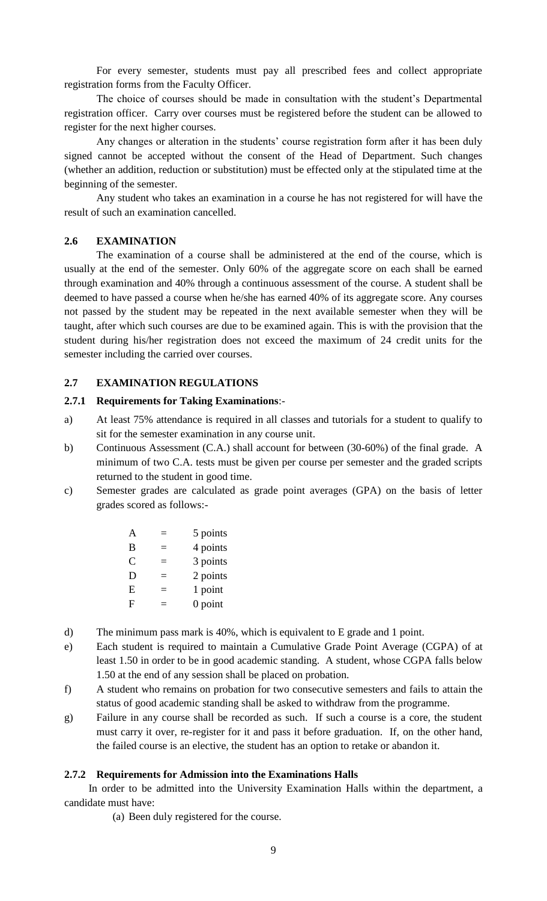For every semester, students must pay all prescribed fees and collect appropriate registration forms from the Faculty Officer.

The choice of courses should be made in consultation with the student's Departmental registration officer. Carry over courses must be registered before the student can be allowed to register for the next higher courses.

Any changes or alteration in the students' course registration form after it has been duly signed cannot be accepted without the consent of the Head of Department. Such changes (whether an addition, reduction or substitution) must be effected only at the stipulated time at the beginning of the semester.

Any student who takes an examination in a course he has not registered for will have the result of such an examination cancelled.

### 2.6 EXAMINATION

The examination of a course shall be administered at the end of the course, which is usually at the end of the semester. Only 60% of the aggregate score on each shall be earned through examination and 40% through a continuous assessment of the course. A student shall be deemed to have passed a course when he/she has earned 40% of its aggregate score. Any courses not passed by the student may be repeated in the next available semester when they will be taught, after which such courses are due to be examined again. This is with the provision that the student during his/her registration does not exceed the maximum of 24 credit units for the semester including the carried over courses.

### 2.7 EXAMINATION REGULATIONS

#### 2.7.1 Requirements for Taking Examinations:-

a) At least 75% attendance is required in all classes and tutorials for a student to qualify to sit for the semester examination in any course unit.

b) Continuous Assessment (C.A.) shall account for between (30-60%) of the final grade. A minimum of two C.A. tests must be given per course per semester and the graded scripts returned to the student in good time.

c) Semester grades are calculated as grade point averages (GPA) on the basis of letter grades scored as follows:-

| | | |
|---|---|---|
| A | = | 5 points |
| B | = | 4 points |
| C | = | 3 points |
| D | = | 2 points |
| E | = | 1 point |
| F | = | 0 point |

d) The minimum pass mark is 40%, which is equivalent to E grade and 1 point.

e) Each student is required to maintain a Cumulative Grade Point Average (CGPA) of at least 1.50 in order to be in good academic standing. A student, whose CGPA falls below 1.50 at the end of any session shall be placed on probation.

f) A student who remains on probation for two consecutive semesters and fails to attain the status of good academic standing shall be asked to withdraw from the programme.

g) Failure in any course shall be recorded as such. If such a course is a core, the student must carry it over, re-register for it and pass it before graduation. If, on the other hand, the failed course is an elective, the student has an option to retake or abandon it.

#### 2.7.2 Requirements for Admission into the Examinations Halls

In order to be admitted into the University Examination Halls within the department, a candidate must have:

(a) Been duly registered for the course.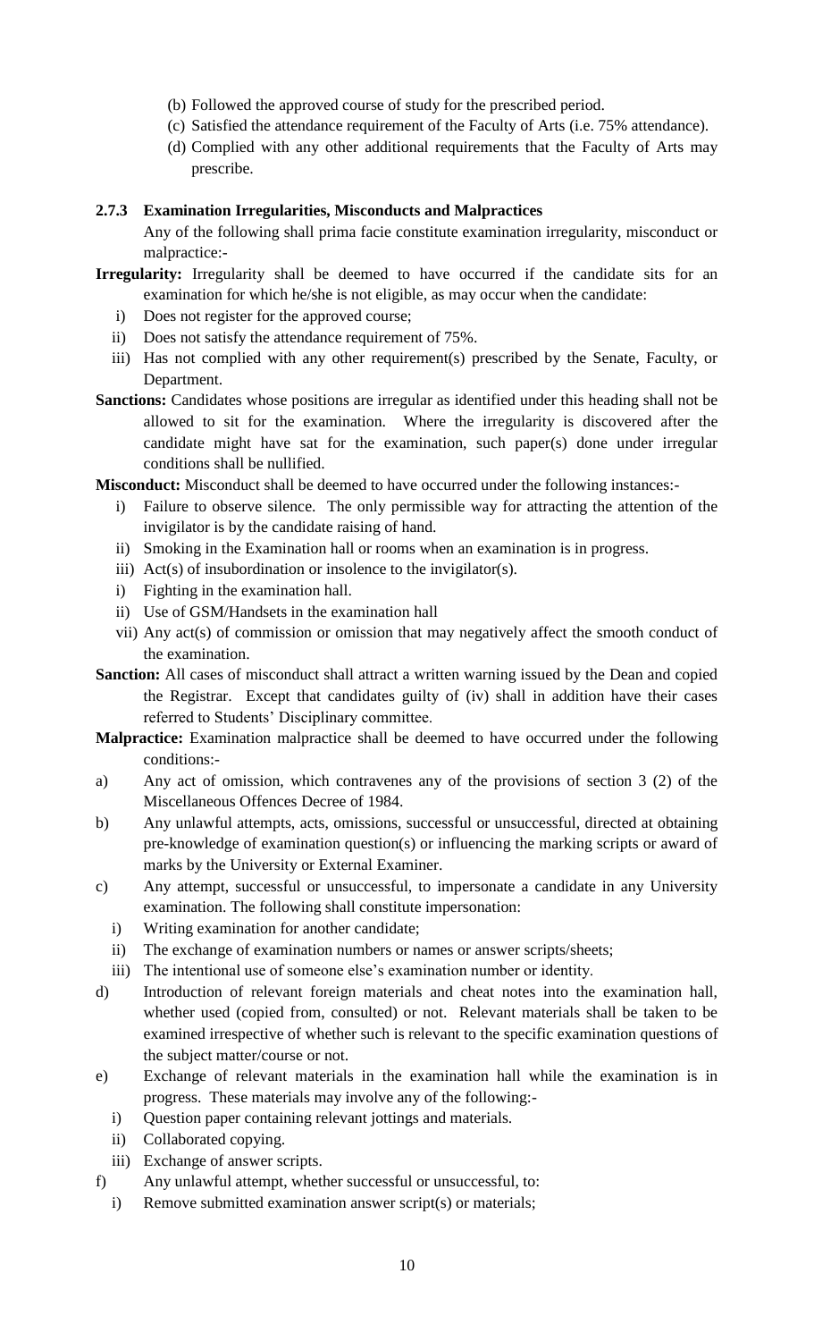(b) Followed the approved course of study for the prescribed period.
(c) Satisfied the attendance requirement of the Faculty of Arts (i.e. 75% attendance).
(d) Complied with any other additional requirements that the Faculty of Arts may prescribe.

### 2.7.3 Examination Irregularities, Misconducts and Malpractices

Any of the following shall prima facie constitute examination irregularity, misconduct or malpractice:-

**Irregularity:** Irregularity shall be deemed to have occurred if the candidate sits for an examination for which he/she is not eligible, as may occur when the candidate:

i) Does not register for the approved course;
ii) Does not satisfy the attendance requirement of 75%.
iii) Has not complied with any other requirement(s) prescribed by the Senate, Faculty, or Department.

**Sanctions:** Candidates whose positions are irregular as identified under this heading shall not be allowed to sit for the examination. Where the irregularity is discovered after the candidate might have sat for the examination, such paper(s) done under irregular conditions shall be nullified.

**Misconduct:** Misconduct shall be deemed to have occurred under the following instances:-

i) Failure to observe silence. The only permissible way for attracting the attention of the invigilator is by the candidate raising of hand.
ii) Smoking in the Examination hall or rooms when an examination is in progress.
iii) Act(s) of insubordination or insolence to the invigilator(s).
i) Fighting in the examination hall.
ii) Use of GSM/Handsets in the examination hall
vii) Any act(s) of commission or omission that may negatively affect the smooth conduct of the examination.

**Sanction:** All cases of misconduct shall attract a written warning issued by the Dean and copied the Registrar. Except that candidates guilty of (iv) shall in addition have their cases referred to Students' Disciplinary committee.

**Malpractice:** Examination malpractice shall be deemed to have occurred under the following conditions:-

a) Any act of omission, which contravenes any of the provisions of section 3 (2) of the Miscellaneous Offences Decree of 1984.
b) Any unlawful attempts, acts, omissions, successful or unsuccessful, directed at obtaining pre-knowledge of examination question(s) or influencing the marking scripts or award of marks by the University or External Examiner.
c) Any attempt, successful or unsuccessful, to impersonate a candidate in any University examination. The following shall constitute impersonation:
   i) Writing examination for another candidate;
   ii) The exchange of examination numbers or names or answer scripts/sheets;
   iii) The intentional use of someone else's examination number or identity.
d) Introduction of relevant foreign materials and cheat notes into the examination hall, whether used (copied from, consulted) or not. Relevant materials shall be taken to be examined irrespective of whether such is relevant to the specific examination questions of the subject matter/course or not.
e) Exchange of relevant materials in the examination hall while the examination is in progress. These materials may involve any of the following:-
   i) Question paper containing relevant jottings and materials.
   ii) Collaborated copying.
   iii) Exchange of answer scripts.
f) Any unlawful attempt, whether successful or unsuccessful, to:
   i) Remove submitted examination answer script(s) or materials;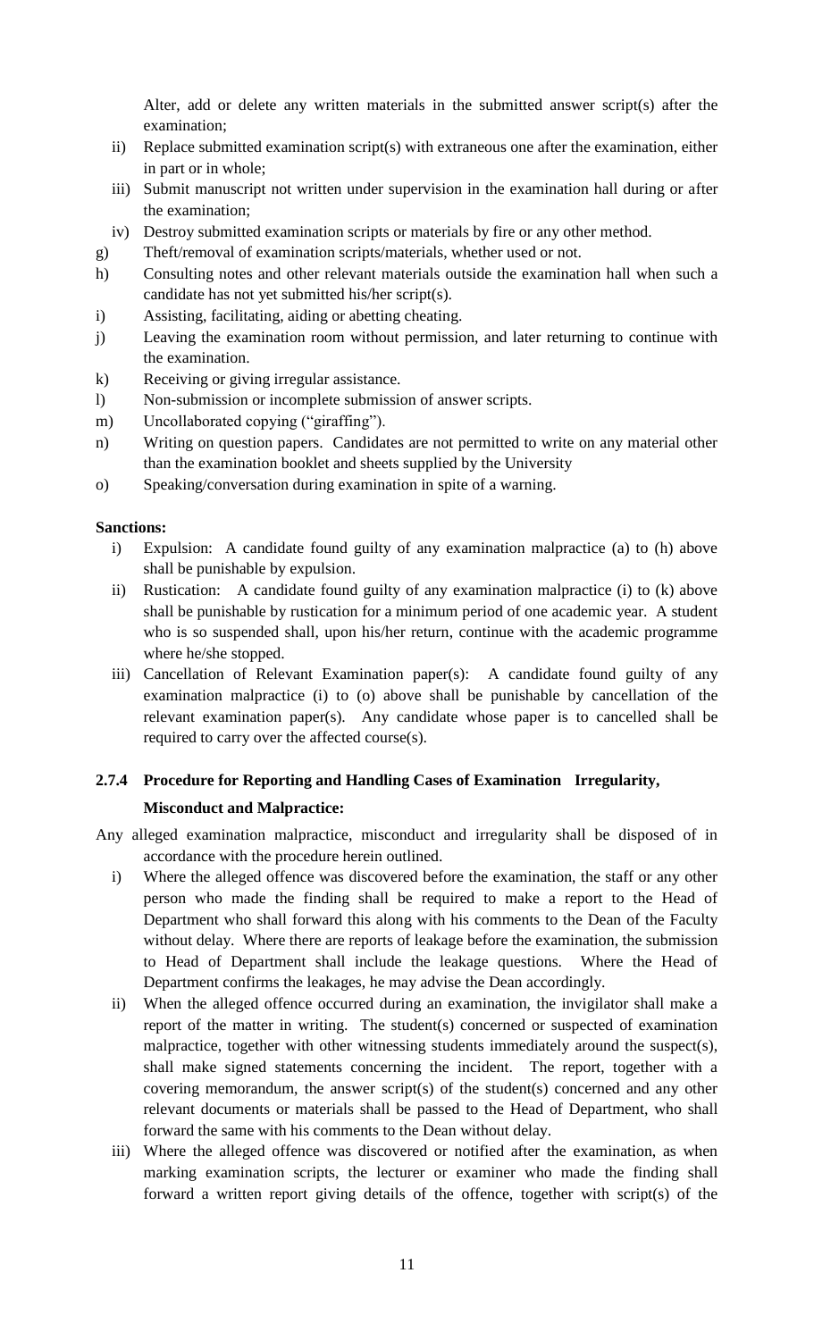Alter, add or delete any written materials in the submitted answer script(s) after the examination;

ii) Replace submitted examination script(s) with extraneous one after the examination, either in part or in whole;

iii) Submit manuscript not written under supervision in the examination hall during or after the examination;

iv) Destroy submitted examination scripts or materials by fire or any other method.

g) Theft/removal of examination scripts/materials, whether used or not.

h) Consulting notes and other relevant materials outside the examination hall when such a candidate has not yet submitted his/her script(s).

i) Assisting, facilitating, aiding or abetting cheating.

j) Leaving the examination room without permission, and later returning to continue with the examination.

k) Receiving or giving irregular assistance.

l) Non-submission or incomplete submission of answer scripts.

m) Uncollaborated copying ("giraffing").

n) Writing on question papers. Candidates are not permitted to write on any material other than the examination booklet and sheets supplied by the University

o) Speaking/conversation during examination in spite of a warning.

**Sanctions:**

i) Expulsion: A candidate found guilty of any examination malpractice (a) to (h) above shall be punishable by expulsion.

ii) Rustication: A candidate found guilty of any examination malpractice (i) to (k) above shall be punishable by rustication for a minimum period of one academic year. A student who is so suspended shall, upon his/her return, continue with the academic programme where he/she stopped.

iii) Cancellation of Relevant Examination paper(s): A candidate found guilty of any examination malpractice (i) to (o) above shall be punishable by cancellation of the relevant examination paper(s). Any candidate whose paper is to cancelled shall be required to carry over the affected course(s).

### 2.7.4 Procedure for Reporting and Handling Cases of Examination Irregularity, Misconduct and Malpractice:

Any alleged examination malpractice, misconduct and irregularity shall be disposed of in accordance with the procedure herein outlined.

i) Where the alleged offence was discovered before the examination, the staff or any other person who made the finding shall be required to make a report to the Head of Department who shall forward this along with his comments to the Dean of the Faculty without delay. Where there are reports of leakage before the examination, the submission to Head of Department shall include the leakage questions. Where the Head of Department confirms the leakages, he may advise the Dean accordingly.

ii) When the alleged offence occurred during an examination, the invigilator shall make a report of the matter in writing. The student(s) concerned or suspected of examination malpractice, together with other witnessing students immediately around the suspect(s), shall make signed statements concerning the incident. The report, together with a covering memorandum, the answer script(s) of the student(s) concerned and any other relevant documents or materials shall be passed to the Head of Department, who shall forward the same with his comments to the Dean without delay.

iii) Where the alleged offence was discovered or notified after the examination, as when marking examination scripts, the lecturer or examiner who made the finding shall forward a written report giving details of the offence, together with script(s) of the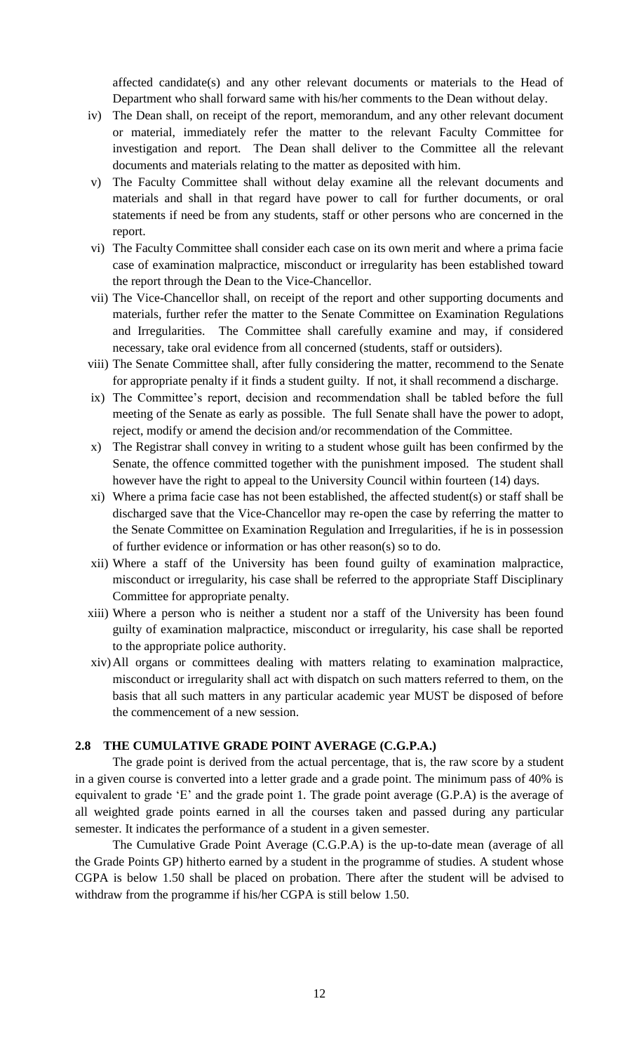affected candidate(s) and any other relevant documents or materials to the Head of Department who shall forward same with his/her comments to the Dean without delay.

iv) The Dean shall, on receipt of the report, memorandum, and any other relevant document or material, immediately refer the matter to the relevant Faculty Committee for investigation and report. The Dean shall deliver to the Committee all the relevant documents and materials relating to the matter as deposited with him.

v) The Faculty Committee shall without delay examine all the relevant documents and materials and shall in that regard have power to call for further documents, or oral statements if need be from any students, staff or other persons who are concerned in the report.

vi) The Faculty Committee shall consider each case on its own merit and where a prima facie case of examination malpractice, misconduct or irregularity has been established toward the report through the Dean to the Vice-Chancellor.

vii) The Vice-Chancellor shall, on receipt of the report and other supporting documents and materials, further refer the matter to the Senate Committee on Examination Regulations and Irregularities. The Committee shall carefully examine and may, if considered necessary, take oral evidence from all concerned (students, staff or outsiders).

viii) The Senate Committee shall, after fully considering the matter, recommend to the Senate for appropriate penalty if it finds a student guilty. If not, it shall recommend a discharge.

ix) The Committee's report, decision and recommendation shall be tabled before the full meeting of the Senate as early as possible. The full Senate shall have the power to adopt, reject, modify or amend the decision and/or recommendation of the Committee.

x) The Registrar shall convey in writing to a student whose guilt has been confirmed by the Senate, the offence committed together with the punishment imposed. The student shall however have the right to appeal to the University Council within fourteen (14) days.

xi) Where a prima facie case has not been established, the affected student(s) or staff shall be discharged save that the Vice-Chancellor may re-open the case by referring the matter to the Senate Committee on Examination Regulation and Irregularities, if he is in possession of further evidence or information or has other reason(s) so to do.

xii) Where a staff of the University has been found guilty of examination malpractice, misconduct or irregularity, his case shall be referred to the appropriate Staff Disciplinary Committee for appropriate penalty.

xiii) Where a person who is neither a student nor a staff of the University has been found guilty of examination malpractice, misconduct or irregularity, his case shall be reported to the appropriate police authority.

xiv) All organs or committees dealing with matters relating to examination malpractice, misconduct or irregularity shall act with dispatch on such matters referred to them, on the basis that all such matters in any particular academic year MUST be disposed of before the commencement of a new session.

### 2.8 THE CUMULATIVE GRADE POINT AVERAGE (C.G.P.A.)

The grade point is derived from the actual percentage, that is, the raw score by a student in a given course is converted into a letter grade and a grade point. The minimum pass of 40% is equivalent to grade 'E' and the grade point 1. The grade point average (G.P.A) is the average of all weighted grade points earned in all the courses taken and passed during any particular semester. It indicates the performance of a student in a given semester.

The Cumulative Grade Point Average (C.G.P.A) is the up-to-date mean (average of all the Grade Points GP) hitherto earned by a student in the programme of studies. A student whose CGPA is below 1.50 shall be placed on probation. There after the student will be advised to withdraw from the programme if his/her CGPA is still below 1.50.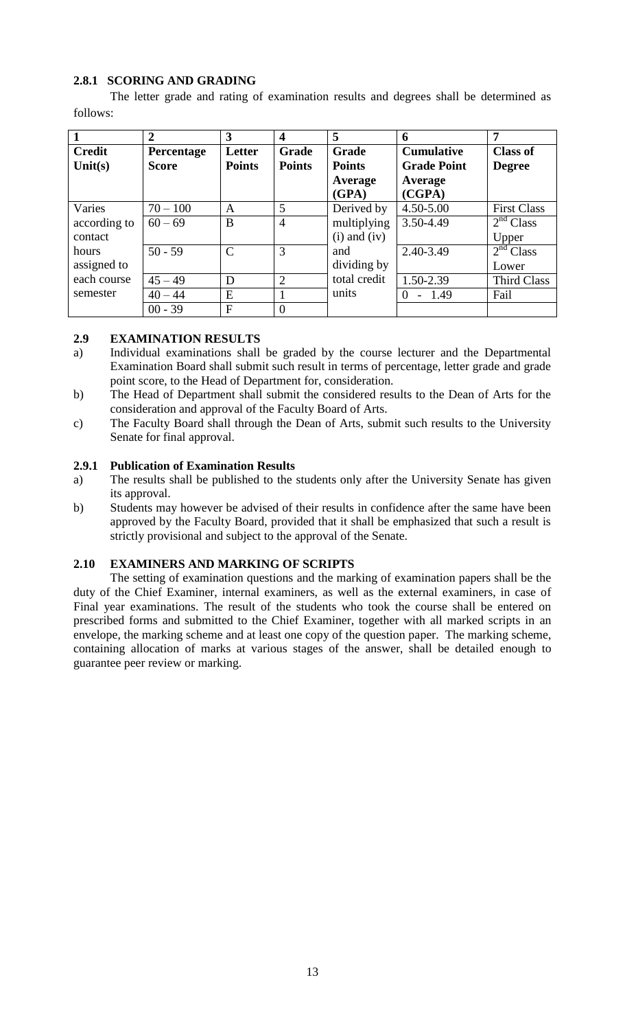### 2.8.1 SCORING AND GRADING

The letter grade and rating of examination results and degrees shall be determined as follows:

| 1 | 2 | 3 | 4 | 5 | 6 | 7 |
|---|---|---|---|---|---|---|
| **Credit Unit(s)** | **Percentage Score** | **Letter Points** | **Grade Points** | **Grade Points Average (GPA)** | **Cumulative Grade Point Average (CGPA)** | **Class of Degree** |
| Varies according to contact hours assigned to each course semester | 70 – 100 | A | 5 | Derived by multiplying (i) and (iv) and dividing by total credit units | 4.50-5.00 | First Class |
| | 60 – 69 | B | 4 | | 3.50-4.49 | 2nd Class Upper |
| | 50 - 59 | C | 3 | | 2.40-3.49 | 2nd Class Lower |
| | 45 – 49 | D | 2 | | 1.50-2.39 | Third Class |
| | 40 – 44 | E | 1 | | 0 - 1.49 | Fail |
| | 00 - 39 | F | 0 | | | |

### 2.9 EXAMINATION RESULTS

a) Individual examinations shall be graded by the course lecturer and the Departmental Examination Board shall submit such result in terms of percentage, letter grade and grade point score, to the Head of Department for, consideration.

b) The Head of Department shall submit the considered results to the Dean of Arts for the consideration and approval of the Faculty Board of Arts.

c) The Faculty Board shall through the Dean of Arts, submit such results to the University Senate for final approval.

### 2.9.1 Publication of Examination Results

a) The results shall be published to the students only after the University Senate has given its approval.

b) Students may however be advised of their results in confidence after the same have been approved by the Faculty Board, provided that it shall be emphasized that such a result is strictly provisional and subject to the approval of the Senate.

### 2.10 EXAMINERS AND MARKING OF SCRIPTS

The setting of examination questions and the marking of examination papers shall be the duty of the Chief Examiner, internal examiners, as well as the external examiners, in case of Final year examinations. The result of the students who took the course shall be entered on prescribed forms and submitted to the Chief Examiner, together with all marked scripts in an envelope, the marking scheme and at least one copy of the question paper. The marking scheme, containing allocation of marks at various stages of the answer, shall be detailed enough to guarantee peer review or marking.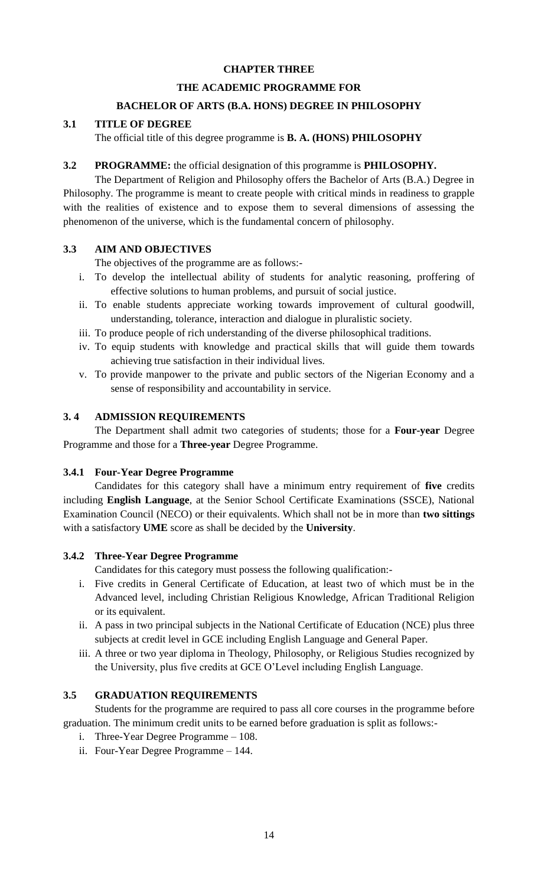# CHAPTER THREE

## THE ACADEMIC PROGRAMME FOR

## BACHELOR OF ARTS (B.A. HONS) DEGREE IN PHILOSOPHY

### 3.1 TITLE OF DEGREE

The official title of this degree programme is **B. A. (HONS) PHILOSOPHY**

### 3.2 PROGRAMME: the official designation of this programme is PHILOSOPHY.

The Department of Religion and Philosophy offers the Bachelor of Arts (B.A.) Degree in Philosophy. The programme is meant to create people with critical minds in readiness to grapple with the realities of existence and to expose them to several dimensions of assessing the phenomenon of the universe, which is the fundamental concern of philosophy.

### 3.3 AIM AND OBJECTIVES

The objectives of the programme are as follows:-

i. To develop the intellectual ability of students for analytic reasoning, proffering of effective solutions to human problems, and pursuit of social justice.
ii. To enable students appreciate working towards improvement of cultural goodwill, understanding, tolerance, interaction and dialogue in pluralistic society.
iii. To produce people of rich understanding of the diverse philosophical traditions.
iv. To equip students with knowledge and practical skills that will guide them towards achieving true satisfaction in their individual lives.
v. To provide manpower to the private and public sectors of the Nigerian Economy and a sense of responsibility and accountability in service.

### 3. 4 ADMISSION REQUIREMENTS

The Department shall admit two categories of students; those for a **Four-year** Degree Programme and those for a **Three-year** Degree Programme.

#### 3.4.1 Four-Year Degree Programme

Candidates for this category shall have a minimum entry requirement of **five** credits including **English Language**, at the Senior School Certificate Examinations (SSCE), National Examination Council (NECO) or their equivalents. Which shall not be in more than **two sittings** with a satisfactory **UME** score as shall be decided by the **University**.

#### 3.4.2 Three-Year Degree Programme

Candidates for this category must possess the following qualification:-

i. Five credits in General Certificate of Education, at least two of which must be in the Advanced level, including Christian Religious Knowledge, African Traditional Religion or its equivalent.
ii. A pass in two principal subjects in the National Certificate of Education (NCE) plus three subjects at credit level in GCE including English Language and General Paper.
iii. A three or two year diploma in Theology, Philosophy, or Religious Studies recognized by the University, plus five credits at GCE O'Level including English Language.

### 3.5 GRADUATION REQUIREMENTS

Students for the programme are required to pass all core courses in the programme before graduation. The minimum credit units to be earned before graduation is split as follows:-

i. Three-Year Degree Programme – 108.
ii. Four-Year Degree Programme – 144.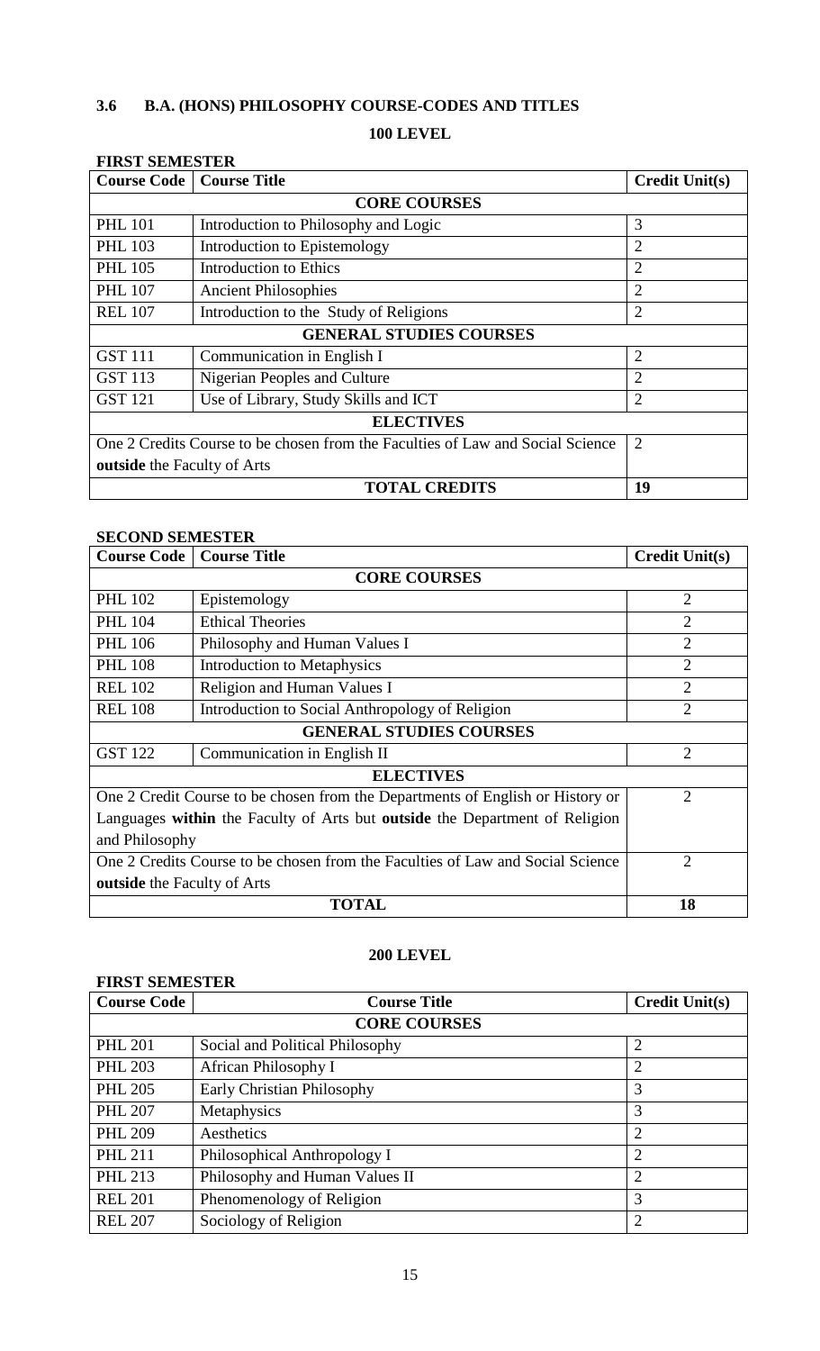## 3.6 B.A. (HONS) PHILOSOPHY COURSE-CODES AND TITLES

### 100 LEVEL

**FIRST SEMESTER**

| Course Code | Course Title | Credit Unit(s) |
|---|---|---|
| **CORE COURSES** | | |
| PHL 101 | Introduction to Philosophy and Logic | 3 |
| PHL 103 | Introduction to Epistemology | 2 |
| PHL 105 | Introduction to Ethics | 2 |
| PHL 107 | Ancient Philosophies | 2 |
| REL 107 | Introduction to the Study of Religions | 2 |
| **GENERAL STUDIES COURSES** | | |
| GST 111 | Communication in English I | 2 |
| GST 113 | Nigerian Peoples and Culture | 2 |
| GST 121 | Use of Library, Study Skills and ICT | 2 |
| **ELECTIVES** | | |
| One 2 Credits Course to be chosen from the Faculties of Law and Social Science **outside** the Faculty of Arts | | 2 |
| **TOTAL CREDITS** | | **19** |

**SECOND SEMESTER**

| Course Code | Course Title | Credit Unit(s) |
|---|---|---|
| **CORE COURSES** | | |
| PHL 102 | Epistemology | 2 |
| PHL 104 | Ethical Theories | 2 |
| PHL 106 | Philosophy and Human Values I | 2 |
| PHL 108 | Introduction to Metaphysics | 2 |
| REL 102 | Religion and Human Values I | 2 |
| REL 108 | Introduction to Social Anthropology of Religion | 2 |
| **GENERAL STUDIES COURSES** | | |
| GST 122 | Communication in English II | 2 |
| **ELECTIVES** | | |
| One 2 Credit Course to be chosen from the Departments of English or History or Languages **within** the Faculty of Arts but **outside** the Department of Religion and Philosophy | | 2 |
| One 2 Credits Course to be chosen from the Faculties of Law and Social Science **outside** the Faculty of Arts | | 2 |
| **TOTAL** | | **18** |

### 200 LEVEL

**FIRST SEMESTER**

| Course Code | Course Title | Credit Unit(s) |
|---|---|---|
| **CORE COURSES** | | |
| PHL 201 | Social and Political Philosophy | 2 |
| PHL 203 | African Philosophy I | 2 |
| PHL 205 | Early Christian Philosophy | 3 |
| PHL 207 | Metaphysics | 3 |
| PHL 209 | Aesthetics | 2 |
| PHL 211 | Philosophical Anthropology I | 2 |
| PHL 213 | Philosophy and Human Values II | 2 |
| REL 201 | Phenomenology of Religion | 3 |
| REL 207 | Sociology of Religion | 2 |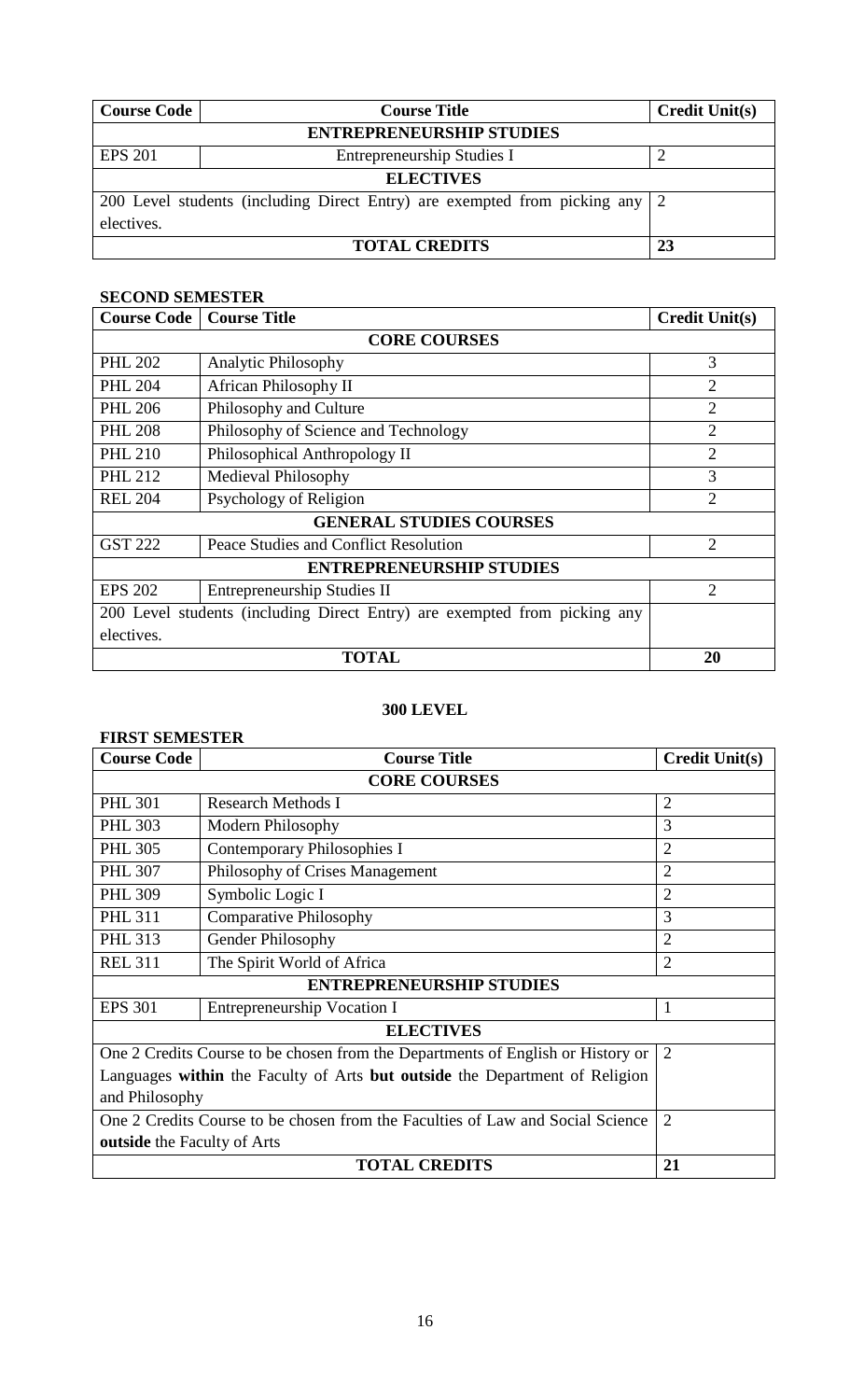| Course Code | Course Title | Credit Unit(s) |
|---|---|---|
| **ENTREPRENEURSHIP STUDIES** | | |
| EPS 201 | Entrepreneurship Studies I | 2 |
| **ELECTIVES** | | |
| 200 Level students (including Direct Entry) are exempted from picking any electives. | | 2 |
| **TOTAL CREDITS** | | **23** |

## SECOND SEMESTER

| Course Code | Course Title | Credit Unit(s) |
|---|---|---|
| **CORE COURSES** | | |
| PHL 202 | Analytic Philosophy | 3 |
| PHL 204 | African Philosophy II | 2 |
| PHL 206 | Philosophy and Culture | 2 |
| PHL 208 | Philosophy of Science and Technology | 2 |
| PHL 210 | Philosophical Anthropology II | 2 |
| PHL 212 | Medieval Philosophy | 3 |
| REL 204 | Psychology of Religion | 2 |
| **GENERAL STUDIES COURSES** | | |
| GST 222 | Peace Studies and Conflict Resolution | 2 |
| **ENTREPRENEURSHIP STUDIES** | | |
| EPS 202 | Entrepreneurship Studies II | 2 |
| 200 Level students (including Direct Entry) are exempted from picking any electives. | | |
| **TOTAL** | | **20** |

## 300 LEVEL

## FIRST SEMESTER

| Course Code | Course Title | Credit Unit(s) |
|---|---|---|
| **CORE COURSES** | | |
| PHL 301 | Research Methods I | 2 |
| PHL 303 | Modern Philosophy | 3 |
| PHL 305 | Contemporary Philosophies I | 2 |
| PHL 307 | Philosophy of Crises Management | 2 |
| PHL 309 | Symbolic Logic I | 2 |
| PHL 311 | Comparative Philosophy | 3 |
| PHL 313 | Gender Philosophy | 2 |
| REL 311 | The Spirit World of Africa | 2 |
| **ENTREPRENEURSHIP STUDIES** | | |
| EPS 301 | Entrepreneurship Vocation I | 1 |
| **ELECTIVES** | | |
| One 2 Credits Course to be chosen from the Departments of English or History or Languages **within** the Faculty of Arts **but outside** the Department of Religion and Philosophy | | 2 |
| One 2 Credits Course to be chosen from the Faculties of Law and Social Science **outside** the Faculty of Arts | | 2 |
| **TOTAL CREDITS** | | **21** |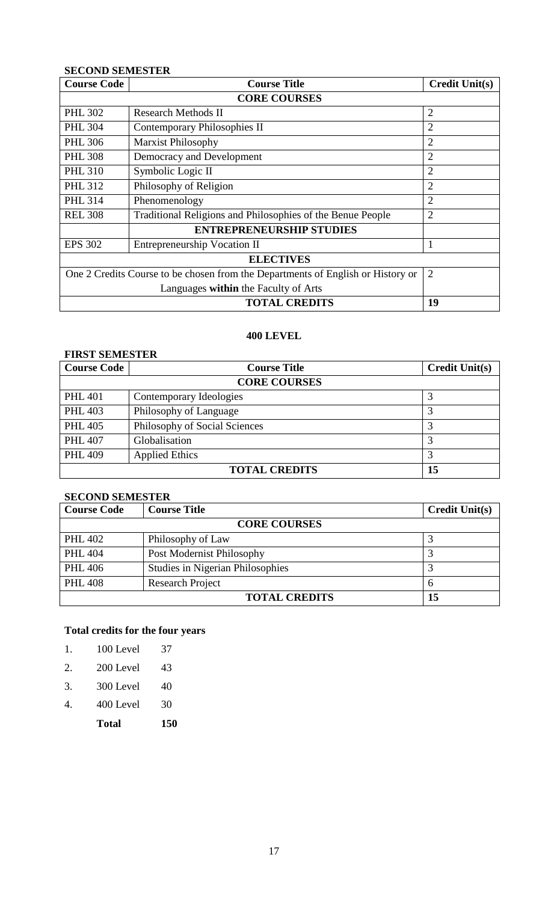**SECOND SEMESTER**

| Course Code | Course Title | Credit Unit(s) |
|---|---|---|
| **CORE COURSES** | | |
| PHL 302 | Research Methods II | 2 |
| PHL 304 | Contemporary Philosophies II | 2 |
| PHL 306 | Marxist Philosophy | 2 |
| PHL 308 | Democracy and Development | 2 |
| PHL 310 | Symbolic Logic II | 2 |
| PHL 312 | Philosophy of Religion | 2 |
| PHL 314 | Phenomenology | 2 |
| REL 308 | Traditional Religions and Philosophies of the Benue People | 2 |
| | **ENTREPRENEURSHIP STUDIES** | |
| EPS 302 | Entrepreneurship Vocation II | 1 |
| **ELECTIVES** | | |
| One 2 Credits Course to be chosen from the Departments of English or History or Languages **within** the Faculty of Arts | | 2 |
| | **TOTAL CREDITS** | **19** |

## 400 LEVEL

**FIRST SEMESTER**

| Course Code | Course Title | Credit Unit(s) |
|---|---|---|
| **CORE COURSES** | | |
| PHL 401 | Contemporary Ideologies | 3 |
| PHL 403 | Philosophy of Language | 3 |
| PHL 405 | Philosophy of Social Sciences | 3 |
| PHL 407 | Globalisation | 3 |
| PHL 409 | Applied Ethics | 3 |
| | **TOTAL CREDITS** | **15** |

**SECOND SEMESTER**

| Course Code | Course Title | Credit Unit(s) |
|---|---|---|
| **CORE COURSES** | | |
| PHL 402 | Philosophy of Law | 3 |
| PHL 404 | Post Modernist Philosophy | 3 |
| PHL 406 | Studies in Nigerian Philosophies | 3 |
| PHL 408 | Research Project | 6 |
| | **TOTAL CREDITS** | **15** |

**Total credits for the four years**

| | | |
|---|---|---|
| 1. | 100 Level | 37 |
| 2. | 200 Level | 43 |
| 3. | 300 Level | 40 |
| 4. | 400 Level | 30 |
| | **Total** | **150** |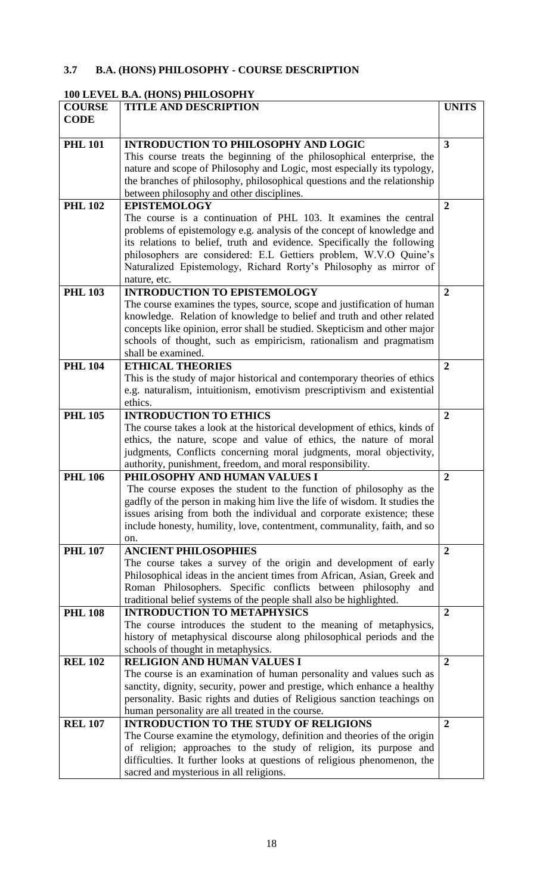### 3.7 B.A. (HONS) PHILOSOPHY - COURSE DESCRIPTION

#### 100 LEVEL B.A. (HONS) PHILOSOPHY

| COURSE CODE | TITLE AND DESCRIPTION | UNITS |
|---|---|---|
| PHL 101 | **INTRODUCTION TO PHILOSOPHY AND LOGIC** This course treats the beginning of the philosophical enterprise, the nature and scope of Philosophy and Logic, most especially its typology, the branches of philosophy, philosophical questions and the relationship between philosophy and other disciplines. | 3 |
| PHL 102 | **EPISTEMOLOGY** The course is a continuation of PHL 103. It examines the central problems of epistemology e.g. analysis of the concept of knowledge and its relations to belief, truth and evidence. Specifically the following philosophers are considered: E.L Gettiers problem, W.V.O Quine's Naturalized Epistemology, Richard Rorty's Philosophy as mirror of nature, etc. | 2 |
| PHL 103 | **INTRODUCTION TO EPISTEMOLOGY** The course examines the types, source, scope and justification of human knowledge. Relation of knowledge to belief and truth and other related concepts like opinion, error shall be studied. Skepticism and other major schools of thought, such as empiricism, rationalism and pragmatism shall be examined. | 2 |
| PHL 104 | **ETHICAL THEORIES** This is the study of major historical and contemporary theories of ethics e.g. naturalism, intuitionism, emotivism prescriptivism and existential ethics. | 2 |
| PHL 105 | **INTRODUCTION TO ETHICS** The course takes a look at the historical development of ethics, kinds of ethics, the nature, scope and value of ethics, the nature of moral judgments, Conflicts concerning moral judgments, moral objectivity, authority, punishment, freedom, and moral responsibility. | 2 |
| PHL 106 | **PHILOSOPHY AND HUMAN VALUES I** The course exposes the student to the function of philosophy as the gadfly of the person in making him live the life of wisdom. It studies the issues arising from both the individual and corporate existence; these include honesty, humility, love, contentment, communality, faith, and so on. | 2 |
| PHL 107 | **ANCIENT PHILOSOPHIES** The course takes a survey of the origin and development of early Philosophical ideas in the ancient times from African, Asian, Greek and Roman Philosophers. Specific conflicts between philosophy and traditional belief systems of the people shall also be highlighted. | 2 |
| PHL 108 | **INTRODUCTION TO METAPHYSICS** The course introduces the student to the meaning of metaphysics, history of metaphysical discourse along philosophical periods and the schools of thought in metaphysics. | 2 |
| REL 102 | **RELIGION AND HUMAN VALUES I** The course is an examination of human personality and values such as sanctity, dignity, security, power and prestige, which enhance a healthy personality. Basic rights and duties of Religious sanction teachings on human personality are all treated in the course. | 2 |
| REL 107 | **INTRODUCTION TO THE STUDY OF RELIGIONS** The Course examine the etymology, definition and theories of the origin of religion; approaches to the study of religion, its purpose and difficulties. It further looks at questions of religious phenomenon, the sacred and mysterious in all religions. | 2 |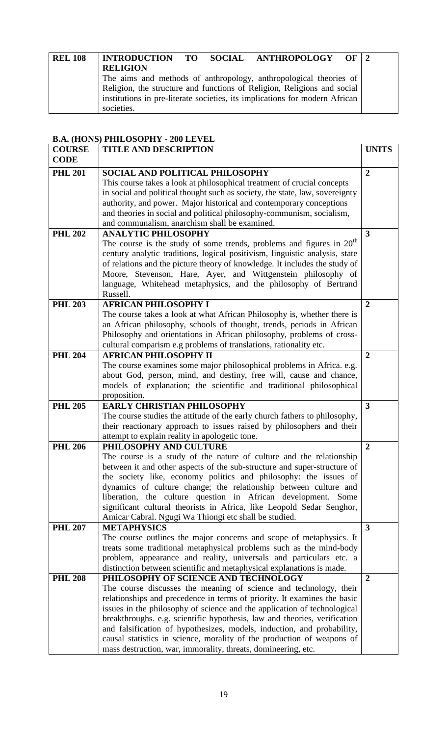| REL 108 | **INTRODUCTION TO SOCIAL ANTHROPOLOGY OF RELIGION**<br>The aims and methods of anthropology, anthropological theories of Religion, the structure and functions of Religion, Religions and social institutions in pre-literate societies, its implications for modern African societies. | 2 |
|---|---|---|

### B.A. (HONS) PHILOSOPHY - 200 LEVEL

| COURSE CODE | TITLE AND DESCRIPTION | UNITS |
|---|---|---|
| **PHL 201** | **SOCIAL AND POLITICAL PHILOSOPHY**<br>This course takes a look at philosophical treatment of crucial concepts in social and political thought such as society, the state, law, sovereignty authority, and power. Major historical and contemporary conceptions and theories in social and political philosophy-communism, socialism, and communalism, anarchism shall be examined. | **2** |
| **PHL 202** | **ANALYTIC PHILOSOPHY**<br>The course is the study of some trends, problems and figures in 20th century analytic traditions, logical positivism, linguistic analysis, state of relations and the picture theory of knowledge. It includes the study of Moore, Stevenson, Hare, Ayer, and Wittgenstein philosophy of language, Whitehead metaphysics, and the philosophy of Bertrand Russell. | **3** |
| **PHL 203** | **AFRICAN PHILOSOPHY I**<br>The course takes a look at what African Philosophy is, whether there is an African philosophy, schools of thought, trends, periods in African Philosophy and orientations in African philosophy, problems of cross-cultural comparism e.g problems of translations, rationality etc. | **2** |
| **PHL 204** | **AFRICAN PHILOSOPHY II**<br>The course examines some major philosophical problems in Africa. e.g. about God, person, mind, and destiny, free will, cause and chance, models of explanation; the scientific and traditional philosophical proposition. | **2** |
| **PHL 205** | **EARLY CHRISTIAN PHILOSOPHY**<br>The course studies the attitude of the early church fathers to philosophy, their reactionary approach to issues raised by philosophers and their attempt to explain reality in apologetic tone. | **3** |
| **PHL 206** | **PHILOSOPHY AND CULTURE**<br>The course is a study of the nature of culture and the relationship between it and other aspects of the sub-structure and super-structure of the society like, economy politics and philosophy: the issues of dynamics of culture change; the relationship between culture and liberation, the culture question in African development. Some significant cultural theorists in Africa, like Leopold Sedar Senghor, Amicar Cabral. Ngugi Wa Thiongi etc shall be studied. | **2** |
| **PHL 207** | **METAPHYSICS**<br>The course outlines the major concerns and scope of metaphysics. It treats some traditional metaphysical problems such as the mind-body problem, appearance and reality, universals and particulars etc. a distinction between scientific and metaphysical explanations is made. | **3** |
| **PHL 208** | **PHILOSOPHY OF SCIENCE AND TECHNOLOGY**<br>The course discusses the meaning of science and technology, their relationships and precedence in terms of priority. It examines the basic issues in the philosophy of science and the application of technological breakthroughs. e.g. scientific hypothesis, law and theories, verification and falsification of hypothesizes, models, induction, and probability, causal statistics in science, morality of the production of weapons of mass destruction, war, immorality, threats, domineering, etc. | **2** |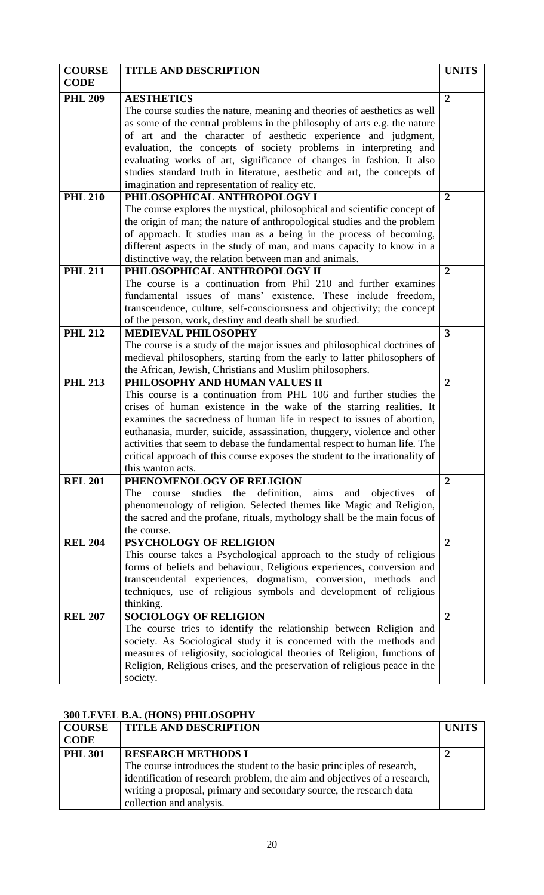| COURSE CODE | TITLE AND DESCRIPTION | UNITS |
|---|---|---|
| PHL 209 | **AESTHETICS** The course studies the nature, meaning and theories of aesthetics as well as some of the central problems in the philosophy of arts e.g. the nature of art and the character of aesthetic experience and judgment, evaluation, the concepts of society problems in interpreting and evaluating works of art, significance of changes in fashion. It also studies standard truth in literature, aesthetic and art, the concepts of imagination and representation of reality etc. | 2 |
| PHL 210 | **PHILOSOPHICAL ANTHROPOLOGY I** The course explores the mystical, philosophical and scientific concept of the origin of man; the nature of anthropological studies and the problem of approach. It studies man as a being in the process of becoming, different aspects in the study of man, and mans capacity to know in a distinctive way, the relation between man and animals. | 2 |
| PHL 211 | **PHILOSOPHICAL ANTHROPOLOGY II** The course is a continuation from Phil 210 and further examines fundamental issues of mans' existence. These include freedom, transcendence, culture, self-consciousness and objectivity; the concept of the person, work, destiny and death shall be studied. | 2 |
| PHL 212 | **MEDIEVAL PHILOSOPHY** The course is a study of the major issues and philosophical doctrines of medieval philosophers, starting from the early to latter philosophers of the African, Jewish, Christians and Muslim philosophers. | 3 |
| PHL 213 | **PHILOSOPHY AND HUMAN VALUES II** This course is a continuation from PHL 106 and further studies the crises of human existence in the wake of the starring realities. It examines the sacredness of human life in respect to issues of abortion, euthanasia, murder, suicide, assassination, thuggery, violence and other activities that seem to debase the fundamental respect to human life. The critical approach of this course exposes the student to the irrationality of this wanton acts. | 2 |
| REL 201 | **PHENOMENOLOGY OF RELIGION** The course studies the definition, aims and objectives of phenomenology of religion. Selected themes like Magic and Religion, the sacred and the profane, rituals, mythology shall be the main focus of the course. | 2 |
| REL 204 | **PSYCHOLOGY OF RELIGION** This course takes a Psychological approach to the study of religious forms of beliefs and behaviour, Religious experiences, conversion and transcendental experiences, dogmatism, conversion, methods and techniques, use of religious symbols and development of religious thinking. | 2 |
| REL 207 | **SOCIOLOGY OF RELIGION** The course tries to identify the relationship between Religion and society. As Sociological study it is concerned with the methods and measures of religiosity, sociological theories of Religion, functions of Religion, Religious crises, and the preservation of religious peace in the society. | 2 |

## 300 LEVEL B.A. (HONS) PHILOSOPHY

| COURSE CODE | TITLE AND DESCRIPTION | UNITS |
|---|---|---|
| PHL 301 | **RESEARCH METHODS I** The course introduces the student to the basic principles of research, identification of research problem, the aim and objectives of a research, writing a proposal, primary and secondary source, the research data collection and analysis. | 2 |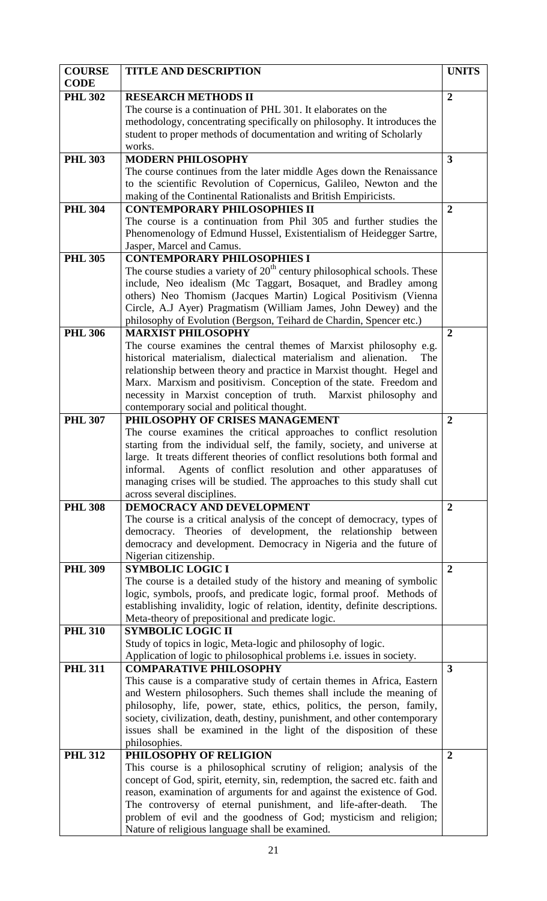| COURSE CODE | TITLE AND DESCRIPTION | UNITS |
| --- | --- | --- |
| PHL 302 | **RESEARCH METHODS II**<br>The course is a continuation of PHL 301. It elaborates on the methodology, concentrating specifically on philosophy. It introduces the student to proper methods of documentation and writing of Scholarly works. | 2 |
| PHL 303 | **MODERN PHILOSOPHY**<br>The course continues from the later middle Ages down the Renaissance to the scientific Revolution of Copernicus, Galileo, Newton and the making of the Continental Rationalists and British Empiricists. | 3 |
| PHL 304 | **CONTEMPORARY PHILOSOPHIES II**<br>The course is a continuation from Phil 305 and further studies the Phenomenology of Edmund Hussel, Existentialism of Heidegger Sartre, Jasper, Marcel and Camus. | 2 |
| PHL 305 | **CONTEMPORARY PHILOSOPHIES I**<br>The course studies a variety of 20th century philosophical schools. These include, Neo idealism (Mc Taggart, Bosaquet, and Bradley among others) Neo Thomism (Jacques Martin) Logical Positivism (Vienna Circle, A.J Ayer) Pragmatism (William James, John Dewey) and the philosophy of Evolution (Bergson, Teihard de Chardin, Spencer etc.) | |
| PHL 306 | **MARXIST PHILOSOPHY**<br>The course examines the central themes of Marxist philosophy e.g. historical materialism, dialectical materialism and alienation. The relationship between theory and practice in Marxist thought. Hegel and Marx. Marxism and positivism. Conception of the state. Freedom and necessity in Marxist conception of truth. Marxist philosophy and contemporary social and political thought. | 2 |
| PHL 307 | **PHILOSOPHY OF CRISES MANAGEMENT**<br>The course examines the critical approaches to conflict resolution starting from the individual self, the family, society, and universe at large. It treats different theories of conflict resolutions both formal and informal. Agents of conflict resolution and other apparatuses of managing crises will be studied. The approaches to this study shall cut across several disciplines. | 2 |
| PHL 308 | **DEMOCRACY AND DEVELOPMENT**<br>The course is a critical analysis of the concept of democracy, types of democracy. Theories of development, the relationship between democracy and development. Democracy in Nigeria and the future of Nigerian citizenship. | 2 |
| PHL 309 | **SYMBOLIC LOGIC I**<br>The course is a detailed study of the history and meaning of symbolic logic, symbols, proofs, and predicate logic, formal proof. Methods of establishing invalidity, logic of relation, identity, definite descriptions. Meta-theory of prepositional and predicate logic. | 2 |
| PHL 310 | **SYMBOLIC LOGIC II**<br>Study of topics in logic, Meta-logic and philosophy of logic.<br>Application of logic to philosophical problems i.e. issues in society. | |
| PHL 311 | **COMPARATIVE PHILOSOPHY**<br>This cause is a comparative study of certain themes in Africa, Eastern and Western philosophers. Such themes shall include the meaning of philosophy, life, power, state, ethics, politics, the person, family, society, civilization, death, destiny, punishment, and other contemporary issues shall be examined in the light of the disposition of these philosophies. | 3 |
| PHL 312 | **PHILOSOPHY OF RELIGION**<br>This course is a philosophical scrutiny of religion; analysis of the concept of God, spirit, eternity, sin, redemption, the sacred etc. faith and reason, examination of arguments for and against the existence of God. The controversy of eternal punishment, and life-after-death. The problem of evil and the goodness of God; mysticism and religion; Nature of religious language shall be examined. | 2 |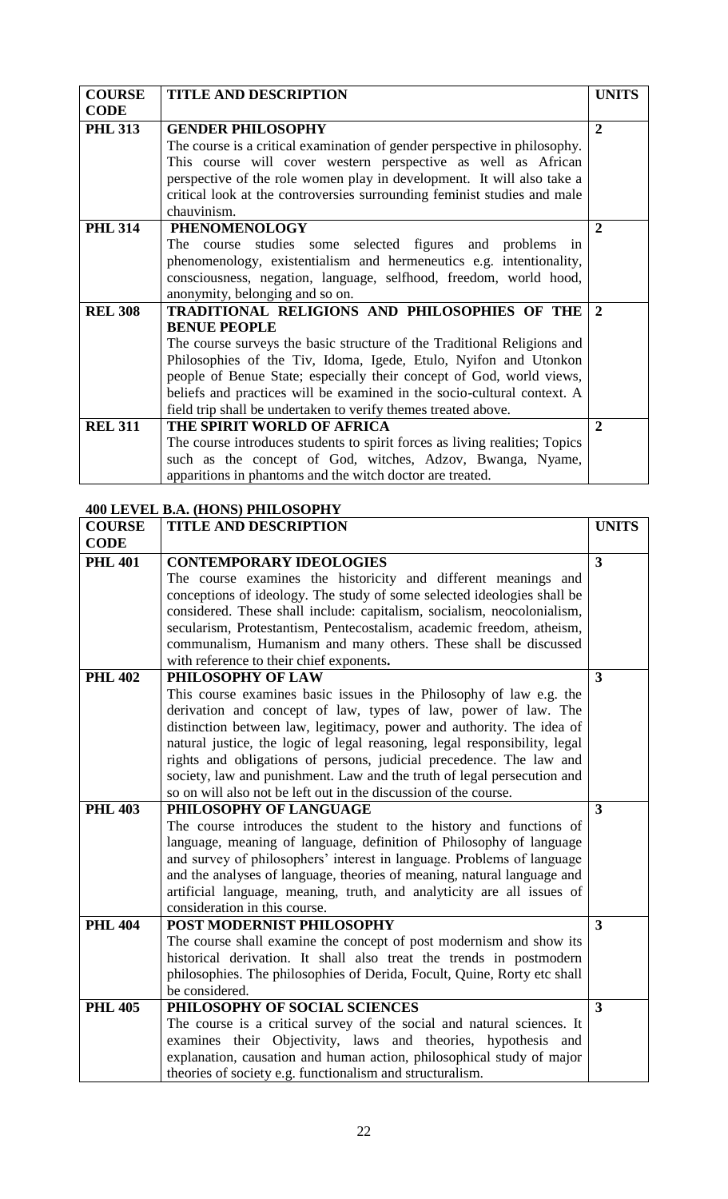| COURSE CODE | TITLE AND DESCRIPTION | UNITS |
| --- | --- | --- |
| PHL 313 | **GENDER PHILOSOPHY**<br>The course is a critical examination of gender perspective in philosophy. This course will cover western perspective as well as African perspective of the role women play in development. It will also take a critical look at the controversies surrounding feminist studies and male chauvinism. | 2 |
| PHL 314 | **PHENOMENOLOGY**<br>The course studies some selected figures and problems in phenomenology, existentialism and hermeneutics e.g. intentionality, consciousness, negation, language, selfhood, freedom, world hood, anonymity, belonging and so on. | 2 |
| REL 308 | **TRADITIONAL RELIGIONS AND PHILOSOPHIES OF THE BENUE PEOPLE**<br>The course surveys the basic structure of the Traditional Religions and Philosophies of the Tiv, Idoma, Igede, Etulo, Nyifon and Utonkon people of Benue State; especially their concept of God, world views, beliefs and practices will be examined in the socio-cultural context. A field trip shall be undertaken to verify themes treated above. | 2 |
| REL 311 | **THE SPIRIT WORLD OF AFRICA**<br>The course introduces students to spirit forces as living realities; Topics such as the concept of God, witches, Adzov, Bwanga, Nyame, apparitions in phantoms and the witch doctor are treated. | 2 |

## 400 LEVEL B.A. (HONS) PHILOSOPHY

| COURSE CODE | TITLE AND DESCRIPTION | UNITS |
| --- | --- | --- |
| PHL 401 | **CONTEMPORARY IDEOLOGIES**<br>The course examines the historicity and different meanings and conceptions of ideology. The study of some selected ideologies shall be considered. These shall include: capitalism, socialism, neocolonialism, secularism, Protestantism, Pentecostalism, academic freedom, atheism, communalism, Humanism and many others. These shall be discussed with reference to their chief exponents**.** | 3 |
| PHL 402 | **PHILOSOPHY OF LAW**<br>This course examines basic issues in the Philosophy of law e.g. the derivation and concept of law, types of law, power of law. The distinction between law, legitimacy, power and authority. The idea of natural justice, the logic of legal reasoning, legal responsibility, legal rights and obligations of persons, judicial precedence. The law and society, law and punishment. Law and the truth of legal persecution and so on will also not be left out in the discussion of the course. | 3 |
| PHL 403 | **PHILOSOPHY OF LANGUAGE**<br>The course introduces the student to the history and functions of language, meaning of language, definition of Philosophy of language and survey of philosophers' interest in language. Problems of language and the analyses of language, theories of meaning, natural language and artificial language, meaning, truth, and analyticity are all issues of consideration in this course. | 3 |
| PHL 404 | **POST MODERNIST PHILOSOPHY**<br>The course shall examine the concept of post modernism and show its historical derivation. It shall also treat the trends in postmodern philosophies. The philosophies of Derida, Focult, Quine, Rorty etc shall be considered. | 3 |
| PHL 405 | **PHILOSOPHY OF SOCIAL SCIENCES**<br>The course is a critical survey of the social and natural sciences. It examines their Objectivity, laws and theories, hypothesis and explanation, causation and human action, philosophical study of major theories of society e.g. functionalism and structuralism. | 3 |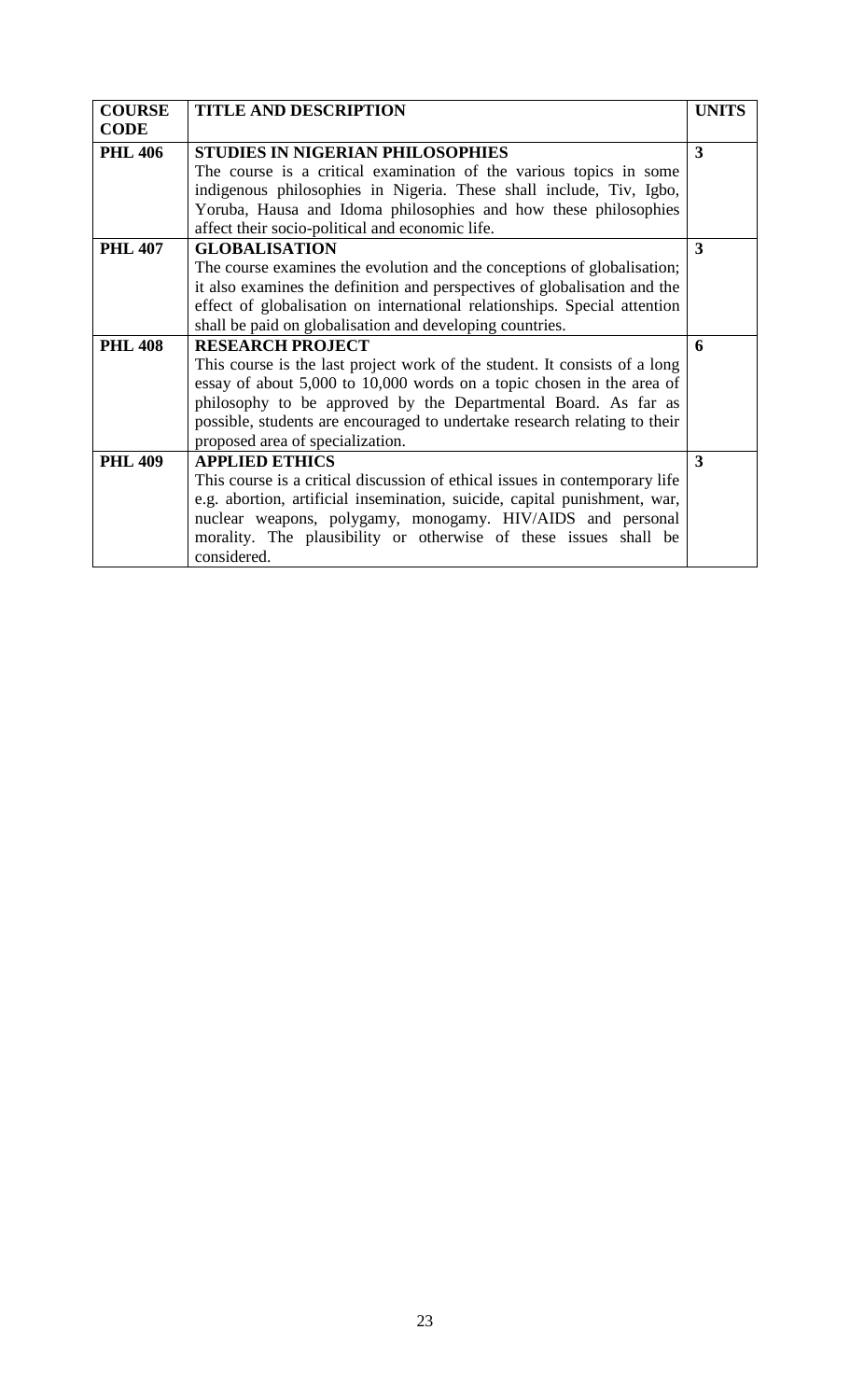| COURSE CODE | TITLE AND DESCRIPTION | UNITS |
| --- | --- | --- |
| **PHL 406** | **STUDIES IN NIGERIAN PHILOSOPHIES**<br>The course is a critical examination of the various topics in some indigenous philosophies in Nigeria. These shall include, Tiv, Igbo, Yoruba, Hausa and Idoma philosophies and how these philosophies affect their socio-political and economic life. | **3** |
| **PHL 407** | **GLOBALISATION**<br>The course examines the evolution and the conceptions of globalisation; it also examines the definition and perspectives of globalisation and the effect of globalisation on international relationships. Special attention shall be paid on globalisation and developing countries. | **3** |
| **PHL 408** | **RESEARCH PROJECT**<br>This course is the last project work of the student. It consists of a long essay of about 5,000 to 10,000 words on a topic chosen in the area of philosophy to be approved by the Departmental Board. As far as possible, students are encouraged to undertake research relating to their proposed area of specialization. | **6** |
| **PHL 409** | **APPLIED ETHICS**<br>This course is a critical discussion of ethical issues in contemporary life e.g. abortion, artificial insemination, suicide, capital punishment, war, nuclear weapons, polygamy, monogamy. HIV/AIDS and personal morality. The plausibility or otherwise of these issues shall be considered. | **3** |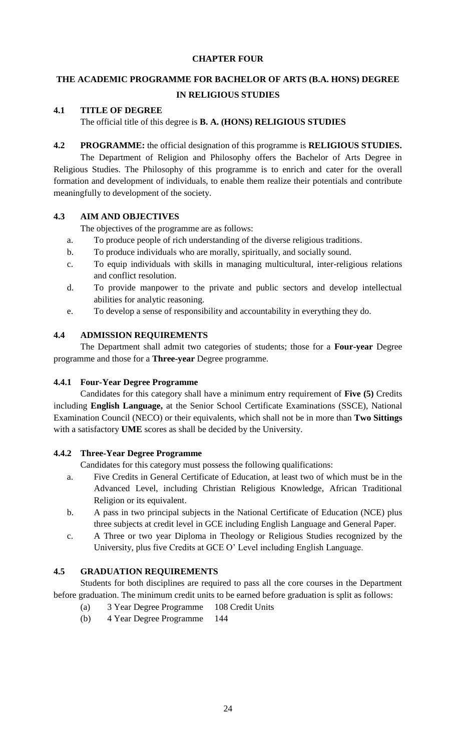# CHAPTER FOUR

## THE ACADEMIC PROGRAMME FOR BACHELOR OF ARTS (B.A. HONS) DEGREE IN RELIGIOUS STUDIES

### 4.1 TITLE OF DEGREE

The official title of this degree is **B. A. (HONS) RELIGIOUS STUDIES**

### 4.2 PROGRAMME: the official designation of this programme is RELIGIOUS STUDIES.

The Department of Religion and Philosophy offers the Bachelor of Arts Degree in Religious Studies. The Philosophy of this programme is to enrich and cater for the overall formation and development of individuals, to enable them realize their potentials and contribute meaningfully to development of the society.

### 4.3 AIM AND OBJECTIVES

The objectives of the programme are as follows:

a. To produce people of rich understanding of the diverse religious traditions.
b. To produce individuals who are morally, spiritually, and socially sound.
c. To equip individuals with skills in managing multicultural, inter-religious relations and conflict resolution.
d. To provide manpower to the private and public sectors and develop intellectual abilities for analytic reasoning.
e. To develop a sense of responsibility and accountability in everything they do.

### 4.4 ADMISSION REQUIREMENTS

The Department shall admit two categories of students; those for a **Four-year** Degree programme and those for a **Three-year** Degree programme.

#### 4.4.1 Four-Year Degree Programme

Candidates for this category shall have a minimum entry requirement of **Five (5)** Credits including **English Language,** at the Senior School Certificate Examinations (SSCE), National Examination Council (NECO) or their equivalents, which shall not be in more than **Two Sittings** with a satisfactory **UME** scores as shall be decided by the University.

#### 4.4.2 Three-Year Degree Programme

Candidates for this category must possess the following qualifications:

a. Five Credits in General Certificate of Education, at least two of which must be in the Advanced Level, including Christian Religious Knowledge, African Traditional Religion or its equivalent.
b. A pass in two principal subjects in the National Certificate of Education (NCE) plus three subjects at credit level in GCE including English Language and General Paper.
c. A Three or two year Diploma in Theology or Religious Studies recognized by the University, plus five Credits at GCE O' Level including English Language.

### 4.5 GRADUATION REQUIREMENTS

Students for both disciplines are required to pass all the core courses in the Department before graduation. The minimum credit units to be earned before graduation is split as follows:

(a) 3 Year Degree Programme 108 Credit Units
(b) 4 Year Degree Programme 144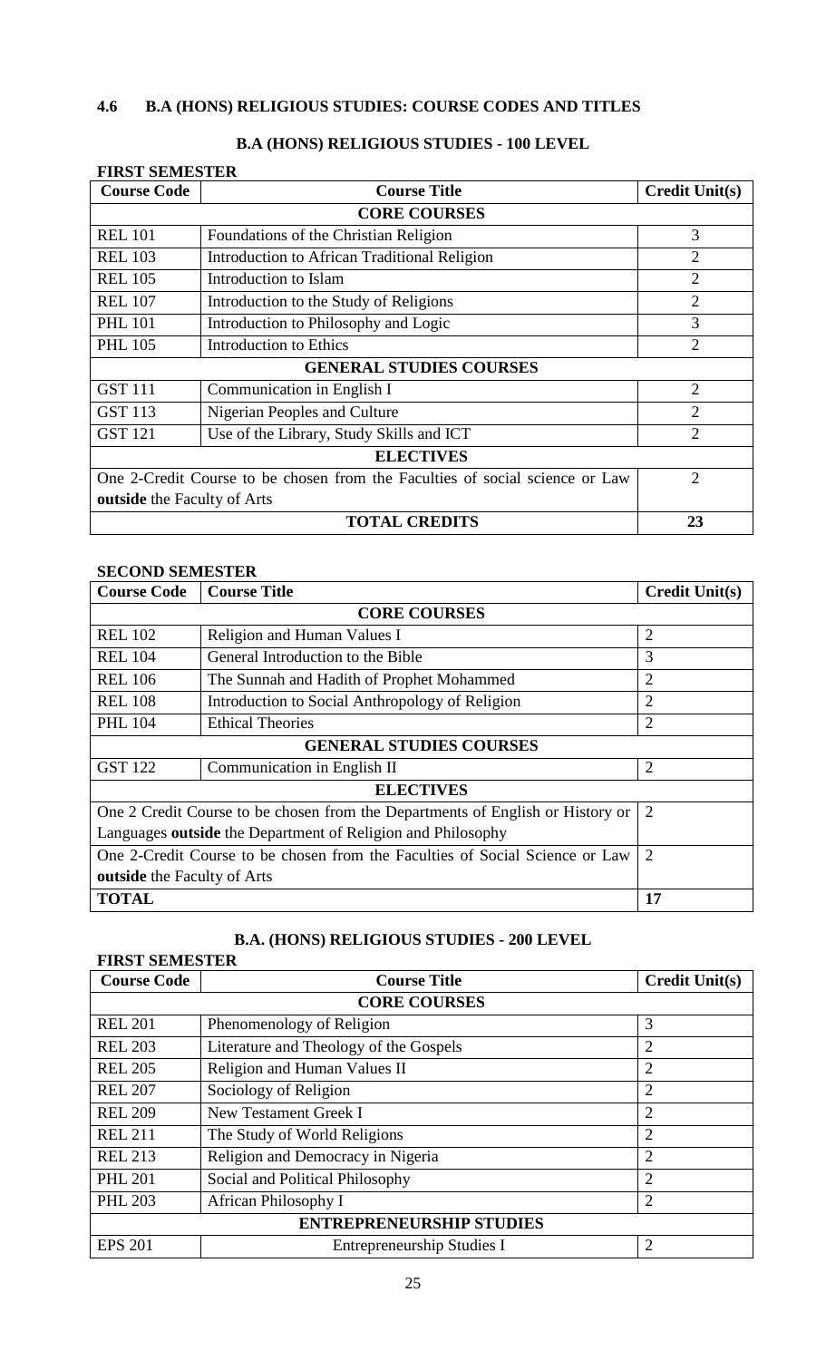## 4.6 B.A (HONS) RELIGIOUS STUDIES: COURSE CODES AND TITLES

### B.A (HONS) RELIGIOUS STUDIES - 100 LEVEL

**FIRST SEMESTER**

| Course Code | Course Title | Credit Unit(s) |
|---|---|---|
| **CORE COURSES** | | |
| REL 101 | Foundations of the Christian Religion | 3 |
| REL 103 | Introduction to African Traditional Religion | 2 |
| REL 105 | Introduction to Islam | 2 |
| REL 107 | Introduction to the Study of Religions | 2 |
| PHL 101 | Introduction to Philosophy and Logic | 3 |
| PHL 105 | Introduction to Ethics | 2 |
| **GENERAL STUDIES COURSES** | | |
| GST 111 | Communication in English I | 2 |
| GST 113 | Nigerian Peoples and Culture | 2 |
| GST 121 | Use of the Library, Study Skills and ICT | 2 |
| **ELECTIVES** | | |
| One 2-Credit Course to be chosen from the Faculties of social science or Law **outside** the Faculty of Arts | | 2 |
| **TOTAL CREDITS** | | **23** |

**SECOND SEMESTER**

| Course Code | Course Title | Credit Unit(s) |
|---|---|---|
| **CORE COURSES** | | |
| REL 102 | Religion and Human Values I | 2 |
| REL 104 | General Introduction to the Bible | 3 |
| REL 106 | The Sunnah and Hadith of Prophet Mohammed | 2 |
| REL 108 | Introduction to Social Anthropology of Religion | 2 |
| PHL 104 | Ethical Theories | 2 |
| **GENERAL STUDIES COURSES** | | |
| GST 122 | Communication in English II | 2 |
| **ELECTIVES** | | |
| One 2 Credit Course to be chosen from the Departments of English or History or Languages **outside** the Department of Religion and Philosophy | | 2 |
| One 2-Credit Course to be chosen from the Faculties of Social Science or Law **outside** the Faculty of Arts | | 2 |
| **TOTAL** | | **17** |

### B.A. (HONS) RELIGIOUS STUDIES - 200 LEVEL

**FIRST SEMESTER**

| Course Code | Course Title | Credit Unit(s) |
|---|---|---|
| **CORE COURSES** | | |
| REL 201 | Phenomenology of Religion | 3 |
| REL 203 | Literature and Theology of the Gospels | 2 |
| REL 205 | Religion and Human Values II | 2 |
| REL 207 | Sociology of Religion | 2 |
| REL 209 | New Testament Greek I | 2 |
| REL 211 | The Study of World Religions | 2 |
| REL 213 | Religion and Democracy in Nigeria | 2 |
| PHL 201 | Social and Political Philosophy | 2 |
| PHL 203 | African Philosophy I | 2 |
| **ENTREPRENEURSHIP STUDIES** | | |
| EPS 201 | Entrepreneurship Studies I | 2 |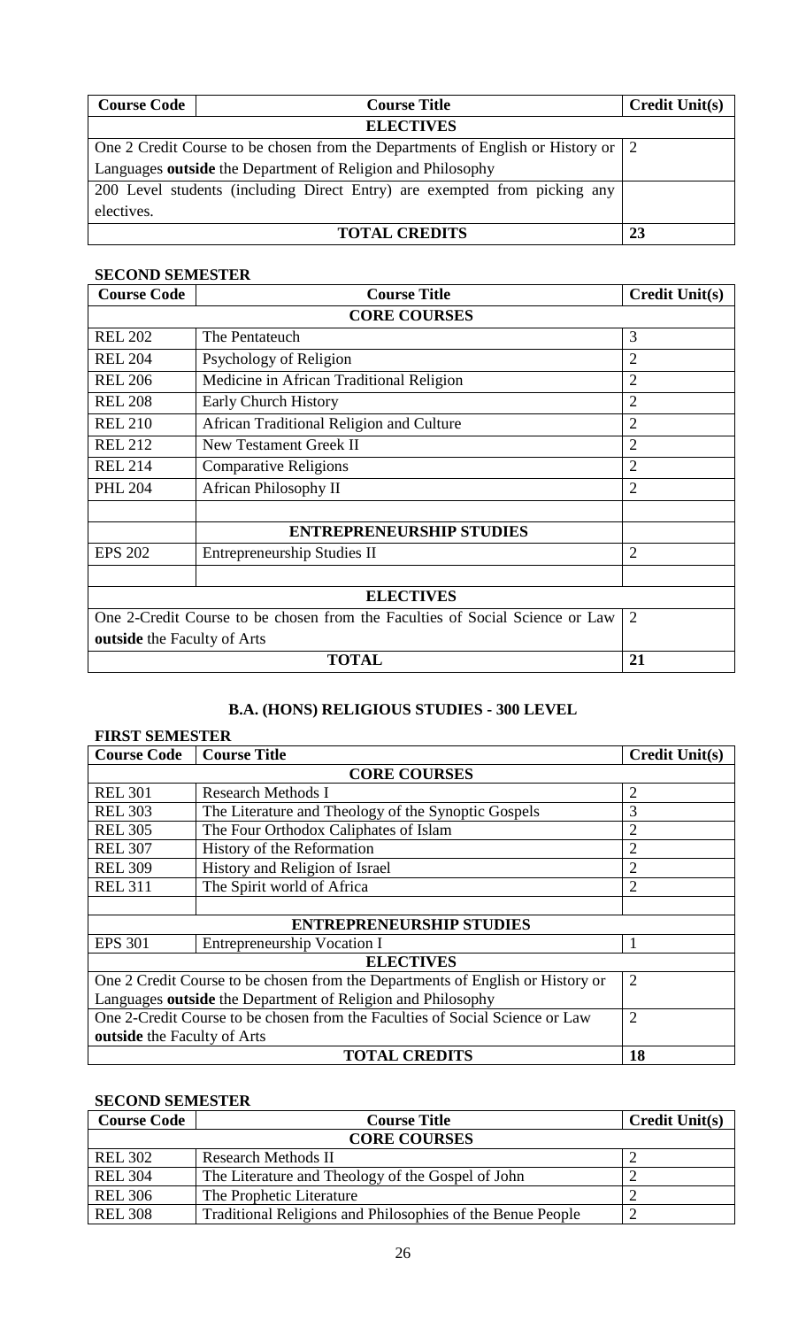| Course Code | Course Title | Credit Unit(s) |
|---|---|---|
| **ELECTIVES** | | |
| One 2 Credit Course to be chosen from the Departments of English or History or Languages **outside** the Department of Religion and Philosophy | | 2 |
| 200 Level students (including Direct Entry) are exempted from picking any electives. | | |
| **TOTAL CREDITS** | | **23** |

**SECOND SEMESTER**

| Course Code | Course Title | Credit Unit(s) |
|---|---|---|
| **CORE COURSES** | | |
| REL 202 | The Pentateuch | 3 |
| REL 204 | Psychology of Religion | 2 |
| REL 206 | Medicine in African Traditional Religion | 2 |
| REL 208 | Early Church History | 2 |
| REL 210 | African Traditional Religion and Culture | 2 |
| REL 212 | New Testament Greek II | 2 |
| REL 214 | Comparative Religions | 2 |
| PHL 204 | African Philosophy II | 2 |
| | | |
| | **ENTREPRENEURSHIP STUDIES** | |
| EPS 202 | Entrepreneurship Studies II | 2 |
| | | |
| **ELECTIVES** | | |
| One 2-Credit Course to be chosen from the Faculties of Social Science or Law **outside** the Faculty of Arts | | 2 |
| **TOTAL** | | **21** |

## B.A. (HONS) RELIGIOUS STUDIES - 300 LEVEL

**FIRST SEMESTER**

| Course Code | Course Title | Credit Unit(s) |
|---|---|---|
| **CORE COURSES** | | |
| REL 301 | Research Methods I | 2 |
| REL 303 | The Literature and Theology of the Synoptic Gospels | 3 |
| REL 305 | The Four Orthodox Caliphates of Islam | 2 |
| REL 307 | History of the Reformation | 2 |
| REL 309 | History and Religion of Israel | 2 |
| REL 311 | The Spirit world of Africa | 2 |
| | | |
| **ENTREPRENEURSHIP STUDIES** | | |
| EPS 301 | Entrepreneurship Vocation I | 1 |
| **ELECTIVES** | | |
| One 2 Credit Course to be chosen from the Departments of English or History or Languages **outside** the Department of Religion and Philosophy | | 2 |
| One 2-Credit Course to be chosen from the Faculties of Social Science or Law **outside** the Faculty of Arts | | 2 |
| **TOTAL CREDITS** | | **18** |

**SECOND SEMESTER**

| Course Code | Course Title | Credit Unit(s) |
|---|---|---|
| **CORE COURSES** | | |
| REL 302 | Research Methods II | 2 |
| REL 304 | The Literature and Theology of the Gospel of John | 2 |
| REL 306 | The Prophetic Literature | 2 |
| REL 308 | Traditional Religions and Philosophies of the Benue People | 2 |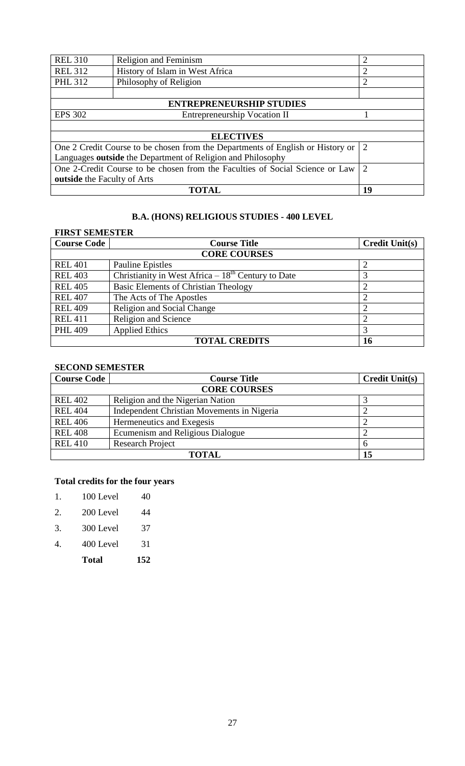| | | |
|---|---|---|
| REL 310 | Religion and Feminism | 2 |
| REL 312 | History of Islam in West Africa | 2 |
| PHL 312 | Philosophy of Religion | 2 |
| | | |
| **ENTREPRENEURSHIP STUDIES** | | |
| EPS 302 | Entrepreneurship Vocation II | 1 |
| | | |
| **ELECTIVES** | | |
| One 2 Credit Course to be chosen from the Departments of English or History or Languages **outside** the Department of Religion and Philosophy | | 2 |
| One 2-Credit Course to be chosen from the Faculties of Social Science or Law **outside** the Faculty of Arts | | 2 |
| **TOTAL** | | **19** |

## B.A. (HONS) RELIGIOUS STUDIES - 400 LEVEL

### FIRST SEMESTER

| Course Code | Course Title | Credit Unit(s) |
|---|---|---|
| | **CORE COURSES** | |
| REL 401 | Pauline Epistles | 2 |
| REL 403 | Christianity in West Africa – $18^{th}$ Century to Date | 3 |
| REL 405 | Basic Elements of Christian Theology | 2 |
| REL 407 | The Acts of The Apostles | 2 |
| REL 409 | Religion and Social Change | 2 |
| REL 411 | Religion and Science | 2 |
| PHL 409 | Applied Ethics | 3 |
| | **TOTAL CREDITS** | **16** |

### SECOND SEMESTER

| Course Code | Course Title | Credit Unit(s) |
|---|---|---|
| | **CORE COURSES** | |
| REL 402 | Religion and the Nigerian Nation | 3 |
| REL 404 | Independent Christian Movements in Nigeria | 2 |
| REL 406 | Hermeneutics and Exegesis | 2 |
| REL 408 | Ecumenism and Religious Dialogue | 2 |
| REL 410 | Research Project | 6 |
| | **TOTAL** | **15** |

### Total credits for the four years

| | | |
|---|---|---|
| 1. | 100 Level | 40 |
| 2. | 200 Level | 44 |
| 3. | 300 Level | 37 |
| 4. | 400 Level | 31 |
| | **Total** | **152** |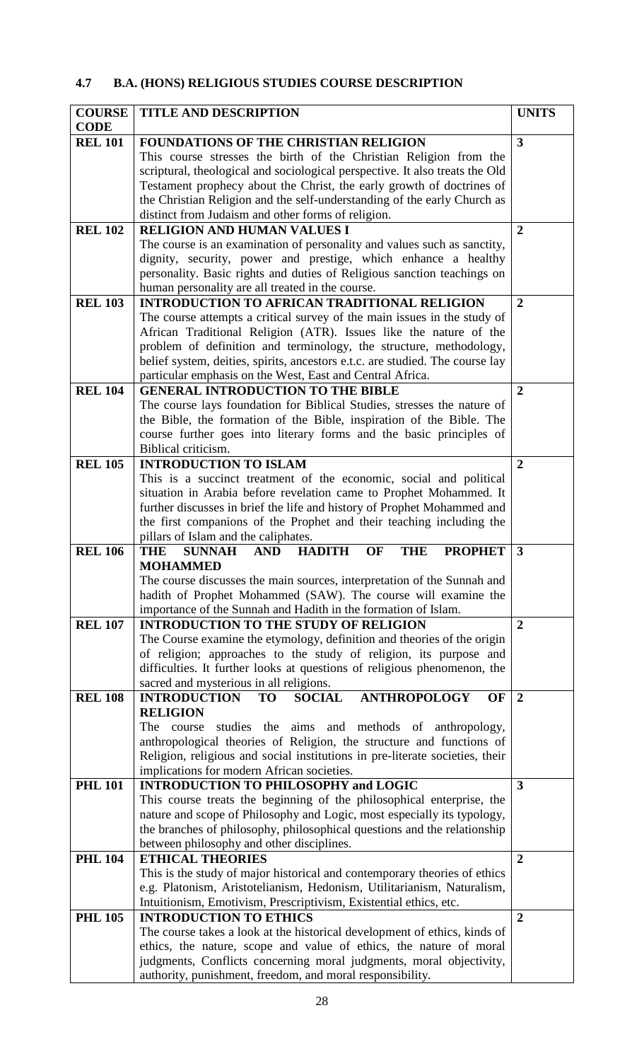## 4.7 B.A. (HONS) RELIGIOUS STUDIES COURSE DESCRIPTION

| COURSE CODE | TITLE AND DESCRIPTION | UNITS |
|---|---|---|
| **REL 101** | **FOUNDATIONS OF THE CHRISTIAN RELIGION** This course stresses the birth of the Christian Religion from the scriptural, theological and sociological perspective. It also treats the Old Testament prophecy about the Christ, the early growth of doctrines of the Christian Religion and the self-understanding of the early Church as distinct from Judaism and other forms of religion. | **3** |
| **REL 102** | **RELIGION AND HUMAN VALUES I** The course is an examination of personality and values such as sanctity, dignity, security, power and prestige, which enhance a healthy personality. Basic rights and duties of Religious sanction teachings on human personality are all treated in the course. | **2** |
| **REL 103** | **INTRODUCTION TO AFRICAN TRADITIONAL RELIGION** The course attempts a critical survey of the main issues in the study of African Traditional Religion (ATR). Issues like the nature of the problem of definition and terminology, the structure, methodology, belief system, deities, spirits, ancestors e.t.c. are studied. The course lay particular emphasis on the West, East and Central Africa. | **2** |
| **REL 104** | **GENERAL INTRODUCTION TO THE BIBLE** The course lays foundation for Biblical Studies, stresses the nature of the Bible, the formation of the Bible, inspiration of the Bible. The course further goes into literary forms and the basic principles of Biblical criticism. | **2** |
| **REL 105** | **INTRODUCTION TO ISLAM** This is a succinct treatment of the economic, social and political situation in Arabia before revelation came to Prophet Mohammed. It further discusses in brief the life and history of Prophet Mohammed and the first companions of the Prophet and their teaching including the pillars of Islam and the caliphates. | **2** |
| **REL 106** | **THE SUNNAH AND HADITH OF THE PROPHET MOHAMMED** The course discusses the main sources, interpretation of the Sunnah and hadith of Prophet Mohammed (SAW). The course will examine the importance of the Sunnah and Hadith in the formation of Islam. | **3** |
| **REL 107** | **INTRODUCTION TO THE STUDY OF RELIGION** The Course examine the etymology, definition and theories of the origin of religion; approaches to the study of religion, its purpose and difficulties. It further looks at questions of religious phenomenon, the sacred and mysterious in all religions. | **2** |
| **REL 108** | **INTRODUCTION TO SOCIAL ANTHROPOLOGY OF RELIGION** The course studies the aims and methods of anthropology, anthropological theories of Religion, the structure and functions of Religion, religious and social institutions in pre-literate societies, their implications for modern African societies. | **2** |
| **PHL 101** | **INTRODUCTION TO PHILOSOPHY and LOGIC** This course treats the beginning of the philosophical enterprise, the nature and scope of Philosophy and Logic, most especially its typology, the branches of philosophy, philosophical questions and the relationship between philosophy and other disciplines. | **3** |
| **PHL 104** | **ETHICAL THEORIES** This is the study of major historical and contemporary theories of ethics e.g. Platonism, Aristotelianism, Hedonism, Utilitarianism, Naturalism, Intuitionism, Emotivism, Prescriptivism, Existential ethics, etc. | **2** |
| **PHL 105** | **INTRODUCTION TO ETHICS** The course takes a look at the historical development of ethics, kinds of ethics, the nature, scope and value of ethics, the nature of moral judgments, Conflicts concerning moral judgments, moral objectivity, authority, punishment, freedom, and moral responsibility. | **2** |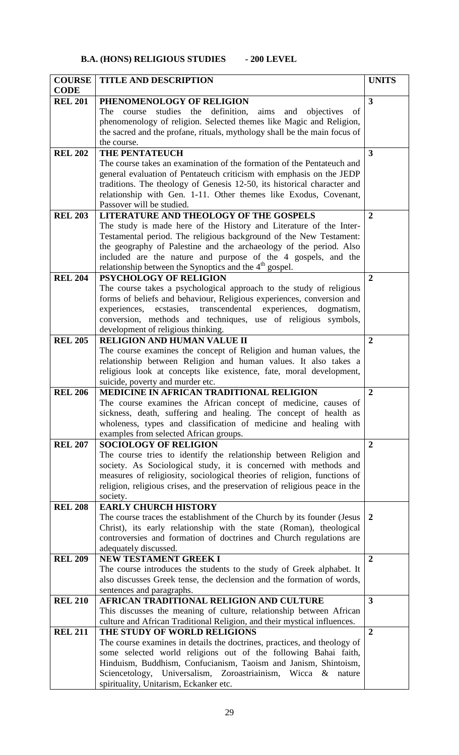## B.A. (HONS) RELIGIOUS STUDIES - 200 LEVEL

| COURSE CODE | TITLE AND DESCRIPTION | UNITS |
|---|---|---|
| REL 201 | **PHENOMENOLOGY OF RELIGION** The course studies the definition, aims and objectives of phenomenology of religion. Selected themes like Magic and Religion, the sacred and the profane, rituals, mythology shall be the main focus of the course. | 3 |
| REL 202 | **THE PENTATEUCH** The course takes an examination of the formation of the Pentateuch and general evaluation of Pentateuch criticism with emphasis on the JEDP traditions. The theology of Genesis 12-50, its historical character and relationship with Gen. 1-11. Other themes like Exodus, Covenant, Passover will be studied. | 3 |
| REL 203 | **LITERATURE AND THEOLOGY OF THE GOSPELS** The study is made here of the History and Literature of the Inter-Testamental period. The religious background of the New Testament: the geography of Palestine and the archaeology of the period. Also included are the nature and purpose of the 4 gospels, and the relationship between the Synoptics and the 4th gospel. | 2 |
| REL 204 | **PSYCHOLOGY OF RELIGION** The course takes a psychological approach to the study of religious forms of beliefs and behaviour, Religious experiences, conversion and experiences, ecstasies, transcendental experiences, dogmatism, conversion, methods and techniques, use of religious symbols, development of religious thinking. | 2 |
| REL 205 | **RELIGION AND HUMAN VALUE II** The course examines the concept of Religion and human values, the relationship between Religion and human values. It also takes a religious look at concepts like existence, fate, moral development, suicide, poverty and murder etc. | 2 |
| REL 206 | **MEDICINE IN AFRICAN TRADITIONAL RELIGION** The course examines the African concept of medicine, causes of sickness, death, suffering and healing. The concept of health as wholeness, types and classification of medicine and healing with examples from selected African groups. | 2 |
| REL 207 | **SOCIOLOGY OF RELIGION** The course tries to identify the relationship between Religion and society. As Sociological study, it is concerned with methods and measures of religiosity, sociological theories of religion, functions of religion, religious crises, and the preservation of religious peace in the society. | 2 |
| REL 208 | **EARLY CHURCH HISTORY** The course traces the establishment of the Church by its founder (Jesus Christ), its early relationship with the state (Roman), theological controversies and formation of doctrines and Church regulations are adequately discussed. | 2 |
| REL 209 | **NEW TESTAMENT GREEK I** The course introduces the students to the study of Greek alphabet. It also discusses Greek tense, the declension and the formation of words, sentences and paragraphs. | 2 |
| REL 210 | **AFRICAN TRADITIONAL RELIGION AND CULTURE** This discusses the meaning of culture, relationship between African culture and African Traditional Religion, and their mystical influences. | 3 |
| REL 211 | **THE STUDY OF WORLD RELIGIONS** The course examines in details the doctrines, practices, and theology of some selected world religions out of the following Bahai faith, Hinduism, Buddhism, Confucianism, Taoism and Janism, Shintoism, Sciencetology, Universalism, Zoroastriainism, Wicca & nature spirituality, Unitarism, Eckanker etc. | 2 |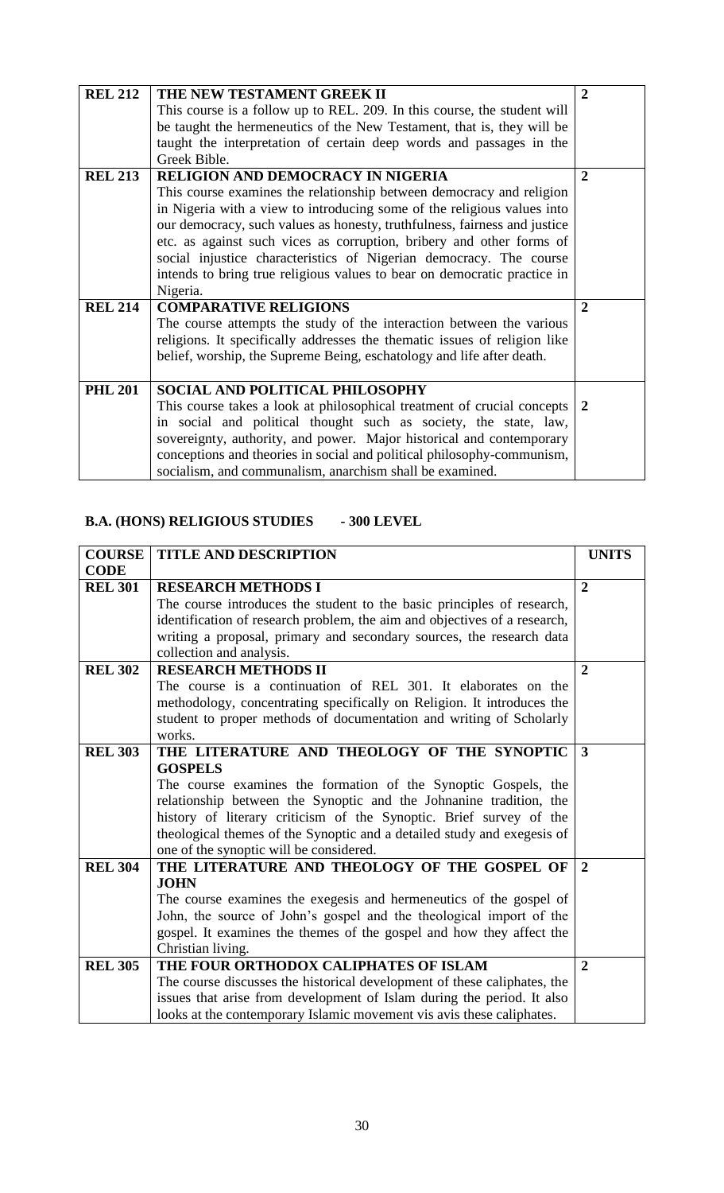| | | |
|---|---|---|
| **REL 212** | **THE NEW TESTAMENT GREEK II**<br>This course is a follow up to REL. 209. In this course, the student will be taught the hermeneutics of the New Testament, that is, they will be taught the interpretation of certain deep words and passages in the Greek Bible. | **2** |
| **REL 213** | **RELIGION AND DEMOCRACY IN NIGERIA**<br>This course examines the relationship between democracy and religion in Nigeria with a view to introducing some of the religious values into our democracy, such values as honesty, truthfulness, fairness and justice etc. as against such vices as corruption, bribery and other forms of social injustice characteristics of Nigerian democracy. The course intends to bring true religious values to bear on democratic practice in Nigeria. | **2** |
| **REL 214** | **COMPARATIVE RELIGIONS**<br>The course attempts the study of the interaction between the various religions. It specifically addresses the thematic issues of religion like belief, worship, the Supreme Being, eschatology and life after death. | **2** |
| **PHL 201** | **SOCIAL AND POLITICAL PHILOSOPHY**<br>This course takes a look at philosophical treatment of crucial concepts in social and political thought such as society, the state, law, sovereignty, authority, and power. Major historical and contemporary conceptions and theories in social and political philosophy-communism, socialism, and communalism, anarchism shall be examined. | **2** |

## B.A. (HONS) RELIGIOUS STUDIES - 300 LEVEL

| COURSE CODE | TITLE AND DESCRIPTION | UNITS |
|---|---|---|
| **REL 301** | **RESEARCH METHODS I**<br>The course introduces the student to the basic principles of research, identification of research problem, the aim and objectives of a research, writing a proposal, primary and secondary sources, the research data collection and analysis. | **2** |
| **REL 302** | **RESEARCH METHODS II**<br>The course is a continuation of REL 301. It elaborates on the methodology, concentrating specifically on Religion. It introduces the student to proper methods of documentation and writing of Scholarly works. | **2** |
| **REL 303** | **THE LITERATURE AND THEOLOGY OF THE SYNOPTIC GOSPELS**<br>The course examines the formation of the Synoptic Gospels, the relationship between the Synoptic and the Johnanine tradition, the history of literary criticism of the Synoptic. Brief survey of the theological themes of the Synoptic and a detailed study and exegesis of one of the synoptic will be considered. | **3** |
| **REL 304** | **THE LITERATURE AND THEOLOGY OF THE GOSPEL OF JOHN**<br>The course examines the exegesis and hermeneutics of the gospel of John, the source of John's gospel and the theological import of the gospel. It examines the themes of the gospel and how they affect the Christian living. | **2** |
| **REL 305** | **THE FOUR ORTHODOX CALIPHATES OF ISLAM**<br>The course discusses the historical development of these caliphates, the issues that arise from development of Islam during the period. It also looks at the contemporary Islamic movement vis avis these caliphates. | **2** |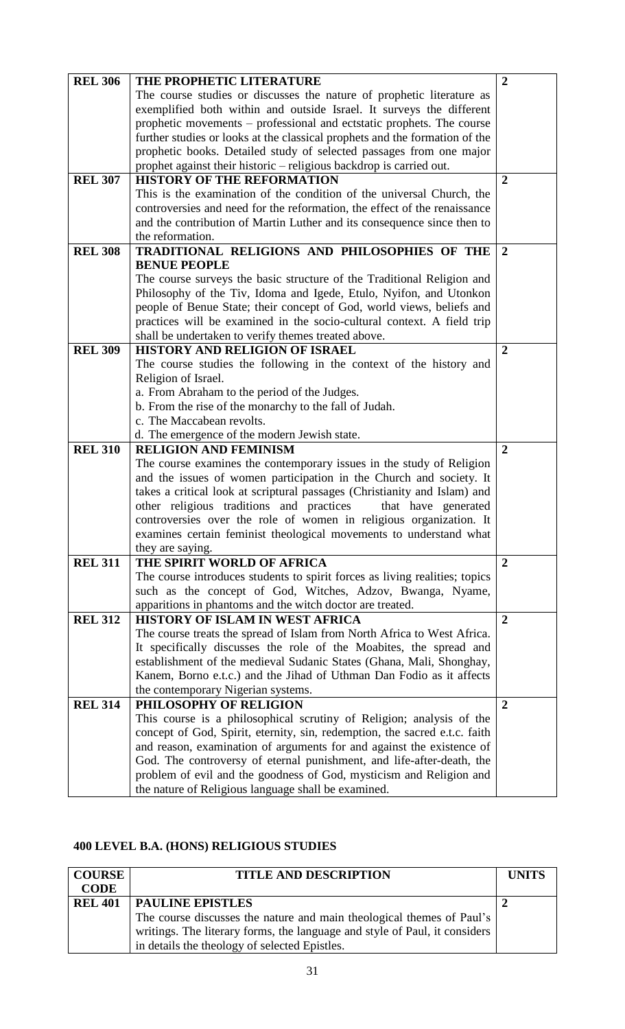| | | |
|---|---|---|
| **REL 306** | **THE PROPHETIC LITERATURE**<br>The course studies or discusses the nature of prophetic literature as exemplified both within and outside Israel. It surveys the different prophetic movements – professional and ectstatic prophets. The course further studies or looks at the classical prophets and the formation of the prophetic books. Detailed study of selected passages from one major prophet against their historic – religious backdrop is carried out. | **2** |
| **REL 307** | **HISTORY OF THE REFORMATION**<br>This is the examination of the condition of the universal Church, the controversies and need for the reformation, the effect of the renaissance and the contribution of Martin Luther and its consequence since then to the reformation. | **2** |
| **REL 308** | **TRADITIONAL RELIGIONS AND PHILOSOPHIES OF THE BENUE PEOPLE**<br>The course surveys the basic structure of the Traditional Religion and Philosophy of the Tiv, Idoma and Igede, Etulo, Nyifon, and Utonkon people of Benue State; their concept of God, world views, beliefs and practices will be examined in the socio-cultural context. A field trip shall be undertaken to verify themes treated above. | **2** |
| **REL 309** | **HISTORY AND RELIGION OF ISRAEL**<br>The course studies the following in the context of the history and Religion of Israel.<br>a. From Abraham to the period of the Judges.<br>b. From the rise of the monarchy to the fall of Judah.<br>c. The Maccabean revolts.<br>d. The emergence of the modern Jewish state. | **2** |
| **REL 310** | **RELIGION AND FEMINISM**<br>The course examines the contemporary issues in the study of Religion and the issues of women participation in the Church and society. It takes a critical look at scriptural passages (Christianity and Islam) and other religious traditions and practices that have generated controversies over the role of women in religious organization. It examines certain feminist theological movements to understand what they are saying. | **2** |
| **REL 311** | **THE SPIRIT WORLD OF AFRICA**<br>The course introduces students to spirit forces as living realities; topics such as the concept of God, Witches, Adzov, Bwanga, Nyame, apparitions in phantoms and the witch doctor are treated. | **2** |
| **REL 312** | **HISTORY OF ISLAM IN WEST AFRICA**<br>The course treats the spread of Islam from North Africa to West Africa. It specifically discusses the role of the Moabites, the spread and establishment of the medieval Sudanic States (Ghana, Mali, Shonghay, Kanem, Borno e.t.c.) and the Jihad of Uthman Dan Fodio as it affects the contemporary Nigerian systems. | **2** |
| **REL 314** | **PHILOSOPHY OF RELIGION**<br>This course is a philosophical scrutiny of Religion; analysis of the concept of God, Spirit, eternity, sin, redemption, the sacred e.t.c. faith and reason, examination of arguments for and against the existence of God. The controversy of eternal punishment, and life-after-death, the problem of evil and the goodness of God, mysticism and Religion and the nature of Religious language shall be examined. | **2** |

## 400 LEVEL B.A. (HONS) RELIGIOUS STUDIES

| COURSE CODE | TITLE AND DESCRIPTION | UNITS |
|---|---|---|
| **REL 401** | **PAULINE EPISTLES**<br>The course discusses the nature and main theological themes of Paul's writings. The literary forms, the language and style of Paul, it considers in details the theology of selected Epistles. | **2** |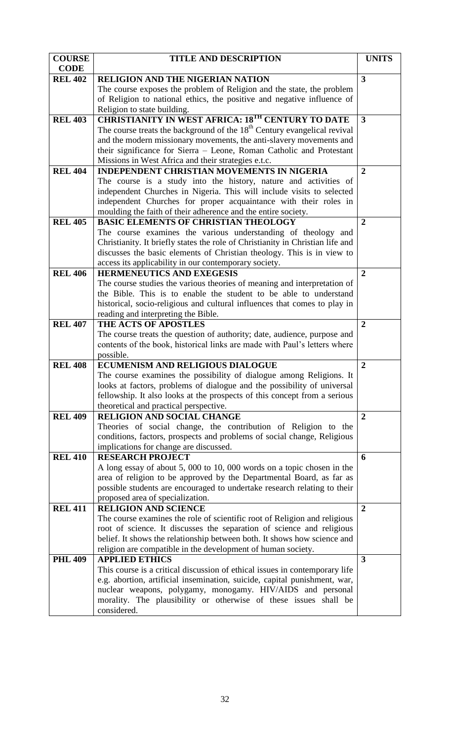| COURSE CODE | TITLE AND DESCRIPTION | UNITS |
|---|---|---|
| REL 402 | **RELIGION AND THE NIGERIAN NATION**<br>The course exposes the problem of Religion and the state, the problem of Religion to national ethics, the positive and negative influence of Religion to state building. | 3 |
| REL 403 | **CHRISTIANITY IN WEST AFRICA: 18TH CENTURY TO DATE**<br>The course treats the background of the 18th Century evangelical revival and the modern missionary movements, the anti-slavery movements and their significance for Sierra – Leone, Roman Catholic and Protestant Missions in West Africa and their strategies e.t.c. | 3 |
| REL 404 | **INDEPENDENT CHRISTIAN MOVEMENTS IN NIGERIA**<br>The course is a study into the history, nature and activities of independent Churches in Nigeria. This will include visits to selected independent Churches for proper acquaintance with their roles in moulding the faith of their adherence and the entire society. | 2 |
| REL 405 | **BASIC ELEMENTS OF CHRISTIAN THEOLOGY**<br>The course examines the various understanding of theology and Christianity. It briefly states the role of Christianity in Christian life and discusses the basic elements of Christian theology. This is in view to access its applicability in our contemporary society. | 2 |
| REL 406 | **HERMENEUTICS AND EXEGESIS**<br>The course studies the various theories of meaning and interpretation of the Bible. This is to enable the student to be able to understand historical, socio-religious and cultural influences that comes to play in reading and interpreting the Bible. | 2 |
| REL 407 | **THE ACTS OF APOSTLES**<br>The course treats the question of authority; date, audience, purpose and contents of the book, historical links are made with Paul's letters where possible. | 2 |
| REL 408 | **ECUMENISM AND RELIGIOUS DIALOGUE**<br>The course examines the possibility of dialogue among Religions. It looks at factors, problems of dialogue and the possibility of universal fellowship. It also looks at the prospects of this concept from a serious theoretical and practical perspective. | 2 |
| REL 409 | **RELIGION AND SOCIAL CHANGE**<br>Theories of social change, the contribution of Religion to the conditions, factors, prospects and problems of social change, Religious implications for change are discussed. | 2 |
| REL 410 | **RESEARCH PROJECT**<br>A long essay of about 5, 000 to 10, 000 words on a topic chosen in the area of religion to be approved by the Departmental Board, as far as possible students are encouraged to undertake research relating to their proposed area of specialization. | 6 |
| REL 411 | **RELIGION AND SCIENCE**<br>The course examines the role of scientific root of Religion and religious root of science. It discusses the separation of science and religious belief. It shows the relationship between both. It shows how science and religion are compatible in the development of human society. | 2 |
| PHL 409 | **APPLIED ETHICS**<br>This course is a critical discussion of ethical issues in contemporary life e.g. abortion, artificial insemination, suicide, capital punishment, war, nuclear weapons, polygamy, monogamy. HIV/AIDS and personal morality. The plausibility or otherwise of these issues shall be considered. | 3 |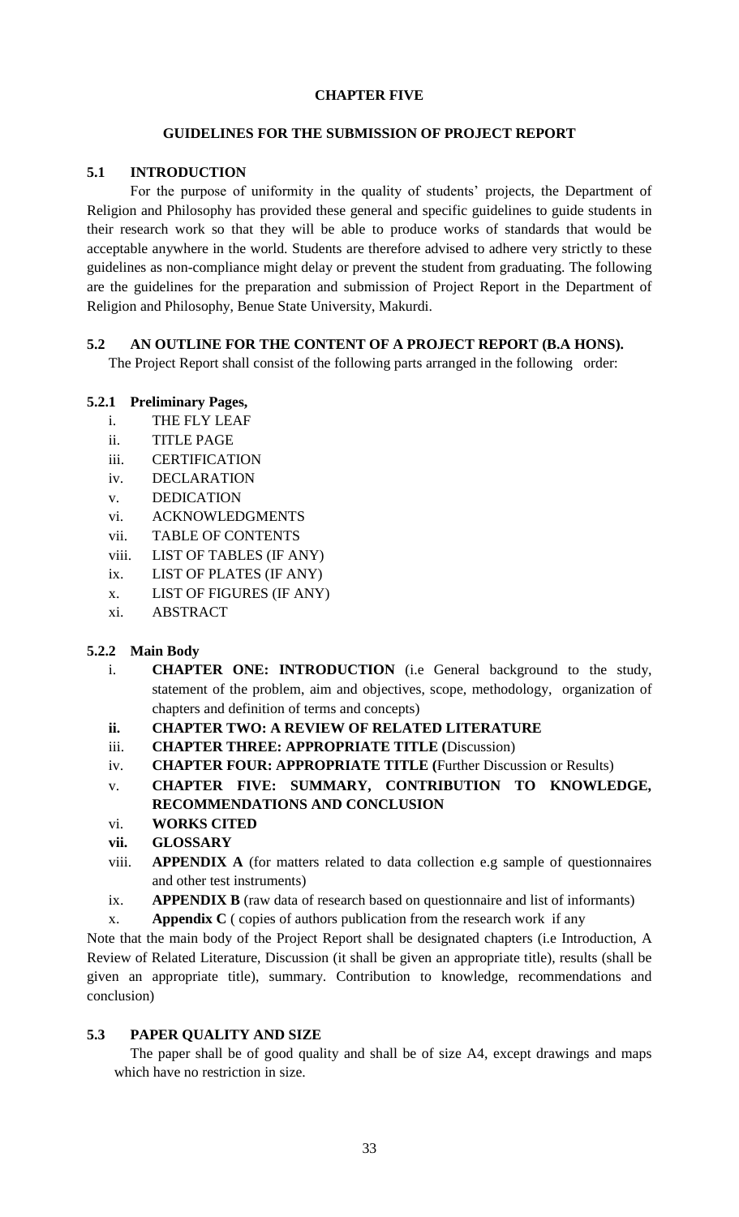# CHAPTER FIVE

## GUIDELINES FOR THE SUBMISSION OF PROJECT REPORT

### 5.1 INTRODUCTION

For the purpose of uniformity in the quality of students' projects, the Department of Religion and Philosophy has provided these general and specific guidelines to guide students in their research work so that they will be able to produce works of standards that would be acceptable anywhere in the world. Students are therefore advised to adhere very strictly to these guidelines as non-compliance might delay or prevent the student from graduating. The following are the guidelines for the preparation and submission of Project Report in the Department of Religion and Philosophy, Benue State University, Makurdi.

### 5.2 AN OUTLINE FOR THE CONTENT OF A PROJECT REPORT (B.A HONS).

The Project Report shall consist of the following parts arranged in the following order:

#### 5.2.1 Preliminary Pages,

i. THE FLY LEAF
ii. TITLE PAGE
iii. CERTIFICATION
iv. DECLARATION
v. DEDICATION
vi. ACKNOWLEDGMENTS
vii. TABLE OF CONTENTS
viii. LIST OF TABLES (IF ANY)
ix. LIST OF PLATES (IF ANY)
x. LIST OF FIGURES (IF ANY)
xi. ABSTRACT

#### 5.2.2 Main Body

i. **CHAPTER ONE: INTRODUCTION** (i.e General background to the study, statement of the problem, aim and objectives, scope, methodology, organization of chapters and definition of terms and concepts)
**ii. CHAPTER TWO: A REVIEW OF RELATED LITERATURE**
iii. **CHAPTER THREE: APPROPRIATE TITLE (**Discussion)
iv. **CHAPTER FOUR: APPROPRIATE TITLE (**Further Discussion or Results)
v. **CHAPTER FIVE: SUMMARY, CONTRIBUTION TO KNOWLEDGE, RECOMMENDATIONS AND CONCLUSION**
vi. **WORKS CITED**
**vii. GLOSSARY**
viii. **APPENDIX A** (for matters related to data collection e.g sample of questionnaires and other test instruments)
ix. **APPENDIX B** (raw data of research based on questionnaire and list of informants)
x. **Appendix C** ( copies of authors publication from the research work if any

Note that the main body of the Project Report shall be designated chapters (i.e Introduction, A Review of Related Literature, Discussion (it shall be given an appropriate title), results (shall be given an appropriate title), summary. Contribution to knowledge, recommendations and conclusion)

### 5.3 PAPER QUALITY AND SIZE

The paper shall be of good quality and shall be of size A4, except drawings and maps which have no restriction in size.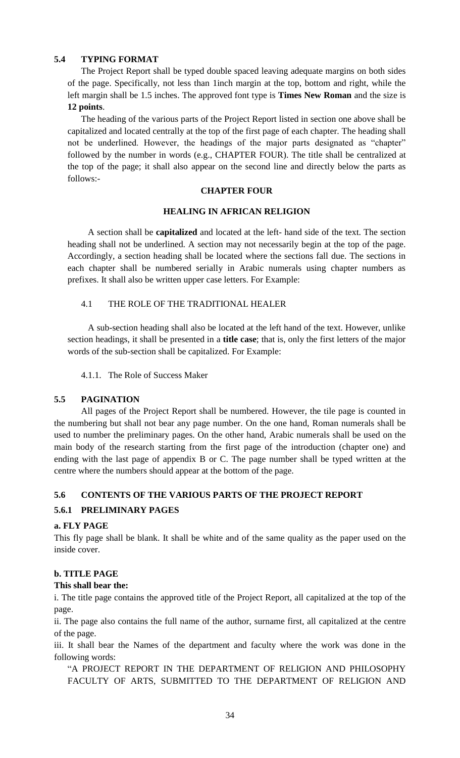### 5.4 TYPING FORMAT

The Project Report shall be typed double spaced leaving adequate margins on both sides of the page. Specifically, not less than 1inch margin at the top, bottom and right, while the left margin shall be 1.5 inches. The approved font type is **Times New Roman** and the size is **12 points**.

The heading of the various parts of the Project Report listed in section one above shall be capitalized and located centrally at the top of the first page of each chapter. The heading shall not be underlined. However, the headings of the major parts designated as "chapter" followed by the number in words (e.g., CHAPTER FOUR). The title shall be centralized at the top of the page; it shall also appear on the second line and directly below the parts as follows:-

**CHAPTER FOUR**

**HEALING IN AFRICAN RELIGION**

A section shall be **capitalized** and located at the left- hand side of the text. The section heading shall not be underlined. A section may not necessarily begin at the top of the page. Accordingly, a section heading shall be located where the sections fall due. The sections in each chapter shall be numbered serially in Arabic numerals using chapter numbers as prefixes. It shall also be written upper case letters. For Example:

4.1 THE ROLE OF THE TRADITIONAL HEALER

A sub-section heading shall also be located at the left hand of the text. However, unlike section headings, it shall be presented in a **title case**; that is, only the first letters of the major words of the sub-section shall be capitalized. For Example:

4.1.1. The Role of Success Maker

### 5.5 PAGINATION

All pages of the Project Report shall be numbered. However, the tile page is counted in the numbering but shall not bear any page number. On the one hand, Roman numerals shall be used to number the preliminary pages. On the other hand, Arabic numerals shall be used on the main body of the research starting from the first page of the introduction (chapter one) and ending with the last page of appendix B or C. The page number shall be typed written at the centre where the numbers should appear at the bottom of the page.

### 5.6 CONTENTS OF THE VARIOUS PARTS OF THE PROJECT REPORT

#### 5.6.1 PRELIMINARY PAGES

**a. FLY PAGE**

This fly page shall be blank. It shall be white and of the same quality as the paper used on the inside cover.

**b. TITLE PAGE**

**This shall bear the:**

i. The title page contains the approved title of the Project Report, all capitalized at the top of the page.

ii. The page also contains the full name of the author, surname first, all capitalized at the centre of the page.

iii. It shall bear the Names of the department and faculty where the work was done in the following words:

"A PROJECT REPORT IN THE DEPARTMENT OF RELIGION AND PHILOSOPHY FACULTY OF ARTS, SUBMITTED TO THE DEPARTMENT OF RELIGION AND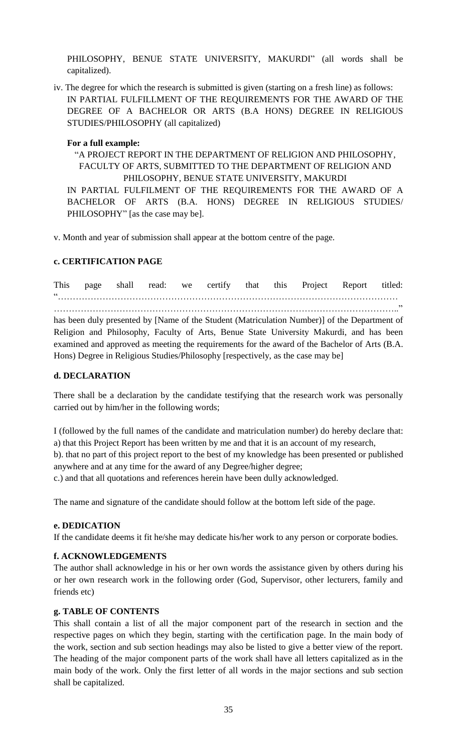PHILOSOPHY, BENUE STATE UNIVERSITY, MAKURDI" (all words shall be capitalized).

iv. The degree for which the research is submitted is given (starting on a fresh line) as follows: IN PARTIAL FULFILLMENT OF THE REQUIREMENTS FOR THE AWARD OF THE DEGREE OF A BACHELOR OR ARTS (B.A HONS) DEGREE IN RELIGIOUS STUDIES/PHILOSOPHY (all capitalized)

**For a full example:**

"A PROJECT REPORT IN THE DEPARTMENT OF RELIGION AND PHILOSOPHY, FACULTY OF ARTS, SUBMITTED TO THE DEPARTMENT OF RELIGION AND PHILOSOPHY, BENUE STATE UNIVERSITY, MAKURDI

IN PARTIAL FULFILMENT OF THE REQUIREMENTS FOR THE AWARD OF A BACHELOR OF ARTS (B.A. HONS) DEGREE IN RELIGIOUS STUDIES/ PHILOSOPHY" [as the case may be].

v. Month and year of submission shall appear at the bottom centre of the page.

**c. CERTIFICATION PAGE**

This page shall read: we certify that this Project Report titled: "……………………………………………………………………………………………………………………………………………………………………………………………………………….." has been duly presented by [Name of the Student (Matriculation Number)] of the Department of Religion and Philosophy, Faculty of Arts, Benue State University Makurdi, and has been examined and approved as meeting the requirements for the award of the Bachelor of Arts (B.A. Hons) Degree in Religious Studies/Philosophy [respectively, as the case may be]

**d. DECLARATION**

There shall be a declaration by the candidate testifying that the research work was personally carried out by him/her in the following words;

I (followed by the full names of the candidate and matriculation number) do hereby declare that:
a) that this Project Report has been written by me and that it is an account of my research,
b). that no part of this project report to the best of my knowledge has been presented or published anywhere and at any time for the award of any Degree/higher degree;
c.) and that all quotations and references herein have been dully acknowledged.

The name and signature of the candidate should follow at the bottom left side of the page.

**e. DEDICATION**

If the candidate deems it fit he/she may dedicate his/her work to any person or corporate bodies.

**f. ACKNOWLEDGEMENTS**

The author shall acknowledge in his or her own words the assistance given by others during his or her own research work in the following order (God, Supervisor, other lecturers, family and friends etc)

**g. TABLE OF CONTENTS**

This shall contain a list of all the major component part of the research in section and the respective pages on which they begin, starting with the certification page. In the main body of the work, section and sub section headings may also be listed to give a better view of the report. The heading of the major component parts of the work shall have all letters capitalized as in the main body of the work. Only the first letter of all words in the major sections and sub section shall be capitalized.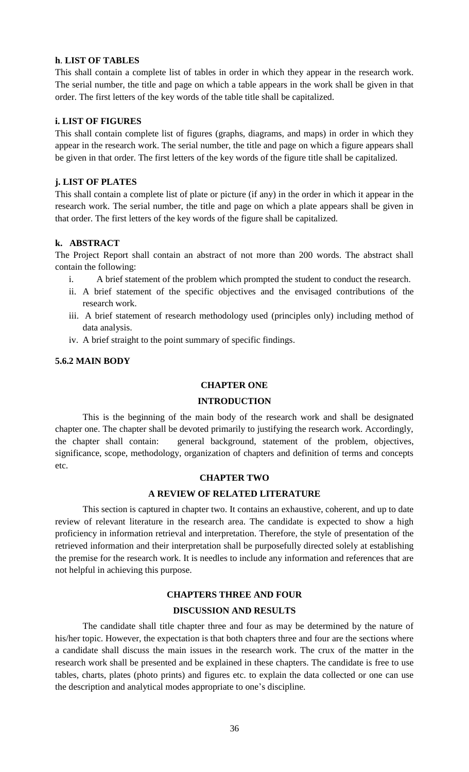**h**. **LIST OF TABLES**

This shall contain a complete list of tables in order in which they appear in the research work. The serial number, the title and page on which a table appears in the work shall be given in that order. The first letters of the key words of the table title shall be capitalized.

**i. LIST OF FIGURES**

This shall contain complete list of figures (graphs, diagrams, and maps) in order in which they appear in the research work. The serial number, the title and page on which a figure appears shall be given in that order. The first letters of the key words of the figure title shall be capitalized.

**j. LIST OF PLATES**

This shall contain a complete list of plate or picture (if any) in the order in which it appear in the research work. The serial number, the title and page on which a plate appears shall be given in that order. The first letters of the key words of the figure shall be capitalized.

**k. ABSTRACT**

The Project Report shall contain an abstract of not more than 200 words. The abstract shall contain the following:

i. A brief statement of the problem which prompted the student to conduct the research.
ii. A brief statement of the specific objectives and the envisaged contributions of the research work.
iii. A brief statement of research methodology used (principles only) including method of data analysis.
iv. A brief straight to the point summary of specific findings.

**5.6.2 MAIN BODY**

**CHAPTER ONE**

**INTRODUCTION**

This is the beginning of the main body of the research work and shall be designated chapter one. The chapter shall be devoted primarily to justifying the research work. Accordingly, the chapter shall contain: general background, statement of the problem, objectives, significance, scope, methodology, organization of chapters and definition of terms and concepts etc.

**CHAPTER TWO**

**A REVIEW OF RELATED LITERATURE**

This section is captured in chapter two. It contains an exhaustive, coherent, and up to date review of relevant literature in the research area. The candidate is expected to show a high proficiency in information retrieval and interpretation. Therefore, the style of presentation of the retrieved information and their interpretation shall be purposefully directed solely at establishing the premise for the research work. It is needles to include any information and references that are not helpful in achieving this purpose.

**CHAPTERS THREE AND FOUR**

**DISCUSSION AND RESULTS**

The candidate shall title chapter three and four as may be determined by the nature of his/her topic. However, the expectation is that both chapters three and four are the sections where a candidate shall discuss the main issues in the research work. The crux of the matter in the research work shall be presented and be explained in these chapters. The candidate is free to use tables, charts, plates (photo prints) and figures etc. to explain the data collected or one can use the description and analytical modes appropriate to one's discipline.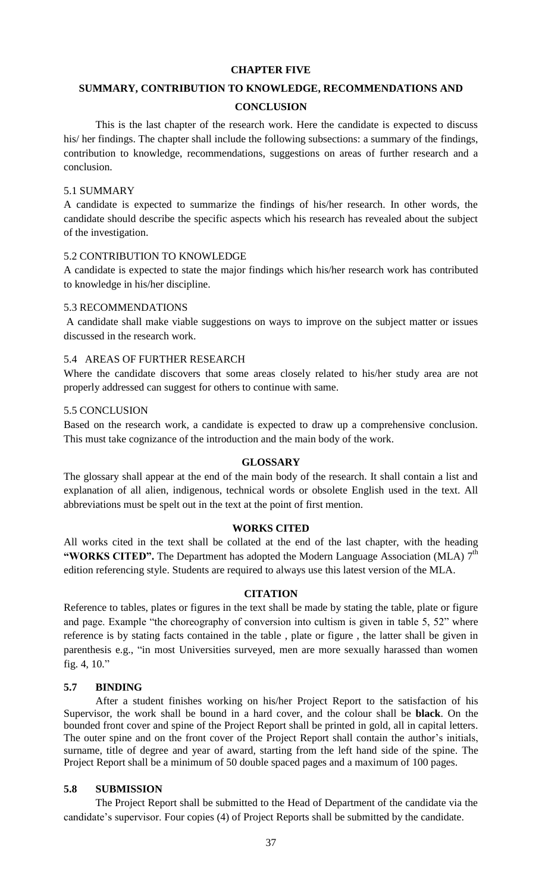# CHAPTER FIVE

## SUMMARY, CONTRIBUTION TO KNOWLEDGE, RECOMMENDATIONS AND CONCLUSION

This is the last chapter of the research work. Here the candidate is expected to discuss his/ her findings. The chapter shall include the following subsections: a summary of the findings, contribution to knowledge, recommendations, suggestions on areas of further research and a conclusion.

### 5.1 SUMMARY

A candidate is expected to summarize the findings of his/her research. In other words, the candidate should describe the specific aspects which his research has revealed about the subject of the investigation.

### 5.2 CONTRIBUTION TO KNOWLEDGE

A candidate is expected to state the major findings which his/her research work has contributed to knowledge in his/her discipline.

### 5.3 RECOMMENDATIONS

A candidate shall make viable suggestions on ways to improve on the subject matter or issues discussed in the research work.

### 5.4 AREAS OF FURTHER RESEARCH

Where the candidate discovers that some areas closely related to his/her study area are not properly addressed can suggest for others to continue with same.

### 5.5 CONCLUSION

Based on the research work, a candidate is expected to draw up a comprehensive conclusion. This must take cognizance of the introduction and the main body of the work.

## GLOSSARY

The glossary shall appear at the end of the main body of the research. It shall contain a list and explanation of all alien, indigenous, technical words or obsolete English used in the text. All abbreviations must be spelt out in the text at the point of first mention.

## WORKS CITED

All works cited in the text shall be collated at the end of the last chapter, with the heading **"WORKS CITED".** The Department has adopted the Modern Language Association (MLA) 7th edition referencing style. Students are required to always use this latest version of the MLA.

## CITATION

Reference to tables, plates or figures in the text shall be made by stating the table, plate or figure and page. Example "the choreography of conversion into cultism is given in table 5, 52" where reference is by stating facts contained in the table , plate or figure , the latter shall be given in parenthesis e.g., "in most Universities surveyed, men are more sexually harassed than women fig. 4, 10."

### 5.7 BINDING

After a student finishes working on his/her Project Report to the satisfaction of his Supervisor, the work shall be bound in a hard cover, and the colour shall be **black**. On the bounded front cover and spine of the Project Report shall be printed in gold, all in capital letters. The outer spine and on the front cover of the Project Report shall contain the author's initials, surname, title of degree and year of award, starting from the left hand side of the spine. The Project Report shall be a minimum of 50 double spaced pages and a maximum of 100 pages.

### 5.8 SUBMISSION

The Project Report shall be submitted to the Head of Department of the candidate via the candidate's supervisor. Four copies (4) of Project Reports shall be submitted by the candidate.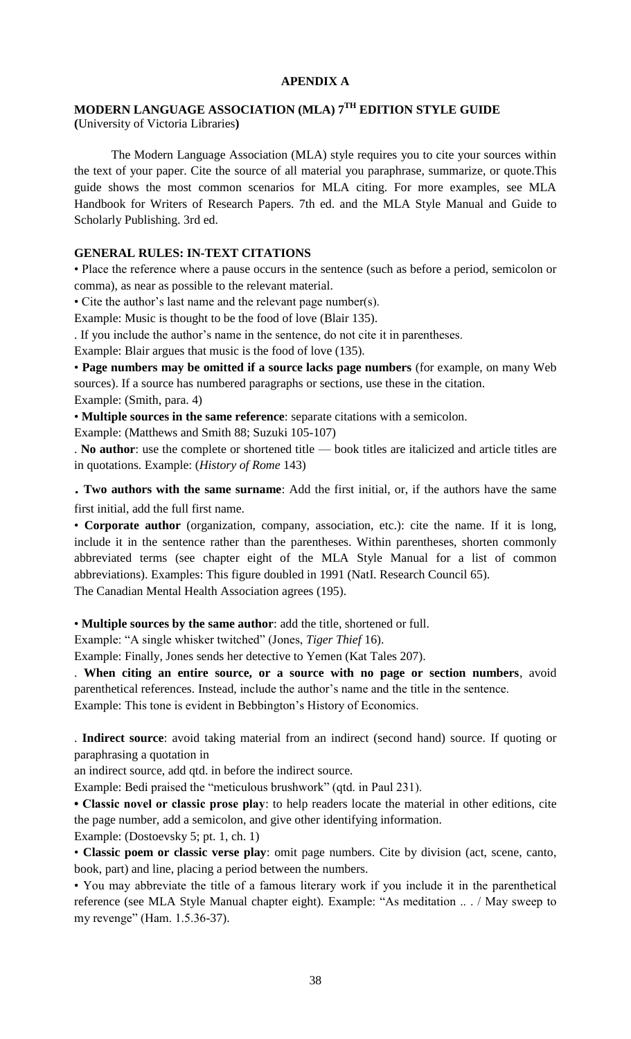**APENDIX A**

## MODERN LANGUAGE ASSOCIATION (MLA) 7TH EDITION STYLE GUIDE

**(**University of Victoria Libraries**)**

The Modern Language Association (MLA) style requires you to cite your sources within the text of your paper. Cite the source of all material you paraphrase, summarize, or quote.This guide shows the most common scenarios for MLA citing. For more examples, see MLA Handbook for Writers of Research Papers. 7th ed. and the MLA Style Manual and Guide to Scholarly Publishing. 3rd ed.

### GENERAL RULES: IN-TEXT CITATIONS

• Place the reference where a pause occurs in the sentence (such as before a period, semicolon or comma), as near as possible to the relevant material.

• Cite the author's last name and the relevant page number(s).

Example: Music is thought to be the food of love (Blair 135).

. If you include the author's name in the sentence, do not cite it in parentheses.

Example: Blair argues that music is the food of love (135).

• **Page numbers may be omitted if a source lacks page numbers** (for example, on many Web sources). If a source has numbered paragraphs or sections, use these in the citation.

Example: (Smith, para. 4)

• **Multiple sources in the same reference**: separate citations with a semicolon.

Example: (Matthews and Smith 88; Suzuki 105-107)

. **No author**: use the complete or shortened title — book titles are italicized and article titles are in quotations. Example: (*History of Rome* 143)

**. Two authors with the same surname**: Add the first initial, or, if the authors have the same first initial, add the full first name.

• **Corporate author** (organization, company, association, etc.): cite the name. If it is long, include it in the sentence rather than the parentheses. Within parentheses, shorten commonly abbreviated terms (see chapter eight of the MLA Style Manual for a list of common abbreviations). Examples: This figure doubled in 1991 (NatI. Research Council 65).

The Canadian Mental Health Association agrees (195).

• **Multiple sources by the same author**: add the title, shortened or full.

Example: "A single whisker twitched" (Jones, *Tiger Thief* 16).

Example: Finally, Jones sends her detective to Yemen (Kat Tales 207).

. **When citing an entire source, or a source with no page or section numbers**, avoid parenthetical references. Instead, include the author's name and the title in the sentence.

Example: This tone is evident in Bebbington's History of Economics.

. **Indirect source**: avoid taking material from an indirect (second hand) source. If quoting or paraphrasing a quotation in

an indirect source, add qtd. in before the indirect source.

Example: Bedi praised the "meticulous brushwork" (qtd. in Paul 231).

**• Classic novel or classic prose play**: to help readers locate the material in other editions, cite the page number, add a semicolon, and give other identifying information.

Example: (Dostoevsky 5; pt. 1, ch. 1)

• **Classic poem or classic verse play**: omit page numbers. Cite by division (act, scene, canto, book, part) and line, placing a period between the numbers.

• You may abbreviate the title of a famous literary work if you include it in the parenthetical reference (see MLA Style Manual chapter eight). Example: "As meditation .. . / May sweep to my revenge" (Ham. 1.5.36-37).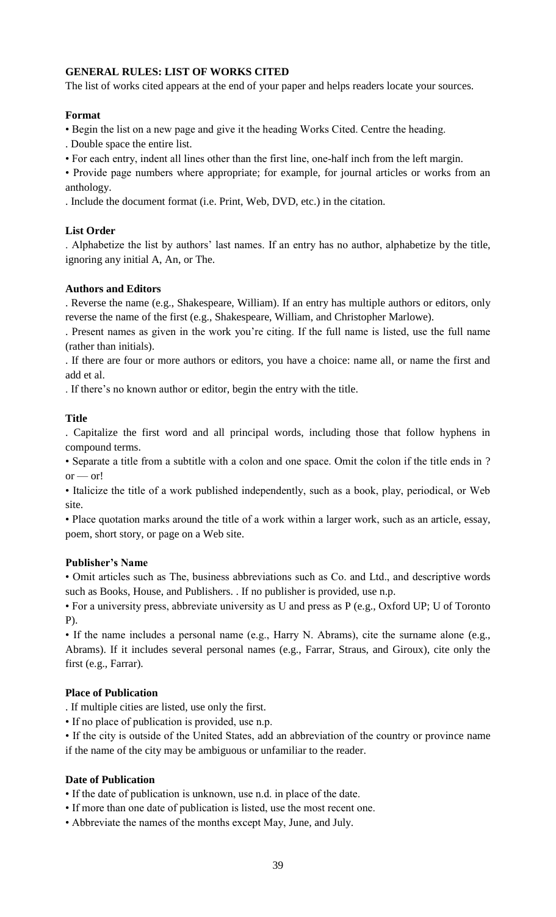## GENERAL RULES: LIST OF WORKS CITED

The list of works cited appears at the end of your paper and helps readers locate your sources.

### Format

- Begin the list on a new page and give it the heading Works Cited. Centre the heading.
- Double space the entire list.
- For each entry, indent all lines other than the first line, one-half inch from the left margin.
- Provide page numbers where appropriate; for example, for journal articles or works from an anthology.
- Include the document format (i.e. Print, Web, DVD, etc.) in the citation.

### List Order

- Alphabetize the list by authors' last names. If an entry has no author, alphabetize by the title, ignoring any initial A, An, or The.

### Authors and Editors

- Reverse the name (e.g., Shakespeare, William). If an entry has multiple authors or editors, only reverse the name of the first (e.g., Shakespeare, William, and Christopher Marlowe).
- Present names as given in the work you're citing. If the full name is listed, use the full name (rather than initials).
- If there are four or more authors or editors, you have a choice: name all, or name the first and add et al.
- If there's no known author or editor, begin the entry with the title.

### Title

- Capitalize the first word and all principal words, including those that follow hyphens in compound terms.
- Separate a title from a subtitle with a colon and one space. Omit the colon if the title ends in ? or — or!
- Italicize the title of a work published independently, such as a book, play, periodical, or Web site.
- Place quotation marks around the title of a work within a larger work, such as an article, essay, poem, short story, or page on a Web site.

### Publisher's Name

- Omit articles such as The, business abbreviations such as Co. and Ltd., and descriptive words such as Books, House, and Publishers. . If no publisher is provided, use n.p.
- For a university press, abbreviate university as U and press as P (e.g., Oxford UP; U of Toronto P).
- If the name includes a personal name (e.g., Harry N. Abrams), cite the surname alone (e.g., Abrams). If it includes several personal names (e.g., Farrar, Straus, and Giroux), cite only the first (e.g., Farrar).

### Place of Publication

- If multiple cities are listed, use only the first.
- If no place of publication is provided, use n.p.
- If the city is outside of the United States, add an abbreviation of the country or province name if the name of the city may be ambiguous or unfamiliar to the reader.

### Date of Publication

- If the date of publication is unknown, use n.d. in place of the date.
- If more than one date of publication is listed, use the most recent one.
- Abbreviate the names of the months except May, June, and July.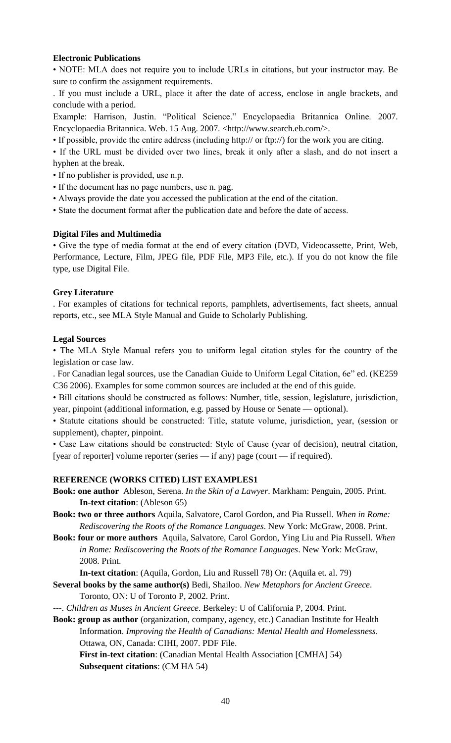**Electronic Publications**

• NOTE: MLA does not require you to include URLs in citations, but your instructor may. Be sure to confirm the assignment requirements.

. If you must include a URL, place it after the date of access, enclose in angle brackets, and conclude with a period.

Example: Harrison, Justin. "Political Science." Encyclopaedia Britannica Online. 2007. Encyclopaedia Britannica. Web. 15 Aug. 2007. <http://www.search.eb.com/>.

• If possible, provide the entire address (including http:// or ftp://) for the work you are citing.

• If the URL must be divided over two lines, break it only after a slash, and do not insert a hyphen at the break.

• If no publisher is provided, use n.p.

• If the document has no page numbers, use n. pag.

• Always provide the date you accessed the publication at the end of the citation.

• State the document format after the publication date and before the date of access.

**Digital Files and Multimedia**

• Give the type of media format at the end of every citation (DVD, Videocassette, Print, Web, Performance, Lecture, Film, JPEG file, PDF File, MP3 File, etc.). If you do not know the file type, use Digital File.

**Grey Literature**

. For examples of citations for technical reports, pamphlets, advertisements, fact sheets, annual reports, etc., see MLA Style Manual and Guide to Scholarly Publishing.

**Legal Sources**

• The MLA Style Manual refers you to uniform legal citation styles for the country of the legislation or case law.

. For Canadian legal sources, use the Canadian Guide to Uniform Legal Citation, 6e" ed. (KE259 C36 2006). Examples for some common sources are included at the end of this guide.

• Bill citations should be constructed as follows: Number, title, session, legislature, jurisdiction, year, pinpoint (additional information, e.g. passed by House or Senate — optional).

• Statute citations should be constructed: Title, statute volume, jurisdiction, year, (session or supplement), chapter, pinpoint.

• Case Law citations should be constructed: Style of Cause (year of decision), neutral citation, [year of reporter] volume reporter (series — if any) page (court — if required).

**REFERENCE (WORKS CITED) LIST EXAMPLES1**

**Book: one author** Ableson, Serena. *In the Skin of a Lawyer*. Markham: Penguin, 2005. Print.
**In-text citation**: (Ableson 65)

**Book: two or three authors** Aquila, Salvatore, Carol Gordon, and Pia Russell. *When in Rome: Rediscovering the Roots of the Romance Languages*. New York: McGraw, 2008. Print.

**Book: four or more authors** Aquila, Salvatore, Carol Gordon, Ying Liu and Pia Russell. *When in Rome: Rediscovering the Roots of the Romance Languages*. New York: McGraw, 2008. Print.
**In-text citation**: (Aquila, Gordon, Liu and Russell 78) Or: (Aquila et. al. 79)

**Several books by the same author(s)** Bedi, Shailoo. *New Metaphors for Ancient Greece*. Toronto, ON: U of Toronto P, 2002. Print.

---. *Children as Muses in Ancient Greece*. Berkeley: U of California P, 2004. Print.

**Book: group as author** (organization, company, agency, etc.) Canadian Institute for Health Information. *Improving the Health of Canadians: Mental Health and Homelessness*. Ottawa, ON, Canada: CIHI, 2007. PDF File.
**First in-text citation**: (Canadian Mental Health Association [CMHA] 54)
**Subsequent citations**: (CM HA 54)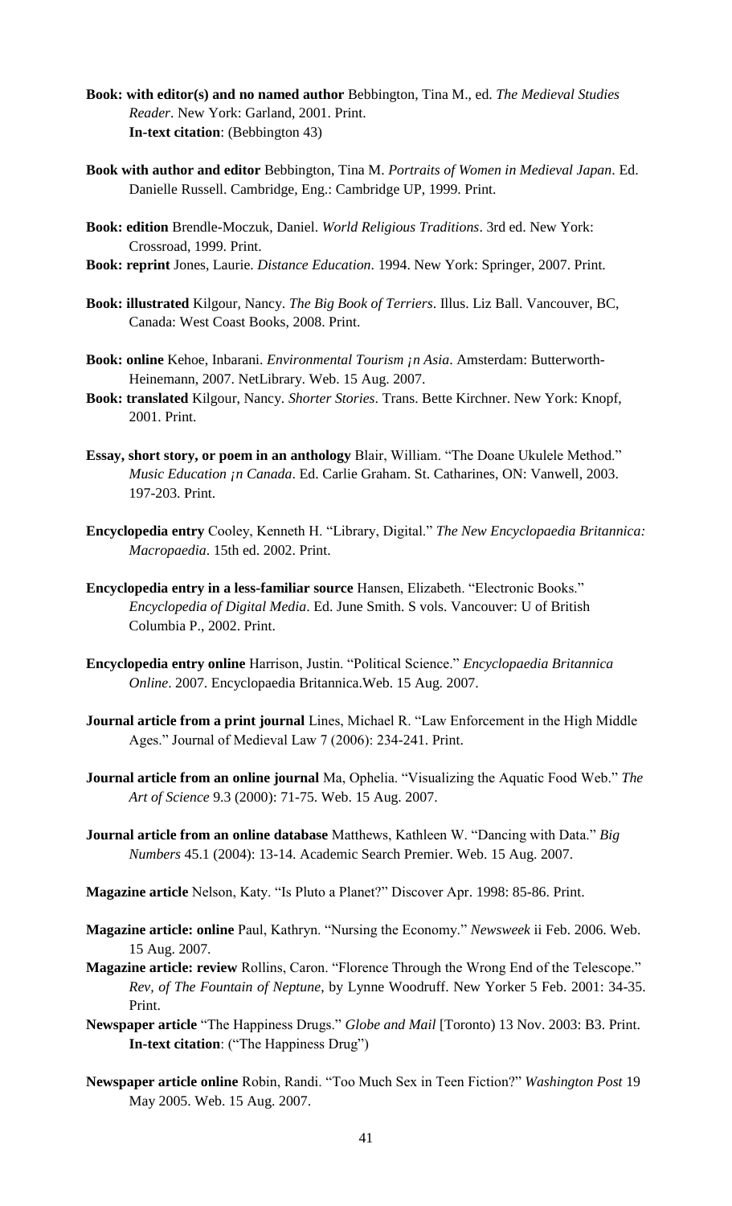**Book: with editor(s) and no named author** Bebbington, Tina M., ed. *The Medieval Studies Reader*. New York: Garland, 2001. Print.
**In-text citation**: (Bebbington 43)

**Book with author and editor** Bebbington, Tina M. *Portraits of Women in Medieval Japan*. Ed. Danielle Russell. Cambridge, Eng.: Cambridge UP, 1999. Print.

**Book: edition** Brendle-Moczuk, Daniel. *World Religious Traditions*. 3rd ed. New York: Crossroad, 1999. Print.

**Book: reprint** Jones, Laurie. *Distance Education*. 1994. New York: Springer, 2007. Print.

**Book: illustrated** Kilgour, Nancy. *The Big Book of Terriers*. Illus. Liz Ball. Vancouver, BC, Canada: West Coast Books, 2008. Print.

**Book: online** Kehoe, Inbarani. *Environmental Tourism ¡n Asia*. Amsterdam: Butterworth-Heinemann, 2007. NetLibrary. Web. 15 Aug. 2007.

**Book: translated** Kilgour, Nancy. *Shorter Stories*. Trans. Bette Kirchner. New York: Knopf, 2001. Print.

**Essay, short story, or poem in an anthology** Blair, William. "The Doane Ukulele Method." *Music Education ¡n Canada*. Ed. Carlie Graham. St. Catharines, ON: Vanwell, 2003. 197-203. Print.

**Encyclopedia entry** Cooley, Kenneth H. "Library, Digital." *The New Encyclopaedia Britannica: Macropaedia*. 15th ed. 2002. Print.

**Encyclopedia entry in a less-familiar source** Hansen, Elizabeth. "Electronic Books." *Encyclopedia of Digital Media*. Ed. June Smith. S vols. Vancouver: U of British Columbia P., 2002. Print.

**Encyclopedia entry online** Harrison, Justin. "Political Science." *Encyclopaedia Britannica Online*. 2007. Encyclopaedia Britannica.Web. 15 Aug. 2007.

**Journal article from a print journal** Lines, Michael R. "Law Enforcement in the High Middle Ages." Journal of Medieval Law 7 (2006): 234-241. Print.

**Journal article from an online journal** Ma, Ophelia. "Visualizing the Aquatic Food Web." *The Art of Science* 9.3 (2000): 71-75. Web. 15 Aug. 2007.

**Journal article from an online database** Matthews, Kathleen W. "Dancing with Data." *Big Numbers* 45.1 (2004): 13-14. Academic Search Premier. Web. 15 Aug. 2007.

**Magazine article** Nelson, Katy. "Is Pluto a Planet?" Discover Apr. 1998: 85-86. Print.

**Magazine article: online** Paul, Kathryn. "Nursing the Economy." *Newsweek* ii Feb. 2006. Web. 15 Aug. 2007.

**Magazine article: review** Rollins, Caron. "Florence Through the Wrong End of the Telescope." *Rev, of The Fountain of Neptune*, by Lynne Woodruff. New Yorker 5 Feb. 2001: 34-35. Print.

**Newspaper article** "The Happiness Drugs." *Globe and Mail* [Toronto] 13 Nov. 2003: B3. Print.
**In-text citation**: ("The Happiness Drug")

**Newspaper article online** Robin, Randi. "Too Much Sex in Teen Fiction?" *Washington Post* 19 May 2005. Web. 15 Aug. 2007.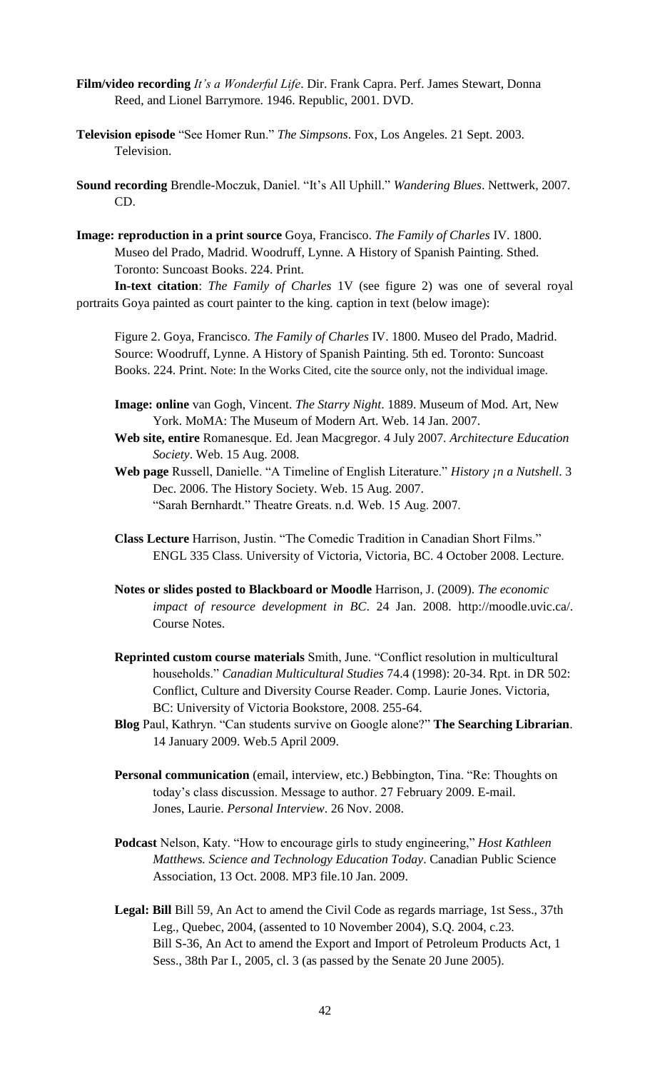**Film/video recording** *It's a Wonderful Life*. Dir. Frank Capra. Perf. James Stewart, Donna Reed, and Lionel Barrymore. 1946. Republic, 2001. DVD.

**Television episode** "See Homer Run." *The Simpsons*. Fox, Los Angeles. 21 Sept. 2003. Television.

**Sound recording** Brendle-Moczuk, Daniel. "It's All Uphill." *Wandering Blues*. Nettwerk, 2007. CD.

**Image: reproduction in a print source** Goya, Francisco. *The Family of Charles* IV. 1800. Museo del Prado, Madrid. Woodruff, Lynne. A History of Spanish Painting. Sthed. Toronto: Suncoast Books. 224. Print.

**In-text citation**: *The Family of Charles* 1V (see figure 2) was one of several royal portraits Goya painted as court painter to the king. caption in text (below image):

Figure 2. Goya, Francisco. *The Family of Charles* IV. 1800. Museo del Prado, Madrid. Source: Woodruff, Lynne. A History of Spanish Painting. 5th ed. Toronto: Suncoast Books. 224. Print. Note: In the Works Cited, cite the source only, not the individual image.

**Image: online** van Gogh, Vincent. *The Starry Night*. 1889. Museum of Mod. Art, New York. MoMA: The Museum of Modern Art. Web. 14 Jan. 2007.

**Web site, entire** Romanesque. Ed. Jean Macgregor. 4 July 2007. *Architecture Education Society*. Web. 15 Aug. 2008.

**Web page** Russell, Danielle. "A Timeline of English Literature." *History ¡n a Nutshell*. 3 Dec. 2006. The History Society. Web. 15 Aug. 2007.
"Sarah Bernhardt." Theatre Greats. n.d. Web. 15 Aug. 2007.

**Class Lecture** Harrison, Justin. "The Comedic Tradition in Canadian Short Films." ENGL 335 Class. University of Victoria, Victoria, BC. 4 October 2008. Lecture.

**Notes or slides posted to Blackboard or Moodle** Harrison, J. (2009). *The economic impact of resource development in BC*. 24 Jan. 2008. http://moodle.uvic.ca/. Course Notes.

**Reprinted custom course materials** Smith, June. "Conflict resolution in multicultural households." *Canadian Multicultural Studies* 74.4 (1998): 20-34. Rpt. in DR 502: Conflict, Culture and Diversity Course Reader. Comp. Laurie Jones. Victoria, BC: University of Victoria Bookstore, 2008. 255-64.

**Blog** Paul, Kathryn. "Can students survive on Google alone?" **The Searching Librarian**. 14 January 2009. Web.5 April 2009.

**Personal communication** (email, interview, etc.) Bebbington, Tina. "Re: Thoughts on today's class discussion. Message to author. 27 February 2009. E-mail.
Jones, Laurie. *Personal Interview*. 26 Nov. 2008.

**Podcast** Nelson, Katy. "How to encourage girls to study engineering," *Host Kathleen Matthews. Science and Technology Education Today*. Canadian Public Science Association, 13 Oct. 2008. MP3 file.10 Jan. 2009.

**Legal: Bill** Bill 59, An Act to amend the Civil Code as regards marriage, 1st Sess., 37th Leg., Quebec, 2004, (assented to 10 November 2004), S.Q. 2004, c.23.
Bill S-36, An Act to amend the Export and Import of Petroleum Products Act, 1 Sess., 38th Par I., 2005, cl. 3 (as passed by the Senate 20 June 2005).